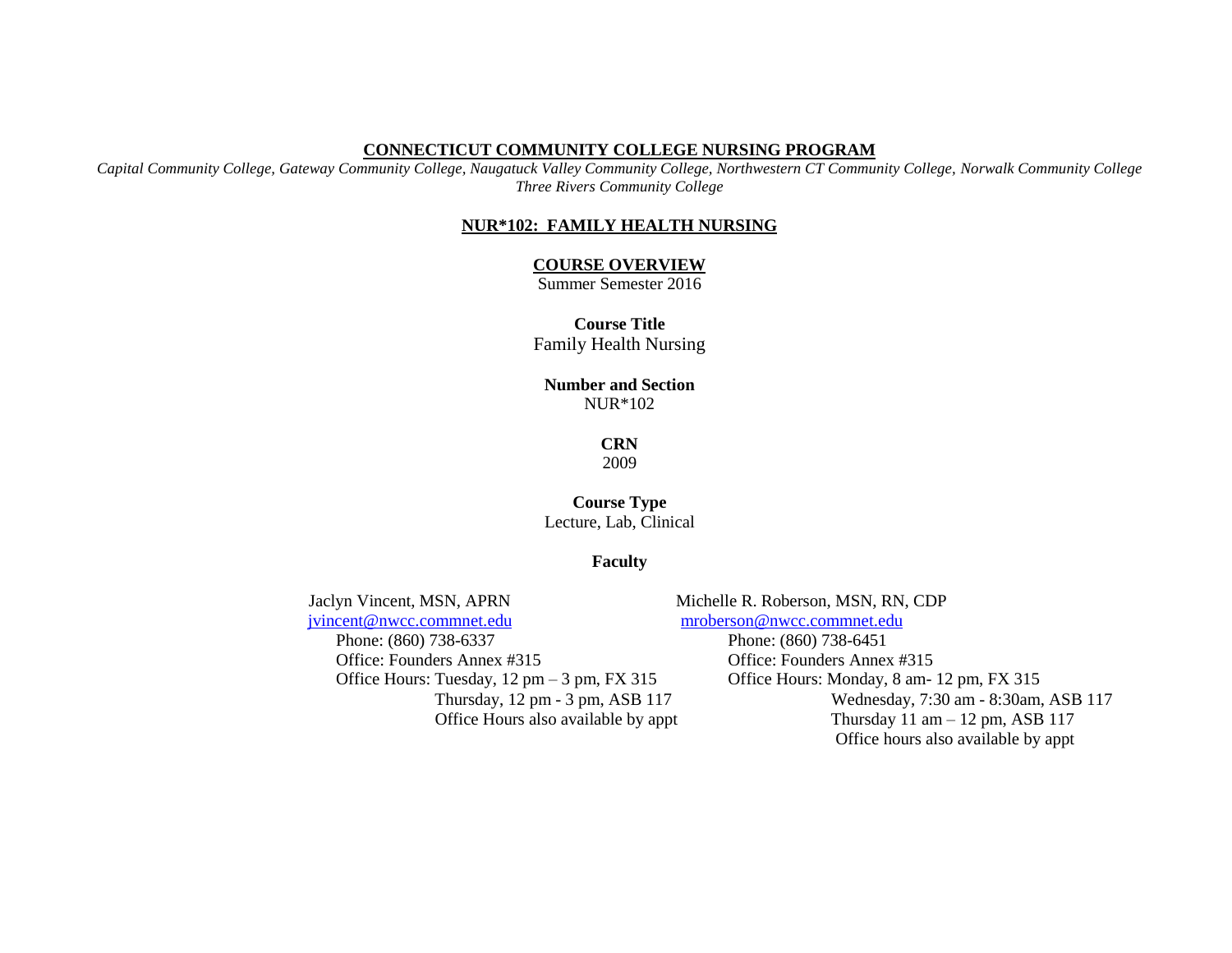# CONNECTICUT COMMUNITY COLLEGE NURSING PROGRAM

*Capital Community College, Gateway Community College, Naugatuck Valley Community College, Northwestern CT Community College, Norwalk Community College Three Rivers Community College*

## NUR*102: FAMILY HEALTH NURSING

### COURSE OVERVIEW

Summer Semester 2016

**Course Title**
Family Health Nursing

**Number and Section**
NUR*102

**CRN**
2009

**Course Type**
Lecture, Lab, Clinical

**Faculty**

Jaclyn Vincent, MSN, APRN
jvincent@nwcc.commnet.edu
Phone: (860) 738-6337
Office: Founders Annex #315
Office Hours: Tuesday, 12 pm – 3 pm, FX 315
Thursday, 12 pm - 3 pm, ASB 117
Office Hours also available by appt

Michelle R. Roberson, MSN, RN, CDP
mroberson@nwcc.commnet.edu
Phone: (860) 738-6451
Office: Founders Annex #315
Office Hours: Monday, 8 am- 12 pm, FX 315
Wednesday, 7:30 am - 8:30am, ASB 117
Thursday 11 am – 12 pm, ASB 117
Office hours also available by appt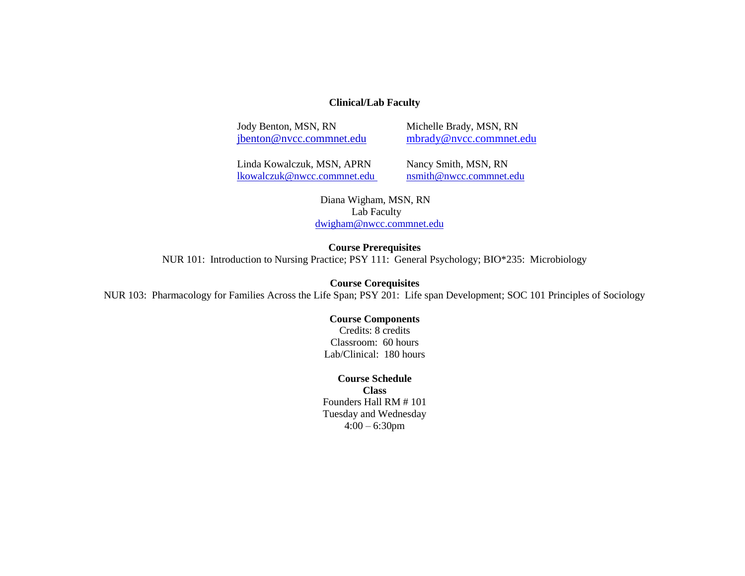**Clinical/Lab Faculty**

Jody Benton, MSN, RN
jbenton@nvcc.commnet.edu

Michelle Brady, MSN, RN
mbrady@nvcc.commnet.edu

Linda Kowalczuk, MSN, APRN
lkowalczuk@nwcc.commnet.edu

Nancy Smith, MSN, RN
nsmith@nwcc.commnet.edu

Diana Wigham, MSN, RN
Lab Faculty
dwigham@nwcc.commnet.edu

**Course Prerequisites**

NUR 101: Introduction to Nursing Practice; PSY 111: General Psychology; BIO*235: Microbiology

**Course Corequisites**

NUR 103: Pharmacology for Families Across the Life Span; PSY 201: Life span Development; SOC 101 Principles of Sociology

**Course Components**

Credits: 8 credits
Classroom: 60 hours
Lab/Clinical: 180 hours

**Course Schedule**

**Class**

Founders Hall RM # 101
Tuesday and Wednesday
4:00 – 6:30pm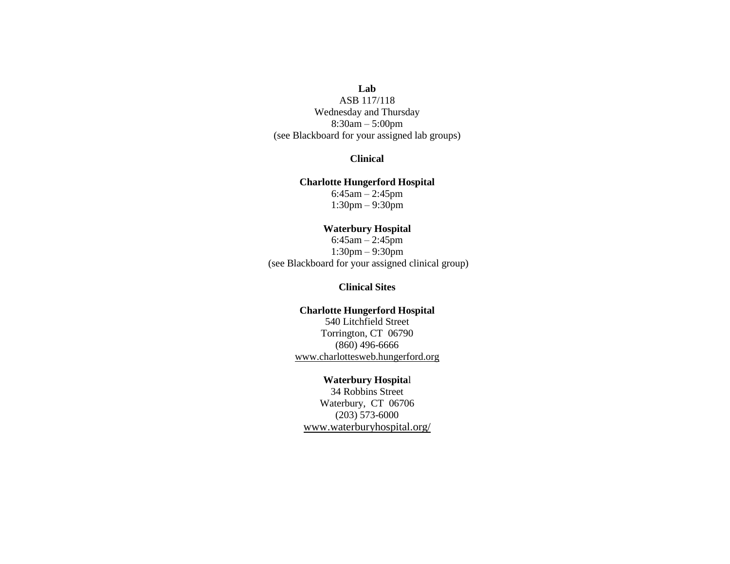**Lab**

ASB 117/118
Wednesday and Thursday
8:30am – 5:00pm
(see Blackboard for your assigned lab groups)

**Clinical**

**Charlotte Hungerford Hospital**

6:45am – 2:45pm
1:30pm – 9:30pm

**Waterbury Hospital**

6:45am – 2:45pm
1:30pm – 9:30pm
(see Blackboard for your assigned clinical group)

**Clinical Sites**

**Charlotte Hungerford Hospital**

540 Litchfield Street
Torrington, CT 06790
(860) 496-6666
www.charlottesweb.hungerford.org

**Waterbury Hospital**

34 Robbins Street
Waterbury, CT 06706
(203) 573-6000
www.waterburyhospital.org/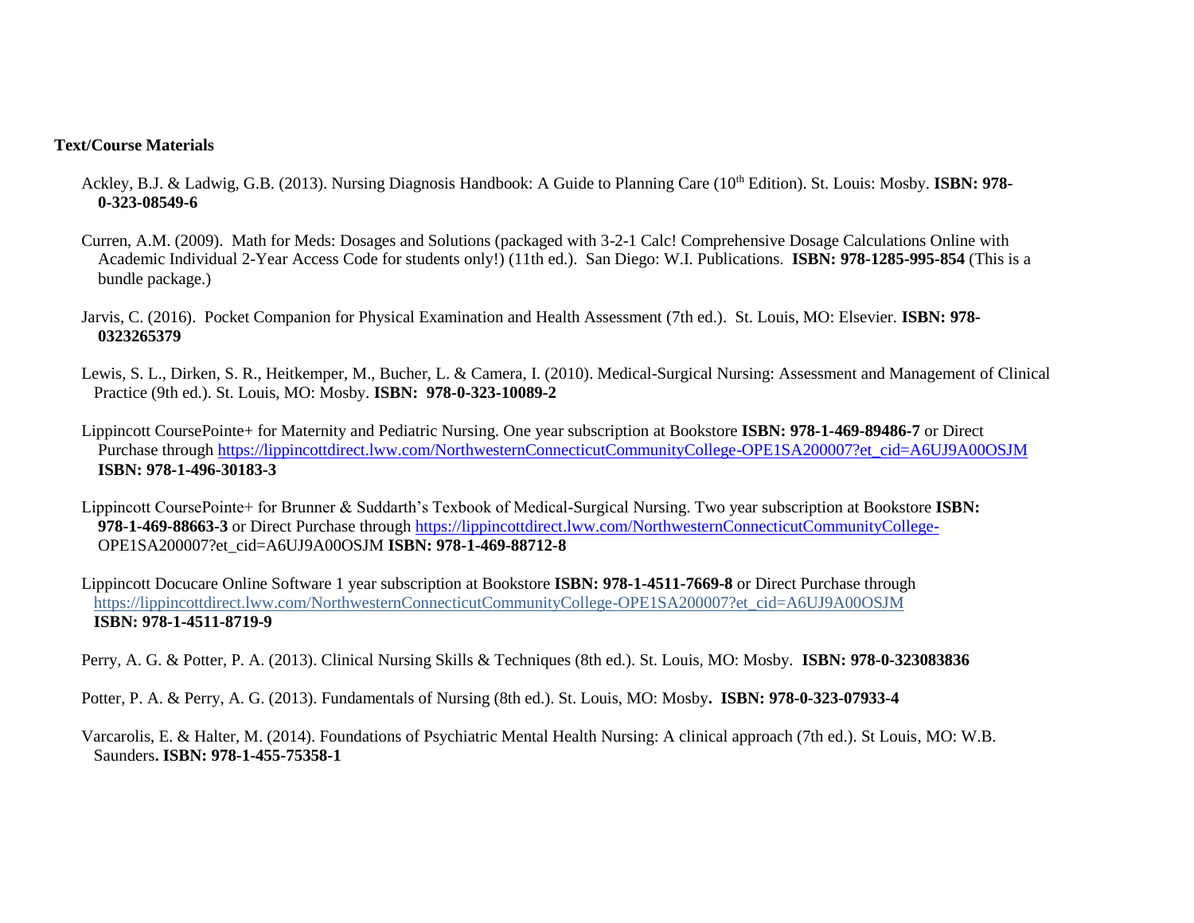**Text/Course Materials**

Ackley, B.J. & Ladwig, G.B. (2013). Nursing Diagnosis Handbook: A Guide to Planning Care (10th Edition). St. Louis: Mosby. **ISBN: 978-0-323-08549-6**

Curren, A.M. (2009). Math for Meds: Dosages and Solutions (packaged with 3-2-1 Calc! Comprehensive Dosage Calculations Online with Academic Individual 2-Year Access Code for students only!) (11th ed.). San Diego: W.I. Publications. **ISBN: 978-1285-995-854** (This is a bundle package.)

Jarvis, C. (2016). Pocket Companion for Physical Examination and Health Assessment (7th ed.). St. Louis, MO: Elsevier. **ISBN: 978-0323265379**

Lewis, S. L., Dirken, S. R., Heitkemper, M., Bucher, L. & Camera, I. (2010). Medical-Surgical Nursing: Assessment and Management of Clinical Practice (9th ed.). St. Louis, MO: Mosby. **ISBN: 978-0-323-10089-2**

Lippincott CoursePointe+ for Maternity and Pediatric Nursing. One year subscription at Bookstore **ISBN: 978-1-469-89486-7** or Direct Purchase through https://lippincottdirect.lww.com/NorthwesternConnecticutCommunityCollege-OPE1SA200007?et_cid=A6UJ9A00OSJM **ISBN: 978-1-496-30183-3**

Lippincott CoursePointe+ for Brunner & Suddarth's Texbook of Medical-Surgical Nursing. Two year subscription at Bookstore **ISBN: 978-1-469-88663-3** or Direct Purchase through https://lippincottdirect.lww.com/NorthwesternConnecticutCommunityCollege-OPE1SA200007?et_cid=A6UJ9A00OSJM **ISBN: 978-1-469-88712-8**

Lippincott Docucare Online Software 1 year subscription at Bookstore **ISBN: 978-1-4511-7669-8** or Direct Purchase through https://lippincottdirect.lww.com/NorthwesternConnecticutCommunityCollege-OPE1SA200007?et_cid=A6UJ9A00OSJM **ISBN: 978-1-4511-8719-9**

Perry, A. G. & Potter, P. A. (2013). Clinical Nursing Skills & Techniques (8th ed.). St. Louis, MO: Mosby. **ISBN: 978-0-323083836**

Potter, P. A. & Perry, A. G. (2013). Fundamentals of Nursing (8th ed.). St. Louis, MO: Mosby**. ISBN: 978-0-323-07933-4**

Varcarolis, E. & Halter, M. (2014). Foundations of Psychiatric Mental Health Nursing: A clinical approach (7th ed.). St Louis, MO: W.B. Saunders**. ISBN: 978-1-455-75358-1**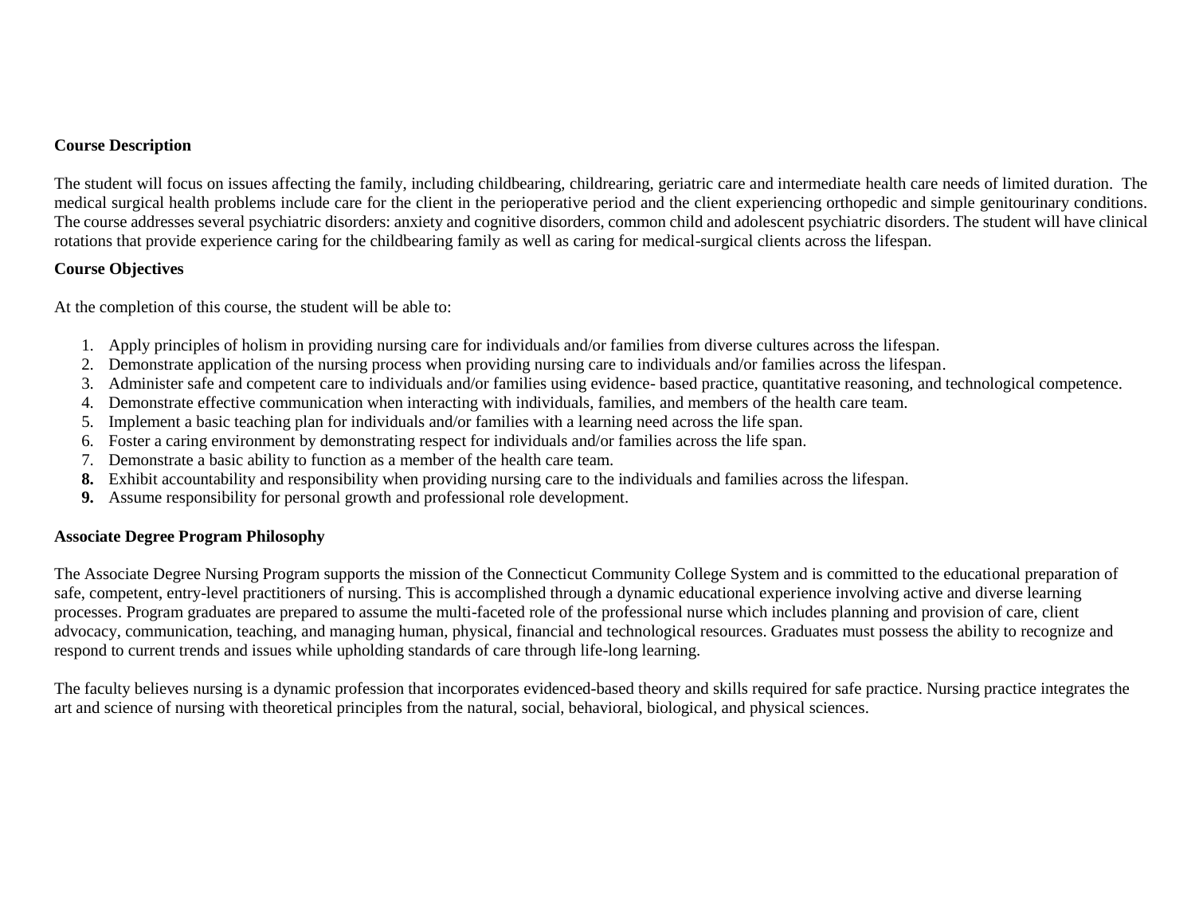**Course Description**

The student will focus on issues affecting the family, including childbearing, childrearing, geriatric care and intermediate health care needs of limited duration. The medical surgical health problems include care for the client in the perioperative period and the client experiencing orthopedic and simple genitourinary conditions. The course addresses several psychiatric disorders: anxiety and cognitive disorders, common child and adolescent psychiatric disorders. The student will have clinical rotations that provide experience caring for the childbearing family as well as caring for medical-surgical clients across the lifespan.

**Course Objectives**

At the completion of this course, the student will be able to:

1. Apply principles of holism in providing nursing care for individuals and/or families from diverse cultures across the lifespan.
2. Demonstrate application of the nursing process when providing nursing care to individuals and/or families across the lifespan.
3. Administer safe and competent care to individuals and/or families using evidence- based practice, quantitative reasoning, and technological competence.
4. Demonstrate effective communication when interacting with individuals, families, and members of the health care team.
5. Implement a basic teaching plan for individuals and/or families with a learning need across the life span.
6. Foster a caring environment by demonstrating respect for individuals and/or families across the life span.
7. Demonstrate a basic ability to function as a member of the health care team.
8. Exhibit accountability and responsibility when providing nursing care to the individuals and families across the lifespan.
9. Assume responsibility for personal growth and professional role development.

**Associate Degree Program Philosophy**

The Associate Degree Nursing Program supports the mission of the Connecticut Community College System and is committed to the educational preparation of safe, competent, entry-level practitioners of nursing. This is accomplished through a dynamic educational experience involving active and diverse learning processes. Program graduates are prepared to assume the multi-faceted role of the professional nurse which includes planning and provision of care, client advocacy, communication, teaching, and managing human, physical, financial and technological resources. Graduates must possess the ability to recognize and respond to current trends and issues while upholding standards of care through life-long learning.

The faculty believes nursing is a dynamic profession that incorporates evidenced-based theory and skills required for safe practice. Nursing practice integrates the art and science of nursing with theoretical principles from the natural, social, behavioral, biological, and physical sciences.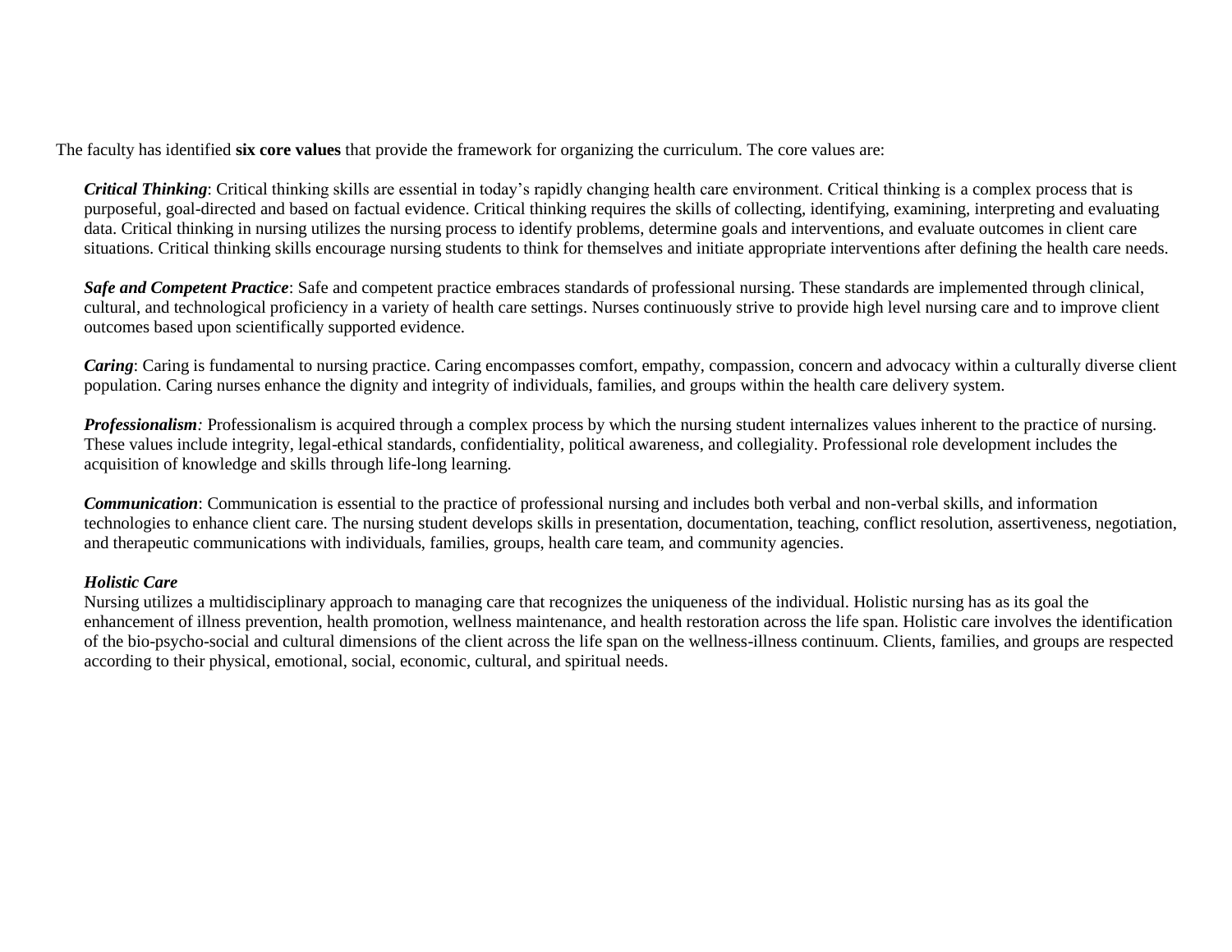The faculty has identified **six core values** that provide the framework for organizing the curriculum. The core values are:

***Critical Thinking***: Critical thinking skills are essential in today's rapidly changing health care environment. Critical thinking is a complex process that is purposeful, goal-directed and based on factual evidence. Critical thinking requires the skills of collecting, identifying, examining, interpreting and evaluating data. Critical thinking in nursing utilizes the nursing process to identify problems, determine goals and interventions, and evaluate outcomes in client care situations. Critical thinking skills encourage nursing students to think for themselves and initiate appropriate interventions after defining the health care needs.

***Safe and Competent Practice***: Safe and competent practice embraces standards of professional nursing. These standards are implemented through clinical, cultural, and technological proficiency in a variety of health care settings. Nurses continuously strive to provide high level nursing care and to improve client outcomes based upon scientifically supported evidence.

***Caring***: Caring is fundamental to nursing practice. Caring encompasses comfort, empathy, compassion, concern and advocacy within a culturally diverse client population. Caring nurses enhance the dignity and integrity of individuals, families, and groups within the health care delivery system.

***Professionalism****:* Professionalism is acquired through a complex process by which the nursing student internalizes values inherent to the practice of nursing. These values include integrity, legal-ethical standards, confidentiality, political awareness, and collegiality. Professional role development includes the acquisition of knowledge and skills through life-long learning.

***Communication***: Communication is essential to the practice of professional nursing and includes both verbal and non-verbal skills, and information technologies to enhance client care. The nursing student develops skills in presentation, documentation, teaching, conflict resolution, assertiveness, negotiation, and therapeutic communications with individuals, families, groups, health care team, and community agencies.

***Holistic Care***

Nursing utilizes a multidisciplinary approach to managing care that recognizes the uniqueness of the individual. Holistic nursing has as its goal the enhancement of illness prevention, health promotion, wellness maintenance, and health restoration across the life span. Holistic care involves the identification of the bio-psycho-social and cultural dimensions of the client across the life span on the wellness-illness continuum. Clients, families, and groups are respected according to their physical, emotional, social, economic, cultural, and spiritual needs.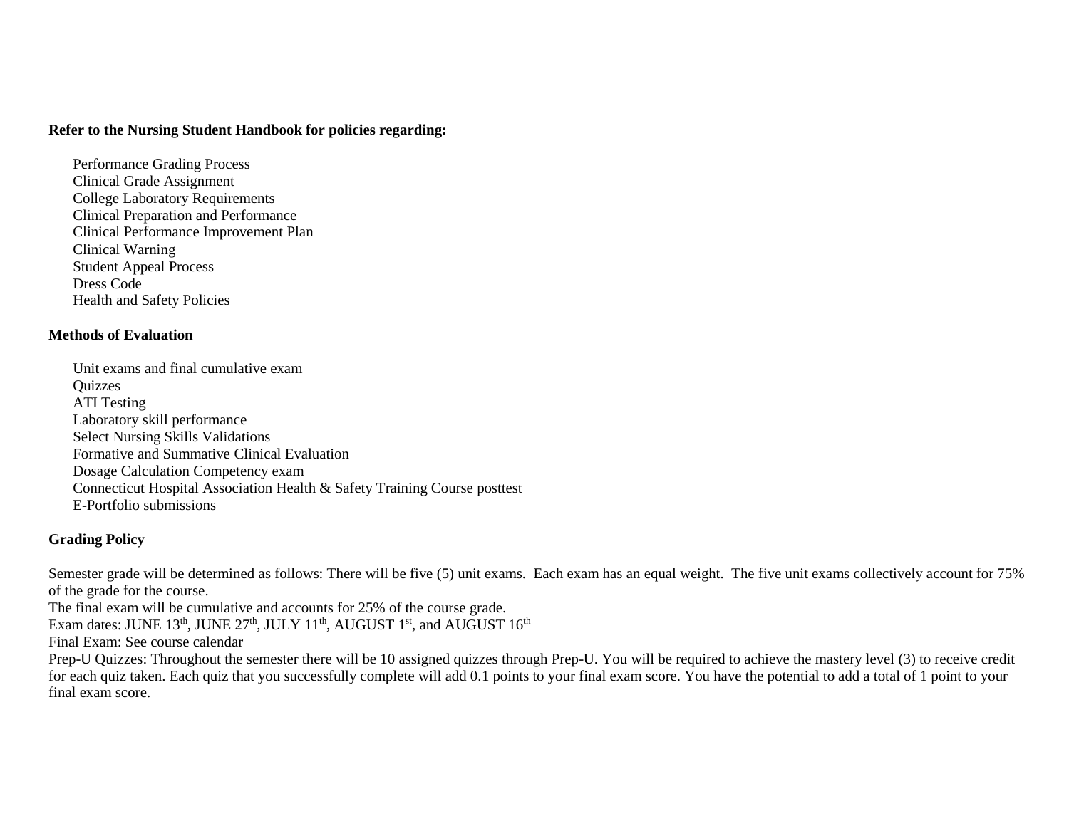**Refer to the Nursing Student Handbook for policies regarding:**

- Performance Grading Process
- Clinical Grade Assignment
- College Laboratory Requirements
- Clinical Preparation and Performance
- Clinical Performance Improvement Plan
- Clinical Warning
- Student Appeal Process
- Dress Code
- Health and Safety Policies

**Methods of Evaluation**

- Unit exams and final cumulative exam
- Quizzes
- ATI Testing
- Laboratory skill performance
- Select Nursing Skills Validations
- Formative and Summative Clinical Evaluation
- Dosage Calculation Competency exam
- Connecticut Hospital Association Health & Safety Training Course posttest
- E-Portfolio submissions

**Grading Policy**

Semester grade will be determined as follows: There will be five (5) unit exams. Each exam has an equal weight. The five unit exams collectively account for 75% of the grade for the course.

The final exam will be cumulative and accounts for 25% of the course grade.

Exam dates: JUNE 13th, JUNE 27th, JULY 11th, AUGUST 1st, and AUGUST 16th

Final Exam: See course calendar

Prep-U Quizzes: Throughout the semester there will be 10 assigned quizzes through Prep-U. You will be required to achieve the mastery level (3) to receive credit for each quiz taken. Each quiz that you successfully complete will add 0.1 points to your final exam score. You have the potential to add a total of 1 point to your final exam score.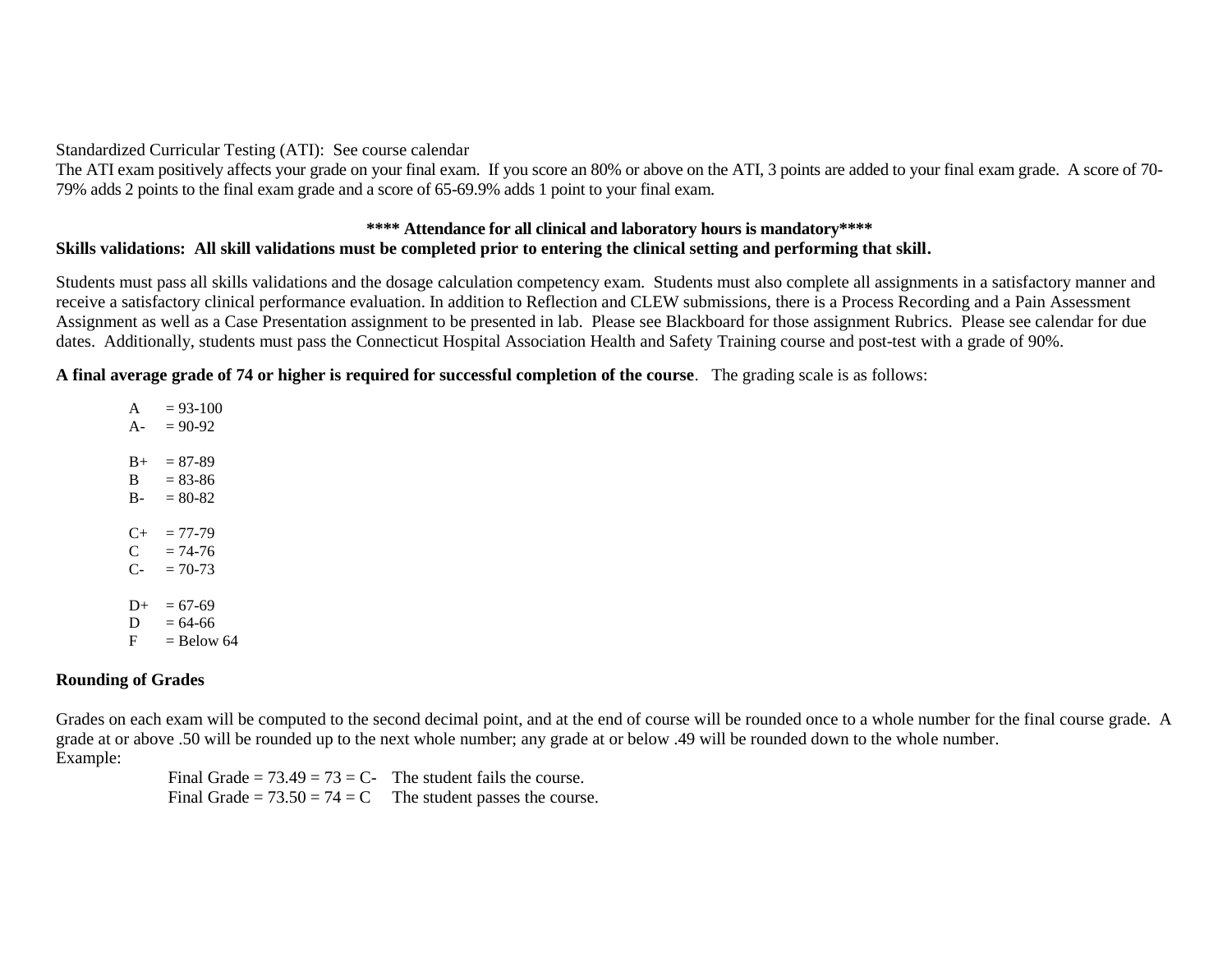Standardized Curricular Testing (ATI): See course calendar
The ATI exam positively affects your grade on your final exam. If you score an 80% or above on the ATI, 3 points are added to your final exam grade. A score of 70-79% adds 2 points to the final exam grade and a score of 65-69.9% adds 1 point to your final exam.

**\*\*\*\* Attendance for all clinical and laboratory hours is mandatory\*\*\*\***

**Skills validations: All skill validations must be completed prior to entering the clinical setting and performing that skill.**

Students must pass all skills validations and the dosage calculation competency exam. Students must also complete all assignments in a satisfactory manner and receive a satisfactory clinical performance evaluation. In addition to Reflection and CLEW submissions, there is a Process Recording and a Pain Assessment Assignment as well as a Case Presentation assignment to be presented in lab. Please see Blackboard for those assignment Rubrics. Please see calendar for due dates. Additionally, students must pass the Connecticut Hospital Association Health and Safety Training course and post-test with a grade of 90%.

**A final average grade of 74 or higher is required for successful completion of the course**. The grading scale is as follows:

A = 93-100
A- = 90-92

B+ = 87-89
B = 83-86
B- = 80-82

C+ = 77-79
C = 74-76
C- = 70-73

D+ = 67-69
D = 64-66
F = Below 64

**Rounding of Grades**

Grades on each exam will be computed to the second decimal point, and at the end of course will be rounded once to a whole number for the final course grade. A grade at or above .50 will be rounded up to the next whole number; any grade at or below .49 will be rounded down to the whole number.
Example:

Final Grade = 73.49 = 73 = C- The student fails the course.
Final Grade = 73.50 = 74 = C The student passes the course.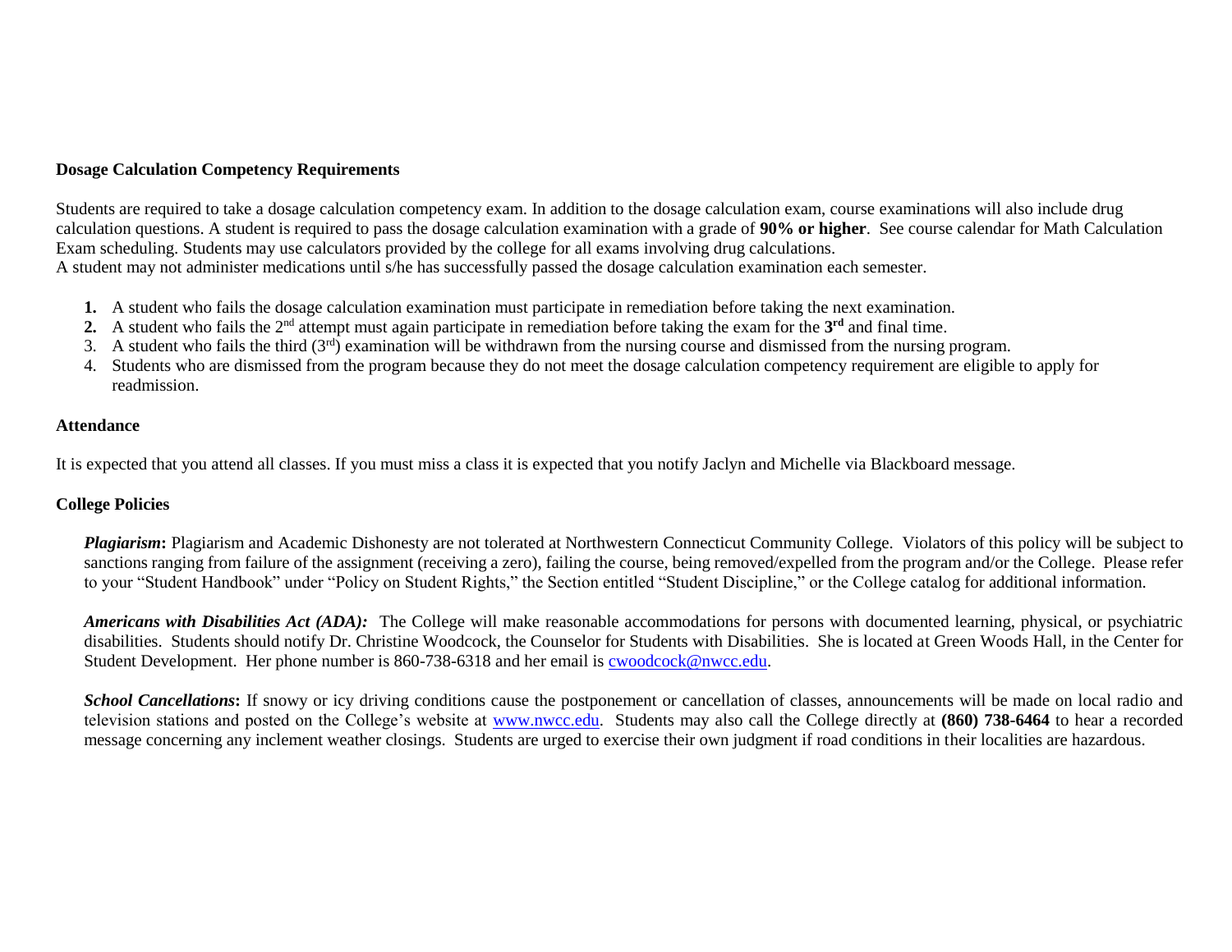### Dosage Calculation Competency Requirements

Students are required to take a dosage calculation competency exam. In addition to the dosage calculation exam, course examinations will also include drug calculation questions. A student is required to pass the dosage calculation examination with a grade of **90% or higher**. See course calendar for Math Calculation Exam scheduling. Students may use calculators provided by the college for all exams involving drug calculations.
A student may not administer medications until s/he has successfully passed the dosage calculation examination each semester.

1. A student who fails the dosage calculation examination must participate in remediation before taking the next examination.
2. A student who fails the 2nd attempt must again participate in remediation before taking the exam for the **3rd** and final time.
3. A student who fails the third (3rd) examination will be withdrawn from the nursing course and dismissed from the nursing program.
4. Students who are dismissed from the program because they do not meet the dosage calculation competency requirement are eligible to apply for readmission.

### Attendance

It is expected that you attend all classes. If you must miss a class it is expected that you notify Jaclyn and Michelle via Blackboard message.

### College Policies

***Plagiarism*:** Plagiarism and Academic Dishonesty are not tolerated at Northwestern Connecticut Community College. Violators of this policy will be subject to sanctions ranging from failure of the assignment (receiving a zero), failing the course, being removed/expelled from the program and/or the College. Please refer to your "Student Handbook" under "Policy on Student Rights," the Section entitled "Student Discipline," or the College catalog for additional information.

***Americans with Disabilities Act (ADA):*** The College will make reasonable accommodations for persons with documented learning, physical, or psychiatric disabilities. Students should notify Dr. Christine Woodcock, the Counselor for Students with Disabilities. She is located at Green Woods Hall, in the Center for Student Development. Her phone number is 860-738-6318 and her email is cwoodcock@nwcc.edu.

***School Cancellations*:** If snowy or icy driving conditions cause the postponement or cancellation of classes, announcements will be made on local radio and television stations and posted on the College's website at www.nwcc.edu. Students may also call the College directly at **(860) 738-6464** to hear a recorded message concerning any inclement weather closings. Students are urged to exercise their own judgment if road conditions in their localities are hazardous.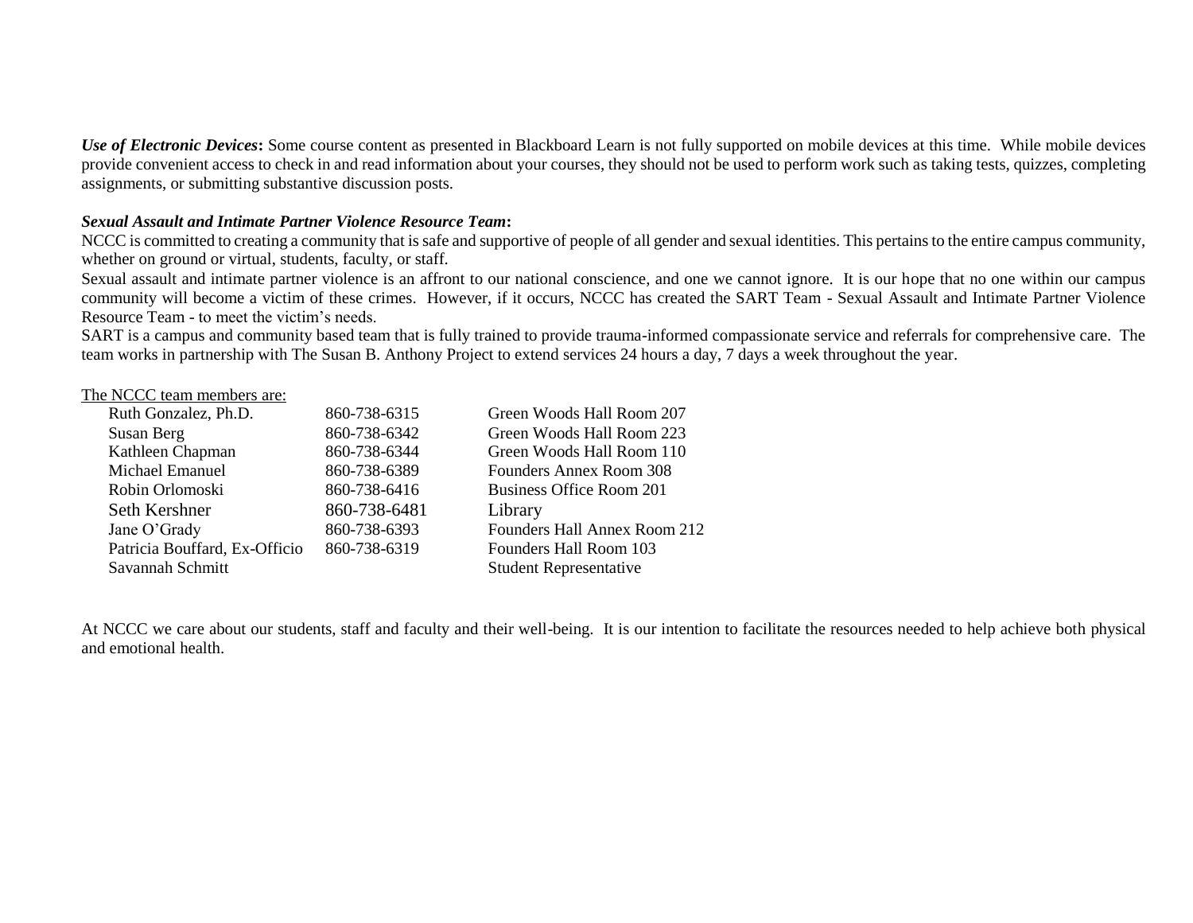***Use of Electronic Devices*****:** Some course content as presented in Blackboard Learn is not fully supported on mobile devices at this time. While mobile devices provide convenient access to check in and read information about your courses, they should not be used to perform work such as taking tests, quizzes, completing assignments, or submitting substantive discussion posts.

***Sexual Assault and Intimate Partner Violence Resource Team*****:**

NCCC is committed to creating a community that is safe and supportive of people of all gender and sexual identities. This pertains to the entire campus community, whether on ground or virtual, students, faculty, or staff.

Sexual assault and intimate partner violence is an affront to our national conscience, and one we cannot ignore. It is our hope that no one within our campus community will become a victim of these crimes. However, if it occurs, NCCC has created the SART Team - Sexual Assault and Intimate Partner Violence Resource Team - to meet the victim's needs.

SART is a campus and community based team that is fully trained to provide trauma-informed compassionate service and referrals for comprehensive care. The team works in partnership with The Susan B. Anthony Project to extend services 24 hours a day, 7 days a week throughout the year.

The NCCC team members are:

| Name | Phone | Location |
|---|---|---|
| Ruth Gonzalez, Ph.D. | 860-738-6315 | Green Woods Hall Room 207 |
| Susan Berg | 860-738-6342 | Green Woods Hall Room 223 |
| Kathleen Chapman | 860-738-6344 | Green Woods Hall Room 110 |
| Michael Emanuel | 860-738-6389 | Founders Annex Room 308 |
| Robin Orlomoski | 860-738-6416 | Business Office Room 201 |
| Seth Kershner | 860-738-6481 | Library |
| Jane O'Grady | 860-738-6393 | Founders Hall Annex Room 212 |
| Patricia Bouffard, Ex-Officio | 860-738-6319 | Founders Hall Room 103 |
| Savannah Schmitt | | Student Representative |

At NCCC we care about our students, staff and faculty and their well-being. It is our intention to facilitate the resources needed to help achieve both physical and emotional health.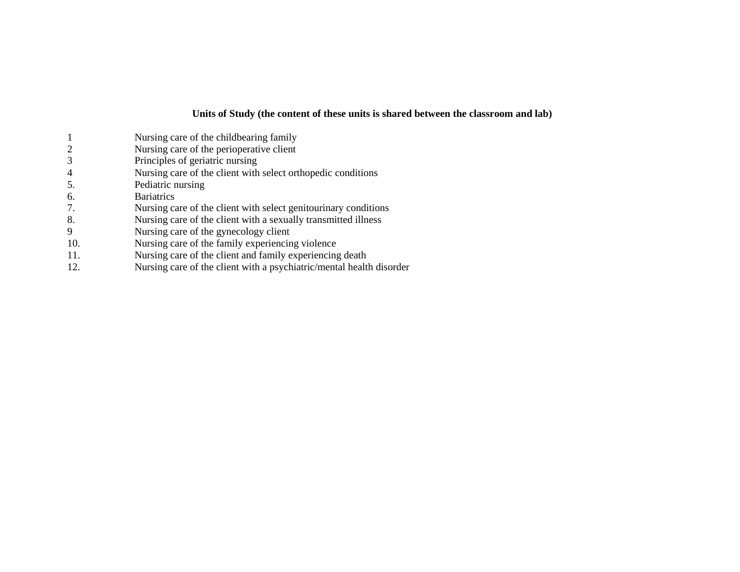**Units of Study (the content of these units is shared between the classroom and lab)**

1 Nursing care of the childbearing family
2 Nursing care of the perioperative client
3 Principles of geriatric nursing
4 Nursing care of the client with select orthopedic conditions
5. Pediatric nursing
6. Bariatrics
7. Nursing care of the client with select genitourinary conditions
8. Nursing care of the client with a sexually transmitted illness
9 Nursing care of the gynecology client
10. Nursing care of the family experiencing violence
11. Nursing care of the client and family experiencing death
12. Nursing care of the client with a psychiatric/mental health disorder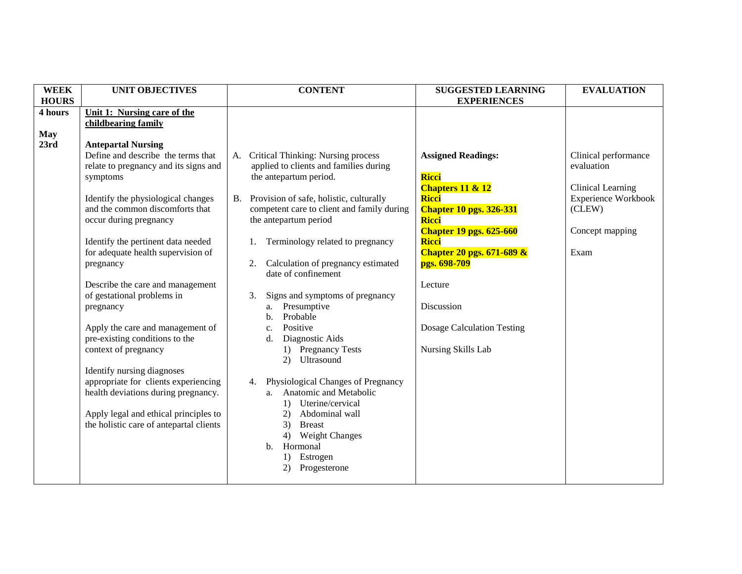| WEEK HOURS | UNIT OBJECTIVES | CONTENT | SUGGESTED LEARNING EXPERIENCES | EVALUATION |
|---|---|---|---|---|
| **4 hours**<br><br>**May 23rd** | **Unit 1: Nursing care of the childbearing family**<br><br>**Antepartal Nursing**<br>Define and describe the terms that relate to pregnancy and its signs and symptoms<br><br>Identify the physiological changes and the common discomforts that occur during pregnancy<br><br>Identify the pertinent data needed for adequate health supervision of pregnancy<br><br>Describe the care and management of gestational problems in pregnancy<br><br>Apply the care and management of pre-existing conditions to the context of pregnancy<br><br>Identify nursing diagnoses appropriate for clients experiencing health deviations during pregnancy.<br><br>Apply legal and ethical principles to the holistic care of antepartal clients | A. Critical Thinking: Nursing process applied to clients and families during the antepartum period.<br><br>B. Provision of safe, holistic, culturally competent care to client and family during the antepartum period<br><br>1. Terminology related to pregnancy<br><br>2. Calculation of pregnancy estimated date of confinement<br><br>3. Signs and symptoms of pregnancy<br>a. Presumptive<br>b. Probable<br>c. Positive<br>d. Diagnostic Aids<br>1) Pregnancy Tests<br>2) Ultrasound<br><br>4. Physiological Changes of Pregnancy<br>a. Anatomic and Metabolic<br>1) Uterine/cervical<br>2) Abdominal wall<br>3) Breast<br>4) Weight Changes<br>b. Hormonal<br>1) Estrogen<br>2) Progesterone | **Assigned Readings:**<br><br>**Ricci**<br>**Chapters 11 & 12**<br>**Ricci**<br>**Chapter 10 pgs. 326-331**<br>**Ricci**<br>**Chapter 19 pgs. 625-660**<br>**Ricci**<br>**Chapter 20 pgs. 671-689 & pgs. 698-709**<br><br>Lecture<br><br>Discussion<br><br>Dosage Calculation Testing<br><br>Nursing Skills Lab | Clinical performance evaluation<br><br>Clinical Learning Experience Workbook (CLEW)<br><br>Concept mapping<br><br>Exam |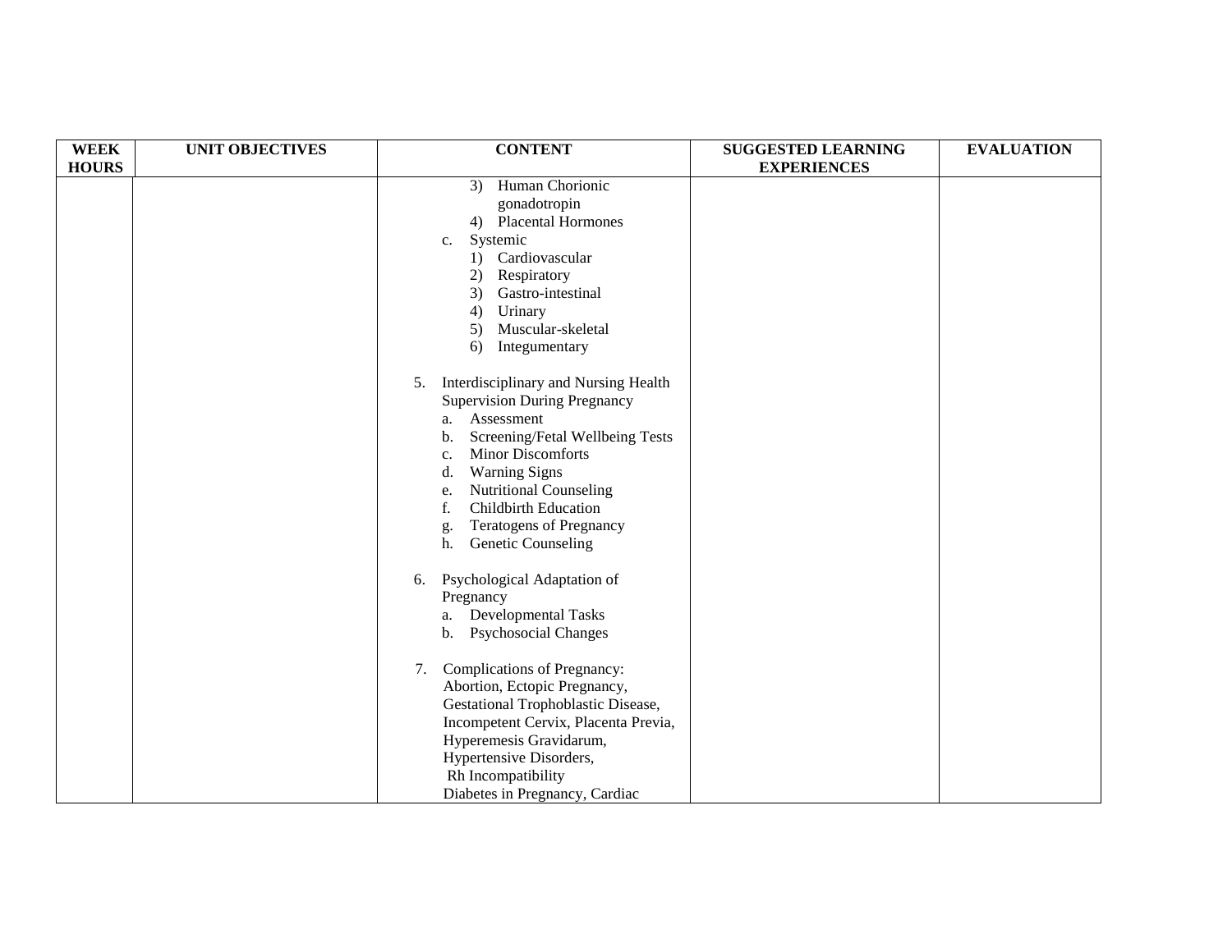| WEEK HOURS | UNIT OBJECTIVES | CONTENT | SUGGESTED LEARNING EXPERIENCES | EVALUATION |
|---|---|---|---|---|
| | | 3) Human Chorionic gonadotropin<br>4) Placental Hormones<br>c. Systemic<br>1) Cardiovascular<br>2) Respiratory<br>3) Gastro-intestinal<br>4) Urinary<br>5) Muscular-skeletal<br>6) Integumentary<br><br>5. Interdisciplinary and Nursing Health Supervision During Pregnancy<br>a. Assessment<br>b. Screening/Fetal Wellbeing Tests<br>c. Minor Discomforts<br>d. Warning Signs<br>e. Nutritional Counseling<br>f. Childbirth Education<br>g. Teratogens of Pregnancy<br>h. Genetic Counseling<br><br>6. Psychological Adaptation of Pregnancy<br>a. Developmental Tasks<br>b. Psychosocial Changes<br><br>7. Complications of Pregnancy: Abortion, Ectopic Pregnancy, Gestational Trophoblastic Disease, Incompetent Cervix, Placenta Previa, Hyperemesis Gravidarum, Hypertensive Disorders, Rh Incompatibility Diabetes in Pregnancy, Cardiac | | |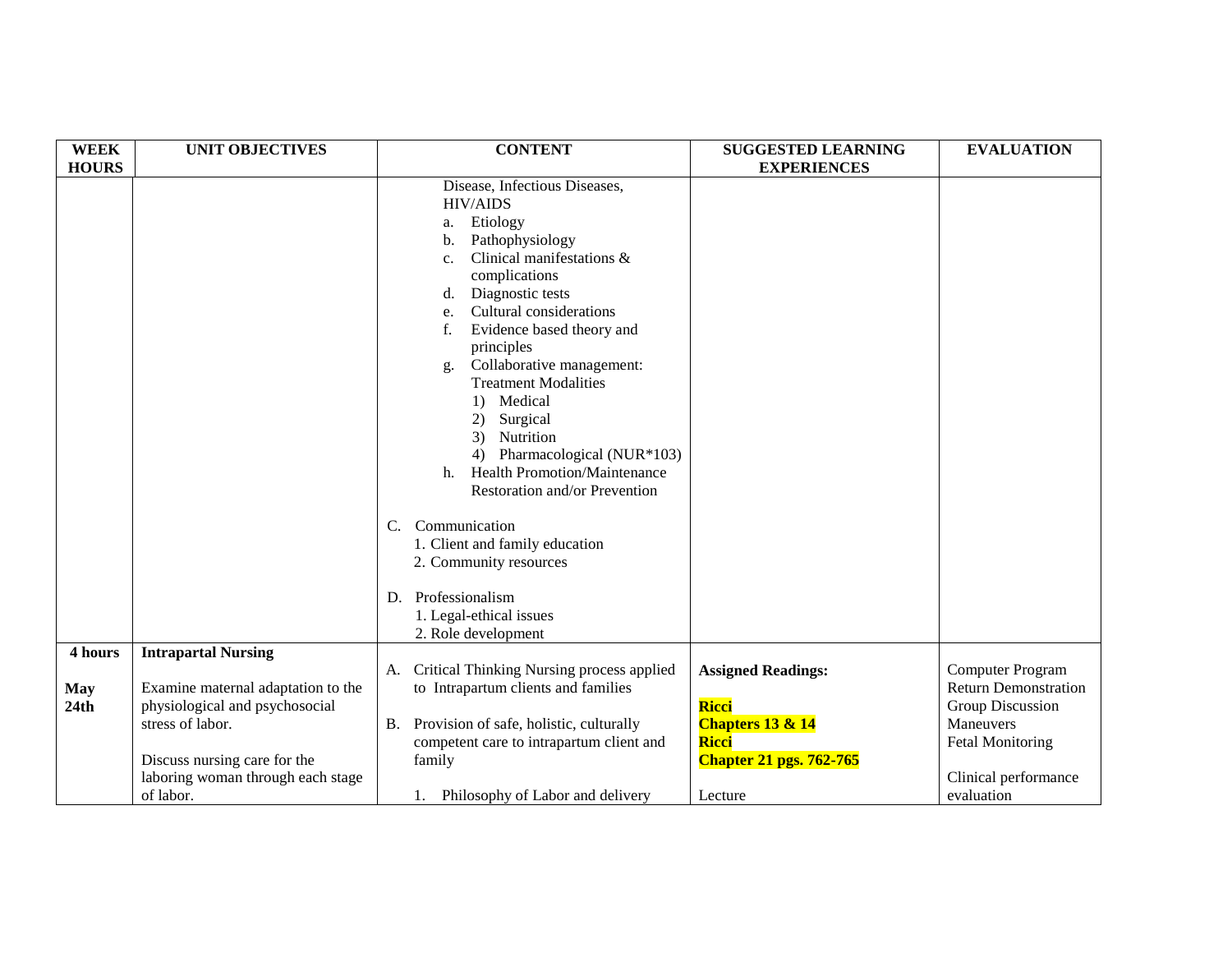| WEEK HOURS | UNIT OBJECTIVES | CONTENT | SUGGESTED LEARNING EXPERIENCES | EVALUATION |
|---|---|---|---|---|
| | | Disease, Infectious Diseases, HIV/AIDS<br>a. Etiology<br>b. Pathophysiology<br>c. Clinical manifestations & complications<br>d. Diagnostic tests<br>e. Cultural considerations<br>f. Evidence based theory and principles<br>g. Collaborative management: Treatment Modalities<br>1) Medical<br>2) Surgical<br>3) Nutrition<br>4) Pharmacological (NUR*103)<br>h. Health Promotion/Maintenance Restoration and/or Prevention<br><br>C. Communication<br>1. Client and family education<br>2. Community resources<br><br>D. Professionalism<br>1. Legal-ethical issues<br>2. Role development | | |
| **4 hours**<br><br>**May 24th** | **Intrapartal Nursing**<br><br>Examine maternal adaptation to the physiological and psychosocial stress of labor.<br><br>Discuss nursing care for the laboring woman through each stage of labor. | A. Critical Thinking Nursing process applied to Intrapartum clients and families<br><br>B. Provision of safe, holistic, culturally competent care to intrapartum client and family<br><br>1. Philosophy of Labor and delivery | **Assigned Readings:**<br><br>**Ricci**<br>**Chapters 13 & 14**<br>**Ricci**<br>**Chapter 21 pgs. 762-765**<br><br>Lecture | Computer Program<br>Return Demonstration<br>Group Discussion<br>Maneuvers<br>Fetal Monitoring<br><br>Clinical performance evaluation |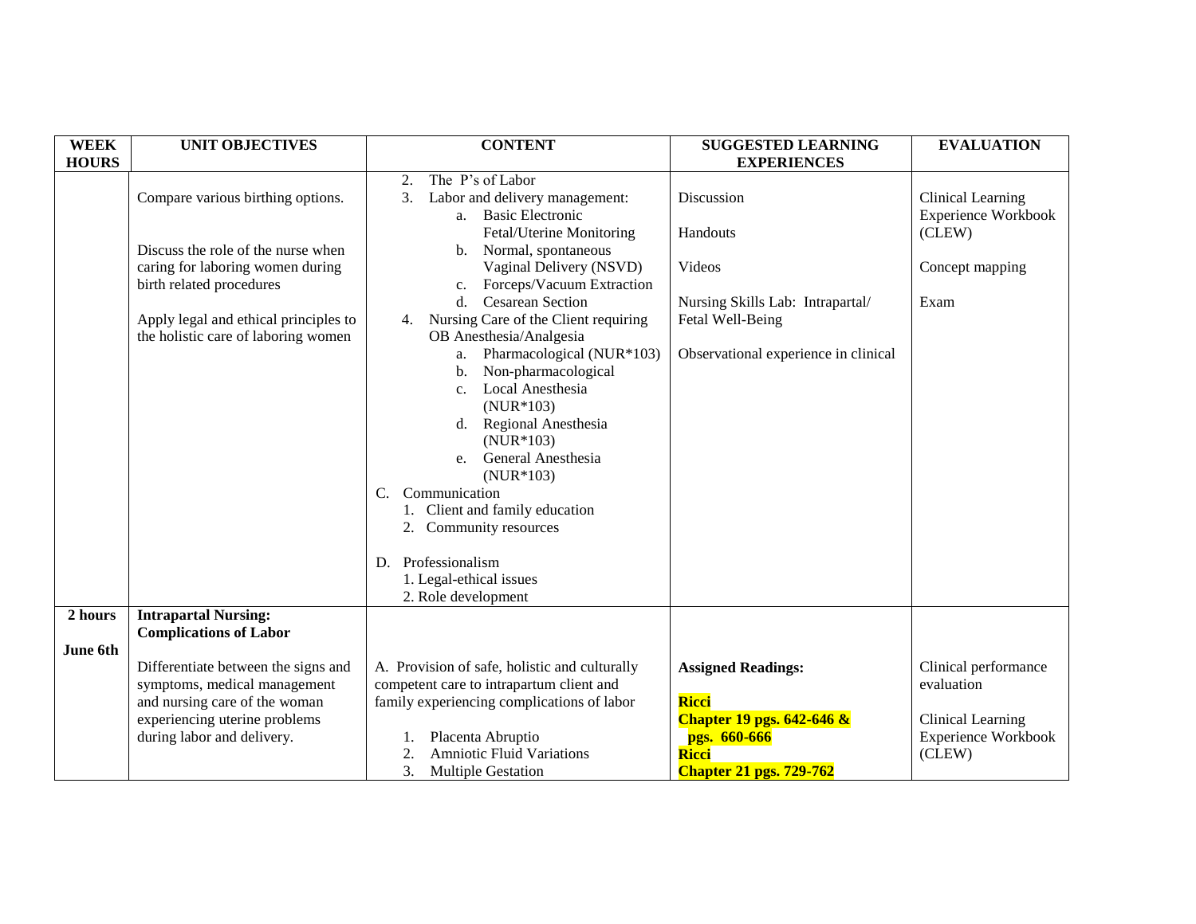| WEEK HOURS | UNIT OBJECTIVES | CONTENT | SUGGESTED LEARNING EXPERIENCES | EVALUATION |
|---|---|---|---|---|
| | Compare various birthing options.<br><br>Discuss the role of the nurse when caring for laboring women during birth related procedures<br><br>Apply legal and ethical principles to the holistic care of laboring women | 2. The P's of Labor<br>3. Labor and delivery management:<br>a. Basic Electronic Fetal/Uterine Monitoring<br>b. Normal, spontaneous Vaginal Delivery (NSVD)<br>c. Forceps/Vacuum Extraction<br>d. Cesarean Section<br>4. Nursing Care of the Client requiring OB Anesthesia/Analgesia<br>a. Pharmacological (NUR*103)<br>b. Non-pharmacological<br>c. Local Anesthesia (NUR*103)<br>d. Regional Anesthesia (NUR*103)<br>e. General Anesthesia (NUR*103)<br>C. Communication<br>1. Client and family education<br>2. Community resources<br><br>D. Professionalism<br>1. Legal-ethical issues<br>2. Role development | Discussion<br><br>Handouts<br><br>Videos<br><br>Nursing Skills Lab: Intrapartal/ Fetal Well-Being<br><br>Observational experience in clinical | Clinical Learning Experience Workbook (CLEW)<br><br>Concept mapping<br><br>Exam |
| 2 hours<br><br>June 6th | **Intrapartal Nursing: Complications of Labor**<br><br>Differentiate between the signs and symptoms, medical management and nursing care of the woman experiencing uterine problems during labor and delivery. | A. Provision of safe, holistic and culturally competent care to intrapartum client and family experiencing complications of labor<br><br>1. Placenta Abruptio<br>2. Amniotic Fluid Variations<br>3. Multiple Gestation | **Assigned Readings:**<br><br>**Ricci**<br>**Chapter 19 pgs. 642-646 & pgs. 660-666**<br>**Ricci**<br>**Chapter 21 pgs. 729-762** | Clinical performance evaluation<br><br>Clinical Learning Experience Workbook (CLEW) |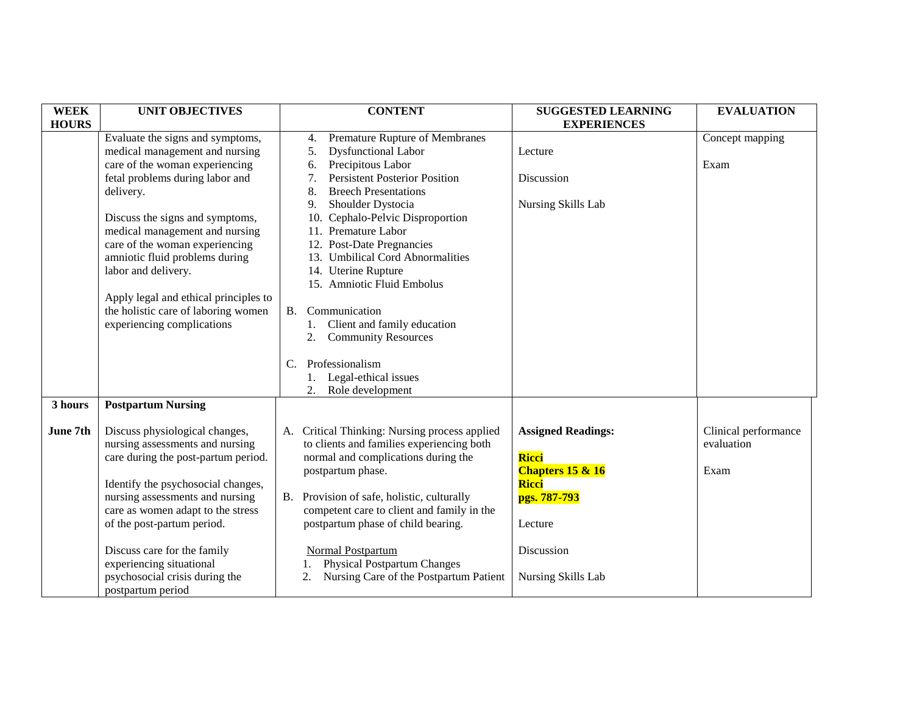| WEEK HOURS | UNIT OBJECTIVES | CONTENT | SUGGESTED LEARNING EXPERIENCES | EVALUATION |
|---|---|---|---|---|
| | Evaluate the signs and symptoms, medical management and nursing care of the woman experiencing fetal problems during labor and delivery.<br><br>Discuss the signs and symptoms, medical management and nursing care of the woman experiencing amniotic fluid problems during labor and delivery.<br><br>Apply legal and ethical principles to the holistic care of laboring women experiencing complications | 4. Premature Rupture of Membranes<br>5. Dysfunctional Labor<br>6. Precipitous Labor<br>7. Persistent Posterior Position<br>8. Breech Presentations<br>9. Shoulder Dystocia<br>10. Cephalo-Pelvic Disproportion<br>11. Premature Labor<br>12. Post-Date Pregnancies<br>13. Umbilical Cord Abnormalities<br>14. Uterine Rupture<br>15. Amniotic Fluid Embolus<br><br>B. Communication<br>1. Client and family education<br>2. Community Resources<br><br>C. Professionalism<br>1. Legal-ethical issues<br>2. Role development | Lecture<br><br>Discussion<br><br>Nursing Skills Lab | Concept mapping<br><br>Exam |
| **3 hours**<br><br>**June 7th** | **Postpartum Nursing**<br><br>Discuss physiological changes, nursing assessments and nursing care during the post-partum period.<br><br>Identify the psychosocial changes, nursing assessments and nursing care as women adapt to the stress of the post-partum period.<br><br>Discuss care for the family experiencing situational psychosocial crisis during the postpartum period | A. Critical Thinking: Nursing process applied to clients and families experiencing both normal and complications during the postpartum phase.<br><br>B. Provision of safe, holistic, culturally competent care to client and family in the postpartum phase of child bearing.<br><br>Normal Postpartum<br>1. Physical Postpartum Changes<br>2. Nursing Care of the Postpartum Patient | **Assigned Readings:**<br><br>**Ricci**<br>**Chapters 15 & 16**<br>**Ricci**<br>**pgs. 787-793**<br><br>Lecture<br><br>Discussion<br><br>Nursing Skills Lab | Clinical performance evaluation<br><br>Exam |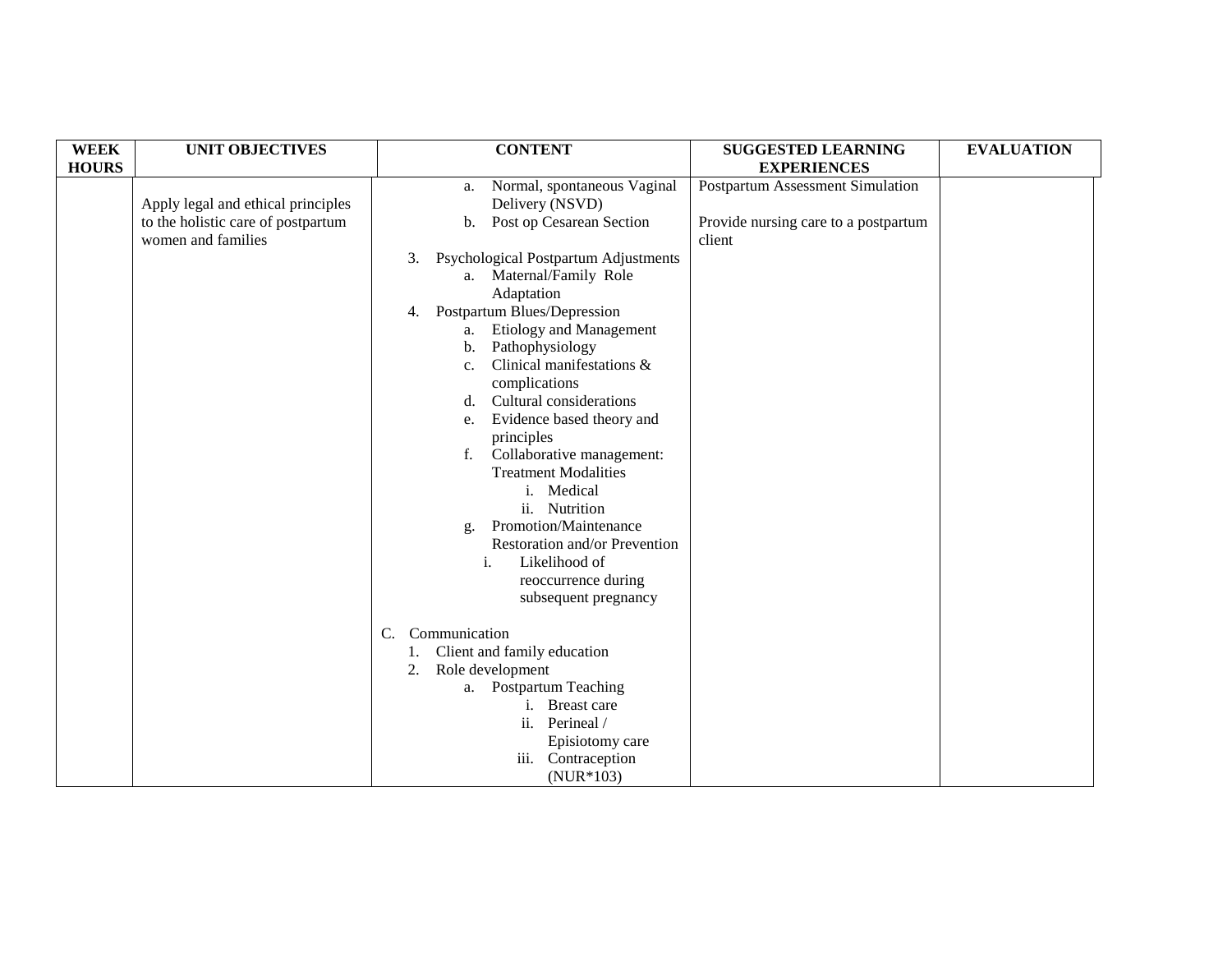| WEEK HOURS | UNIT OBJECTIVES | CONTENT | SUGGESTED LEARNING EXPERIENCES | EVALUATION |
|---|---|---|---|---|
| | Apply legal and ethical principles to the holistic care of postpartum women and families | a. Normal, spontaneous Vaginal Delivery (NSVD)<br>b. Post op Cesarean Section<br><br>3. Psychological Postpartum Adjustments<br>a. Maternal/Family Role Adaptation<br>4. Postpartum Blues/Depression<br>a. Etiology and Management<br>b. Pathophysiology<br>c. Clinical manifestations & complications<br>d. Cultural considerations<br>e. Evidence based theory and principles<br>f. Collaborative management: Treatment Modalities<br>i. Medical<br>ii. Nutrition<br>g. Promotion/Maintenance Restoration and/or Prevention<br>i. Likelihood of reoccurrence during subsequent pregnancy<br><br>C. Communication<br>1. Client and family education<br>2. Role development<br>a. Postpartum Teaching<br>i. Breast care<br>ii. Perineal / Episiotomy care<br>iii. Contraception (NUR*103) | Postpartum Assessment Simulation<br><br>Provide nursing care to a postpartum client | |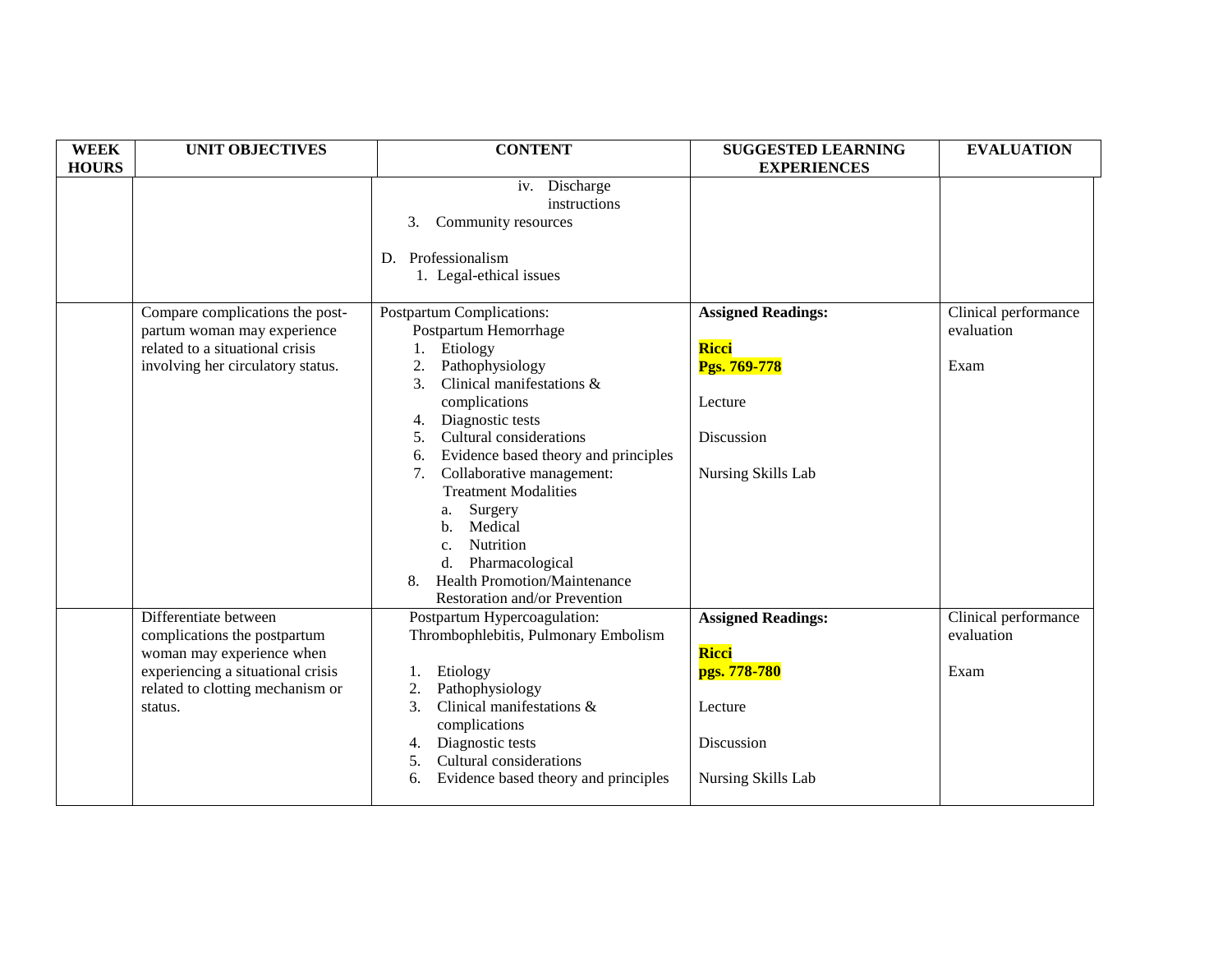| WEEK HOURS | UNIT OBJECTIVES | CONTENT | SUGGESTED LEARNING EXPERIENCES | EVALUATION |
|---|---|---|---|---|
| | | iv. Discharge instructions<br>3. Community resources<br><br>D. Professionalism<br>1. Legal-ethical issues | | |
| | Compare complications the post-partum woman may experience related to a situational crisis involving her circulatory status. | Postpartum Complications:<br>Postpartum Hemorrhage<br>1. Etiology<br>2. Pathophysiology<br>3. Clinical manifestations & complications<br>4. Diagnostic tests<br>5. Cultural considerations<br>6. Evidence based theory and principles<br>7. Collaborative management: Treatment Modalities<br>a. Surgery<br>b. Medical<br>c. Nutrition<br>d. Pharmacological<br>8. Health Promotion/Maintenance Restoration and/or Prevention | **Assigned Readings:**<br><br>**Ricci**<br>**Pgs. 769-778**<br><br>Lecture<br><br>Discussion<br><br>Nursing Skills Lab | Clinical performance evaluation<br><br>Exam |
| | Differentiate between complications the postpartum woman may experience when experiencing a situational crisis related to clotting mechanism or status. | Postpartum Hypercoagulation: Thrombophlebitis, Pulmonary Embolism<br><br>1. Etiology<br>2. Pathophysiology<br>3. Clinical manifestations & complications<br>4. Diagnostic tests<br>5. Cultural considerations<br>6. Evidence based theory and principles | **Assigned Readings:**<br><br>**Ricci**<br>**pgs. 778-780**<br><br>Lecture<br><br>Discussion<br><br>Nursing Skills Lab | Clinical performance evaluation<br><br>Exam |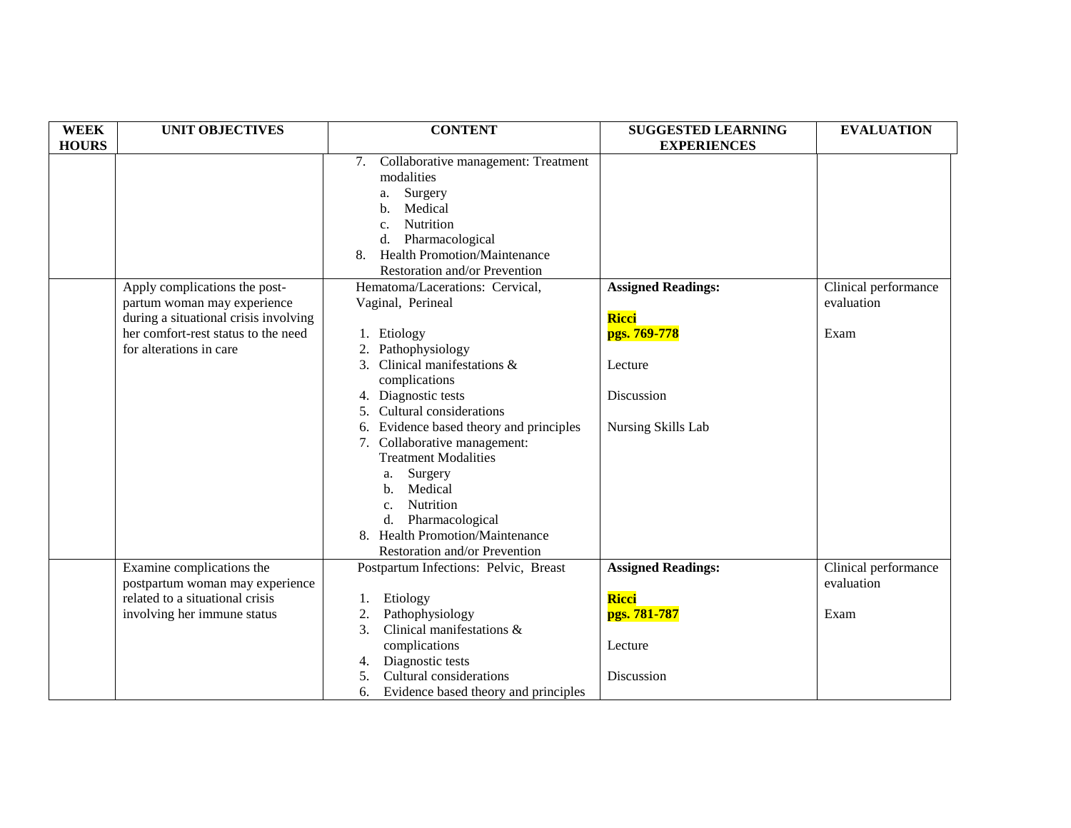| WEEK HOURS | UNIT OBJECTIVES | CONTENT | SUGGESTED LEARNING EXPERIENCES | EVALUATION |
|---|---|---|---|---|
| | | 7. Collaborative management: Treatment modalities<br>a. Surgery<br>b. Medical<br>c. Nutrition<br>d. Pharmacological<br>8. Health Promotion/Maintenance Restoration and/or Prevention | | |
| | Apply complications the post-partum woman may experience during a situational crisis involving her comfort-rest status to the need for alterations in care | Hematoma/Lacerations: Cervical, Vaginal, Perineal<br><br>1. Etiology<br>2. Pathophysiology<br>3. Clinical manifestations & complications<br>4. Diagnostic tests<br>5. Cultural considerations<br>6. Evidence based theory and principles<br>7. Collaborative management: Treatment Modalities<br>a. Surgery<br>b. Medical<br>c. Nutrition<br>d. Pharmacological<br>8. Health Promotion/Maintenance Restoration and/or Prevention | **Assigned Readings:**<br><br>**Ricci**<br>**pgs. 769-778**<br><br>Lecture<br><br>Discussion<br><br>Nursing Skills Lab | Clinical performance evaluation<br><br>Exam |
| | Examine complications the postpartum woman may experience related to a situational crisis involving her immune status | Postpartum Infections: Pelvic, Breast<br><br>1. Etiology<br>2. Pathophysiology<br>3. Clinical manifestations & complications<br>4. Diagnostic tests<br>5. Cultural considerations<br>6. Evidence based theory and principles | **Assigned Readings:**<br><br>**Ricci**<br>**pgs. 781-787**<br><br>Lecture<br><br>Discussion | Clinical performance evaluation<br><br>Exam |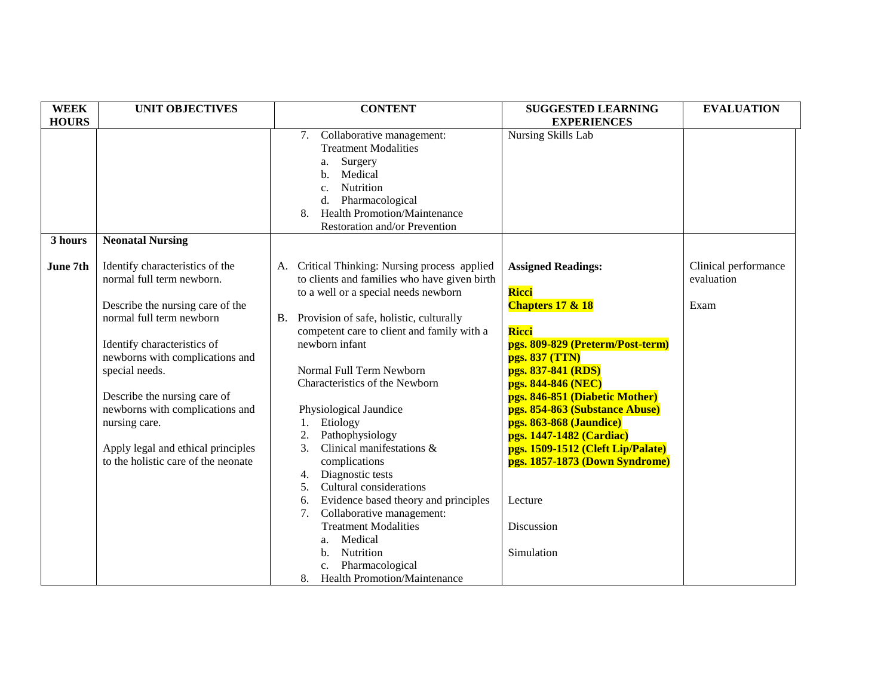| WEEK HOURS | UNIT OBJECTIVES | CONTENT | SUGGESTED LEARNING EXPERIENCES | EVALUATION |
|---|---|---|---|---|
| | | 7. Collaborative management: Treatment Modalities<br>a. Surgery<br>b. Medical<br>c. Nutrition<br>d. Pharmacological<br>8. Health Promotion/Maintenance Restoration and/or Prevention | Nursing Skills Lab | |
| **3 hours**<br><br>**June 7th** | **Neonatal Nursing**<br><br>Identify characteristics of the normal full term newborn.<br><br>Describe the nursing care of the normal full term newborn<br><br>Identify characteristics of newborns with complications and special needs.<br><br>Describe the nursing care of newborns with complications and nursing care.<br><br>Apply legal and ethical principles to the holistic care of the neonate | A. Critical Thinking: Nursing process applied to clients and families who have given birth to a well or a special needs newborn<br><br>B. Provision of safe, holistic, culturally competent care to client and family with a newborn infant<br><br>Normal Full Term Newborn<br>Characteristics of the Newborn<br><br>Physiological Jaundice<br>1. Etiology<br>2. Pathophysiology<br>3. Clinical manifestations & complications<br>4. Diagnostic tests<br>5. Cultural considerations<br>6. Evidence based theory and principles<br>7. Collaborative management: Treatment Modalities<br>a. Medical<br>b. Nutrition<br>c. Pharmacological<br>8. Health Promotion/Maintenance | **Assigned Readings:**<br><br>**Ricci**<br>**Chapters 17 & 18**<br><br>**Ricci**<br>**pgs. 809-829 (Preterm/Post-term)**<br>**pgs. 837 (TTN)**<br>**pgs. 837-841 (RDS)**<br>**pgs. 844-846 (NEC)**<br>**pgs. 846-851 (Diabetic Mother)**<br>**pgs. 854-863 (Substance Abuse)**<br>**pgs. 863-868 (Jaundice)**<br>**pgs. 1447-1482 (Cardiac)**<br>**pgs. 1509-1512 (Cleft Lip/Palate)**<br>**pgs. 1857-1873 (Down Syndrome)**<br><br>Lecture<br><br>Discussion<br><br>Simulation | Clinical performance evaluation<br><br>Exam |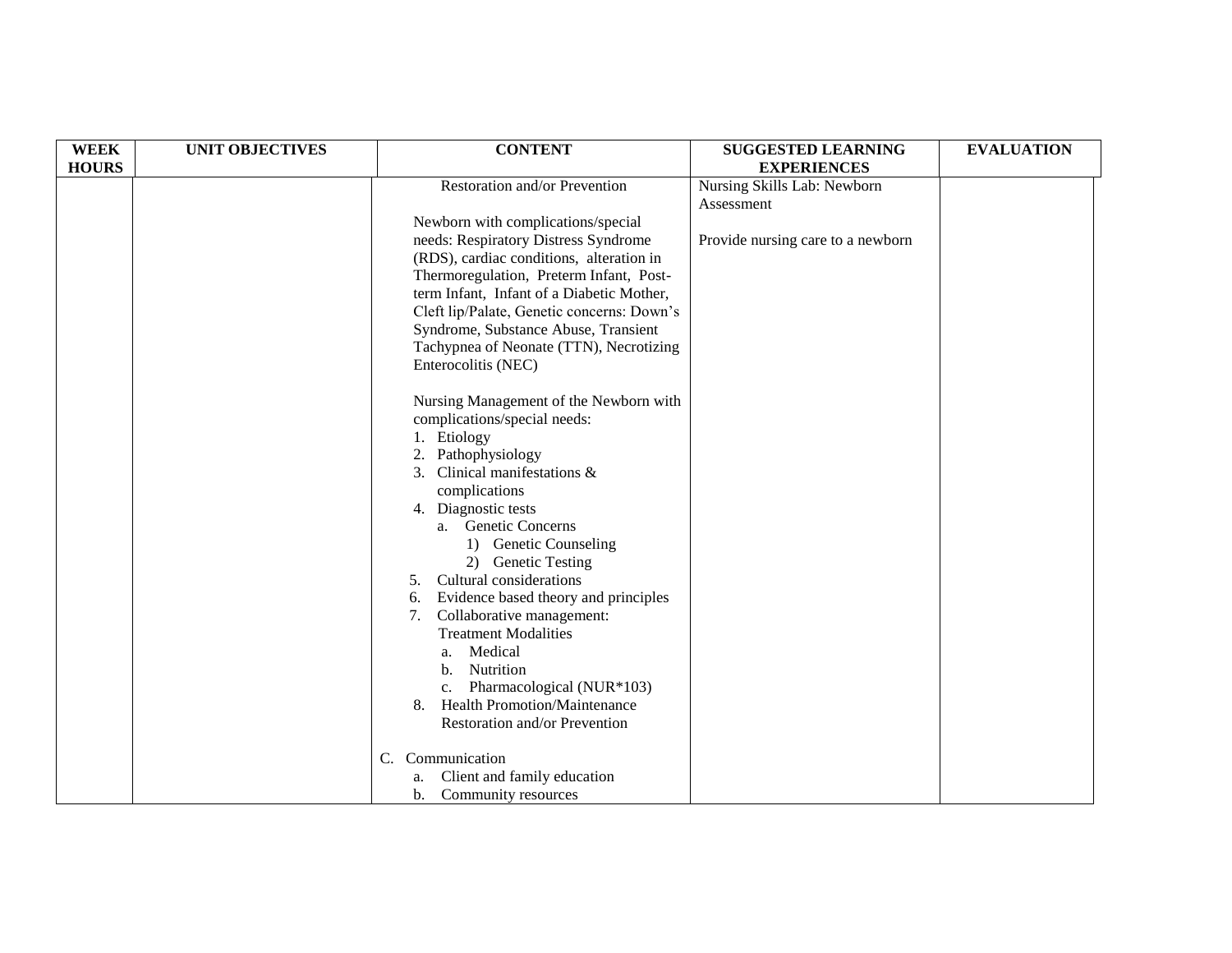| WEEK HOURS | UNIT OBJECTIVES | CONTENT | SUGGESTED LEARNING EXPERIENCES | EVALUATION |
|---|---|---|---|---|
| | | Restoration and/or Prevention<br><br>Newborn with complications/special needs: Respiratory Distress Syndrome (RDS), cardiac conditions, alteration in Thermoregulation, Preterm Infant, Post-term Infant, Infant of a Diabetic Mother, Cleft lip/Palate, Genetic concerns: Down's Syndrome, Substance Abuse, Transient Tachypnea of Neonate (TTN), Necrotizing Enterocolitis (NEC)<br><br>Nursing Management of the Newborn with complications/special needs:<br>1. Etiology<br>2. Pathophysiology<br>3. Clinical manifestations & complications<br>4. Diagnostic tests<br>a. Genetic Concerns<br>1) Genetic Counseling<br>2) Genetic Testing<br>5. Cultural considerations<br>6. Evidence based theory and principles<br>7. Collaborative management: Treatment Modalities<br>a. Medical<br>b. Nutrition<br>c. Pharmacological (NUR*103)<br>8. Health Promotion/Maintenance Restoration and/or Prevention<br><br>C. Communication<br>a. Client and family education<br>b. Community resources | Nursing Skills Lab: Newborn Assessment<br><br>Provide nursing care to a newborn | |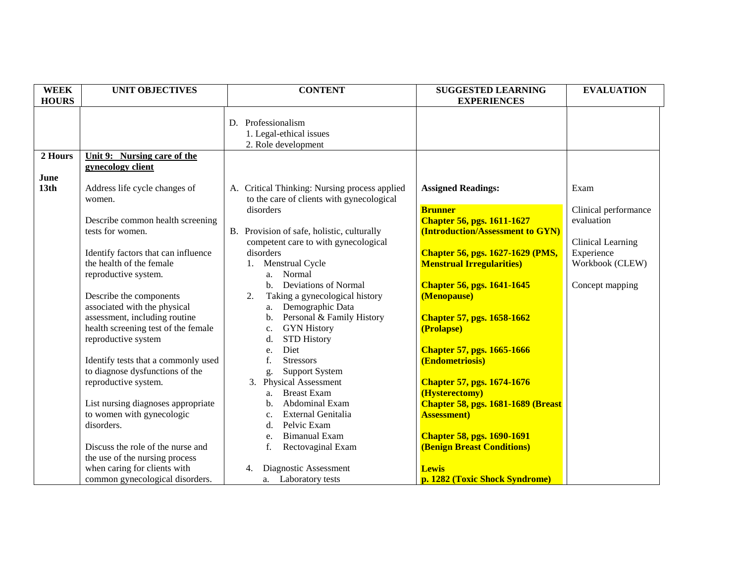| WEEK HOURS | UNIT OBJECTIVES | CONTENT | SUGGESTED LEARNING EXPERIENCES | EVALUATION |
|---|---|---|---|---|
| | | D. Professionalism<br>1. Legal-ethical issues<br>2. Role development | | |
| **2 Hours**<br><br>**June 13th** | **Unit 9: Nursing care of the gynecology client**<br><br>Address life cycle changes of women.<br><br>Describe common health screening tests for women.<br><br>Identify factors that can influence the health of the female reproductive system.<br><br>Describe the components associated with the physical assessment, including routine health screening test of the female reproductive system<br><br>Identify tests that a commonly used to diagnose dysfunctions of the reproductive system.<br><br>List nursing diagnoses appropriate to women with gynecologic disorders.<br><br>Discuss the role of the nurse and the use of the nursing process when caring for clients with common gynecological disorders. | A. Critical Thinking: Nursing process applied to the care of clients with gynecological disorders<br><br>B. Provision of safe, holistic, culturally competent care to with gynecological disorders<br>1. Menstrual Cycle<br>a. Normal<br>b. Deviations of Normal<br>2. Taking a gynecological history<br>a. Demographic Data<br>b. Personal & Family History<br>c. GYN History<br>d. STD History<br>e. Diet<br>f. Stressors<br>g. Support System<br>3. Physical Assessment<br>a. Breast Exam<br>b. Abdominal Exam<br>c. External Genitalia<br>d. Pelvic Exam<br>e. Bimanual Exam<br>f. Rectovaginal Exam<br><br>4. Diagnostic Assessment<br>a. Laboratory tests | **Assigned Readings:**<br><br>**Brunner**<br>**Chapter 56, pgs. 1611-1627 (Introduction/Assessment to GYN)**<br><br>**Chapter 56, pgs. 1627-1629 (PMS, Menstrual Irregularities)**<br><br>**Chapter 56, pgs. 1641-1645 (Menopause)**<br><br>**Chapter 57, pgs. 1658-1662 (Prolapse)**<br><br>**Chapter 57, pgs. 1665-1666 (Endometriosis)**<br><br>**Chapter 57, pgs. 1674-1676 (Hysterectomy)**<br>**Chapter 58, pgs. 1681-1689 (Breast Assessment)**<br><br>**Chapter 58, pgs. 1690-1691 (Benign Breast Conditions)**<br><br>**Lewis**<br>**p. 1282 (Toxic Shock Syndrome)** | Exam<br><br>Clinical performance evaluation<br><br>Clinical Learning Experience Workbook (CLEW)<br><br>Concept mapping |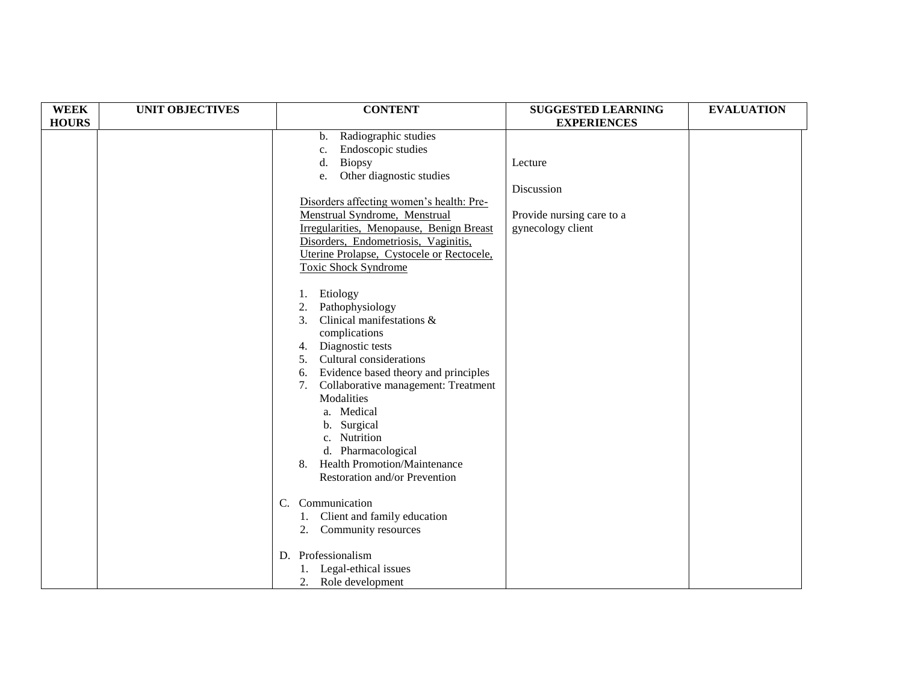| WEEK HOURS | UNIT OBJECTIVES | CONTENT | SUGGESTED LEARNING EXPERIENCES | EVALUATION |
| --- | --- | --- | --- | --- |
| | | b. Radiographic studies<br>c. Endoscopic studies<br>d. Biopsy<br>e. Other diagnostic studies<br><br><u>Disorders affecting women's health: Pre-Menstrual Syndrome, Menstrual Irregularities, Menopause, Benign Breast Disorders, Endometriosis, Vaginitis, Uterine Prolapse, Cystocele or Rectocele, Toxic Shock Syndrome</u><br><br>1. Etiology<br>2. Pathophysiology<br>3. Clinical manifestations & complications<br>4. Diagnostic tests<br>5. Cultural considerations<br>6. Evidence based theory and principles<br>7. Collaborative management: Treatment Modalities<br>&nbsp;&nbsp;&nbsp;a. Medical<br>&nbsp;&nbsp;&nbsp;b. Surgical<br>&nbsp;&nbsp;&nbsp;c. Nutrition<br>&nbsp;&nbsp;&nbsp;d. Pharmacological<br>8. Health Promotion/Maintenance Restoration and/or Prevention<br><br>C. Communication<br>&nbsp;&nbsp;&nbsp;1. Client and family education<br>&nbsp;&nbsp;&nbsp;2. Community resources<br><br>D. Professionalism<br>&nbsp;&nbsp;&nbsp;1. Legal-ethical issues<br>&nbsp;&nbsp;&nbsp;2. Role development | Lecture<br><br>Discussion<br><br>Provide nursing care to a gynecology client | |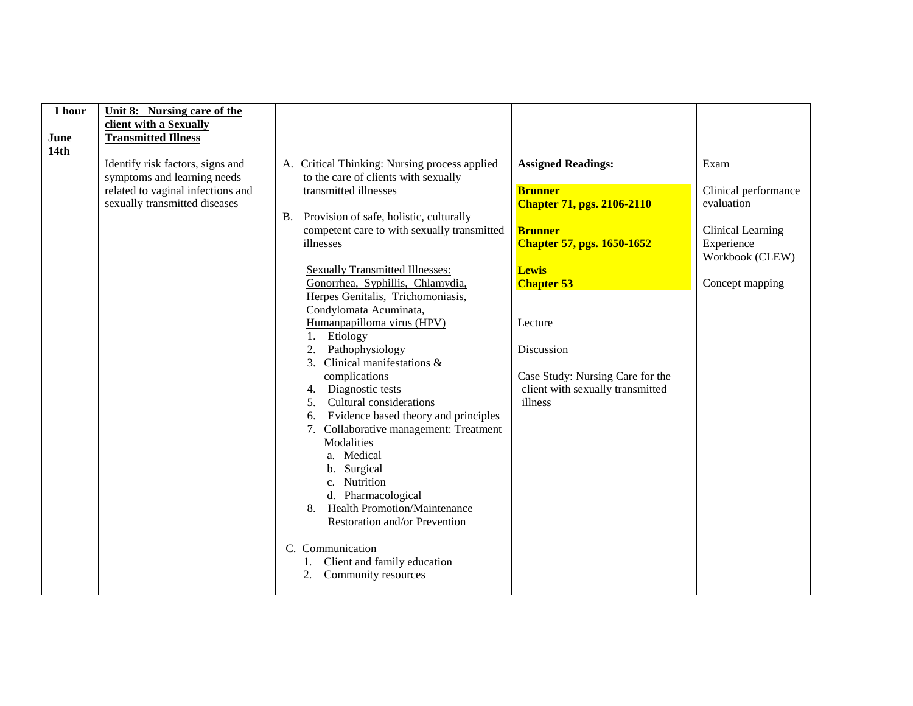| **1 hour**<br><br>**June 14th** | **Unit 8: Nursing care of the client with a Sexually Transmitted Illness**<br><br>Identify risk factors, signs and symptoms and learning needs related to vaginal infections and sexually transmitted diseases | A. Critical Thinking: Nursing process applied to the care of clients with sexually transmitted illnesses<br><br>B. Provision of safe, holistic, culturally competent care to with sexually transmitted illnesses<br><br>Sexually Transmitted Illnesses: Gonorrhea, Syphillis, Chlamydia, Herpes Genitalis, Trichomoniasis, Condylomata Acuminata, Humanpapilloma virus (HPV)<br>1. Etiology<br>2. Pathophysiology<br>3. Clinical manifestations & complications<br>4. Diagnostic tests<br>5. Cultural considerations<br>6. Evidence based theory and principles<br>7. Collaborative management: Treatment Modalities<br>a. Medical<br>b. Surgical<br>c. Nutrition<br>d. Pharmacological<br>8. Health Promotion/Maintenance Restoration and/or Prevention<br><br>C. Communication<br>1. Client and family education<br>2. Community resources | **Assigned Readings:**<br><br>**Brunner Chapter 71, pgs. 2106-2110**<br><br>**Brunner Chapter 57, pgs. 1650-1652**<br><br>**Lewis Chapter 53**<br><br>Lecture<br><br>Discussion<br><br>Case Study: Nursing Care for the client with sexually transmitted illness | Exam<br><br>Clinical performance evaluation<br><br>Clinical Learning Experience Workbook (CLEW)<br><br>Concept mapping |
|---|---|---|---|---|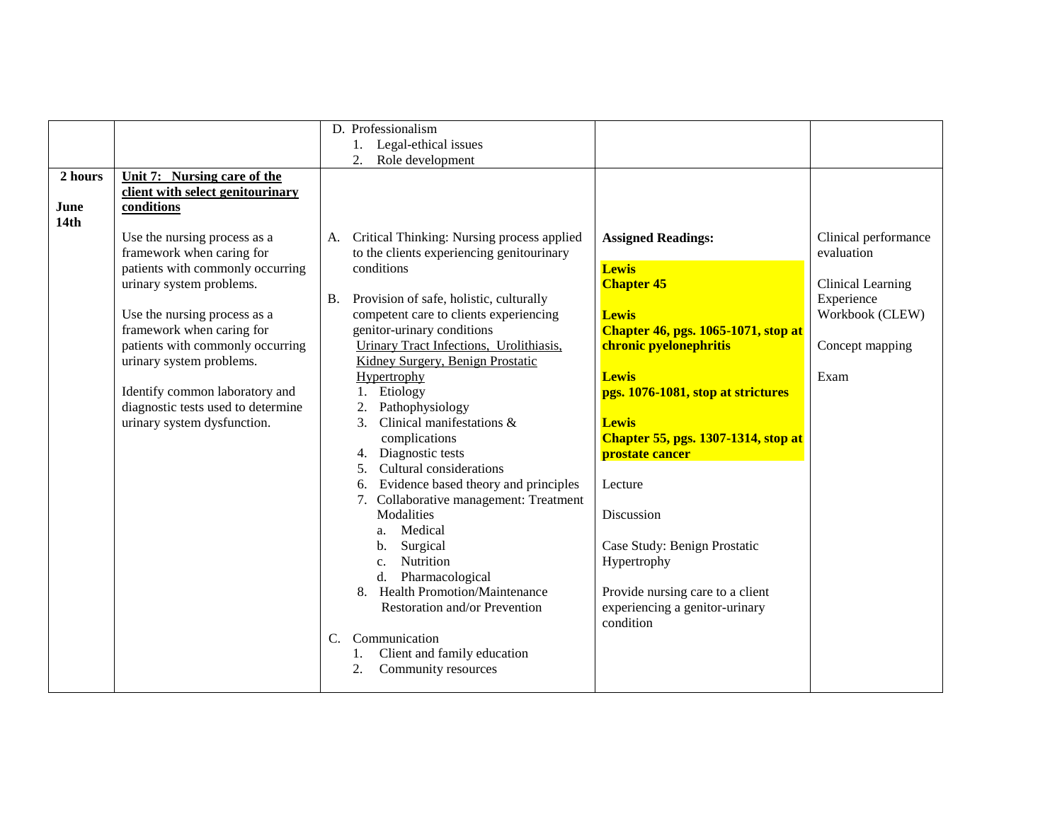| | | | | |
|---|---|---|---|---|
| | | D. Professionalism<br>1. Legal-ethical issues<br>2. Role development | | |
| **2 hours**<br><br>**June 14th** | **Unit 7: Nursing care of the client with select genitourinary conditions**<br><br>Use the nursing process as a framework when caring for patients with commonly occurring urinary system problems.<br><br>Use the nursing process as a framework when caring for patients with commonly occurring urinary system problems.<br><br>Identify common laboratory and diagnostic tests used to determine urinary system dysfunction. | A. Critical Thinking: Nursing process applied to the clients experiencing genitourinary conditions<br><br>B. Provision of safe, holistic, culturally competent care to clients experiencing genitor-urinary conditions<br>Urinary Tract Infections, Urolithiasis, Kidney Surgery, Benign Prostatic Hypertrophy<br>1. Etiology<br>2. Pathophysiology<br>3. Clinical manifestations & complications<br>4. Diagnostic tests<br>5. Cultural considerations<br>6. Evidence based theory and principles<br>7. Collaborative management: Treatment Modalities<br>a. Medical<br>b. Surgical<br>c. Nutrition<br>d. Pharmacological<br>8. Health Promotion/Maintenance Restoration and/or Prevention<br><br>C. Communication<br>1. Client and family education<br>2. Community resources | **Assigned Readings:**<br><br>**Lewis**<br>**Chapter 45**<br><br>**Lewis**<br>**Chapter 46, pgs. 1065-1071, stop at chronic pyelonephritis**<br><br>**Lewis**<br>**pgs. 1076-1081, stop at strictures**<br><br>**Lewis**<br>**Chapter 55, pgs. 1307-1314, stop at prostate cancer**<br><br>Lecture<br><br>Discussion<br><br>Case Study: Benign Prostatic Hypertrophy<br><br>Provide nursing care to a client experiencing a genitor-urinary condition | Clinical performance evaluation<br><br>Clinical Learning Experience Workbook (CLEW)<br><br>Concept mapping<br><br>Exam |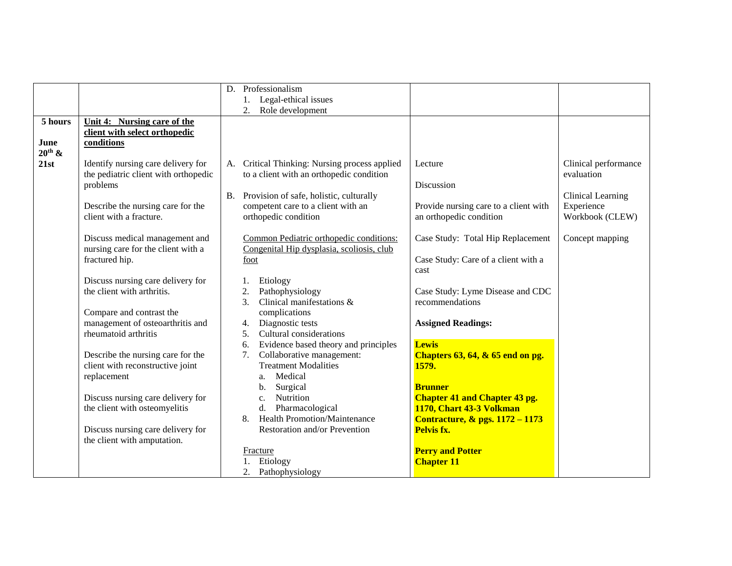| | | | | |
|---|---|---|---|---|
| | | D. Professionalism<br>1. Legal-ethical issues<br>2. Role development | | |
| **5 hours**<br><br>**June 20th & 21st** | **Unit 4: Nursing care of the client with select orthopedic conditions**<br><br>Identify nursing care delivery for the pediatric client with orthopedic problems<br><br>Describe the nursing care for the client with a fracture.<br><br>Discuss medical management and nursing care for the client with a fractured hip.<br><br>Discuss nursing care delivery for the client with arthritis.<br><br>Compare and contrast the management of osteoarthritis and rheumatoid arthritis<br><br>Describe the nursing care for the client with reconstructive joint replacement<br><br>Discuss nursing care delivery for the client with osteomyelitis<br><br>Discuss nursing care delivery for the client with amputation. | A. Critical Thinking: Nursing process applied to a client with an orthopedic condition<br><br>B. Provision of safe, holistic, culturally competent care to a client with an orthopedic condition<br><br>Common Pediatric orthopedic conditions: Congenital Hip dysplasia, scoliosis, club foot<br><br>1. Etiology<br>2. Pathophysiology<br>3. Clinical manifestations & complications<br>4. Diagnostic tests<br>5. Cultural considerations<br>6. Evidence based theory and principles<br>7. Collaborative management: Treatment Modalities<br>a. Medical<br>b. Surgical<br>c. Nutrition<br>d. Pharmacological<br>8. Health Promotion/Maintenance Restoration and/or Prevention<br><br>Fracture<br>1. Etiology<br>2. Pathophysiology | Lecture<br><br>Discussion<br><br>Provide nursing care to a client with an orthopedic condition<br><br>Case Study: Total Hip Replacement<br><br>Case Study: Care of a client with a cast<br><br>Case Study: Lyme Disease and CDC recommendations<br><br>**Assigned Readings:**<br><br>**Lewis**<br>**Chapters 63, 64, & 65 end on pg. 1579.**<br><br>**Brunner**<br>**Chapter 41 and Chapter 43 pg. 1170, Chart 43-3 Volkman Contracture, & pgs. 1172 – 1173 Pelvis fx.**<br><br>**Perry and Potter**<br>**Chapter 11** | Clinical performance evaluation<br><br>Clinical Learning Experience Workbook (CLEW)<br><br>Concept mapping |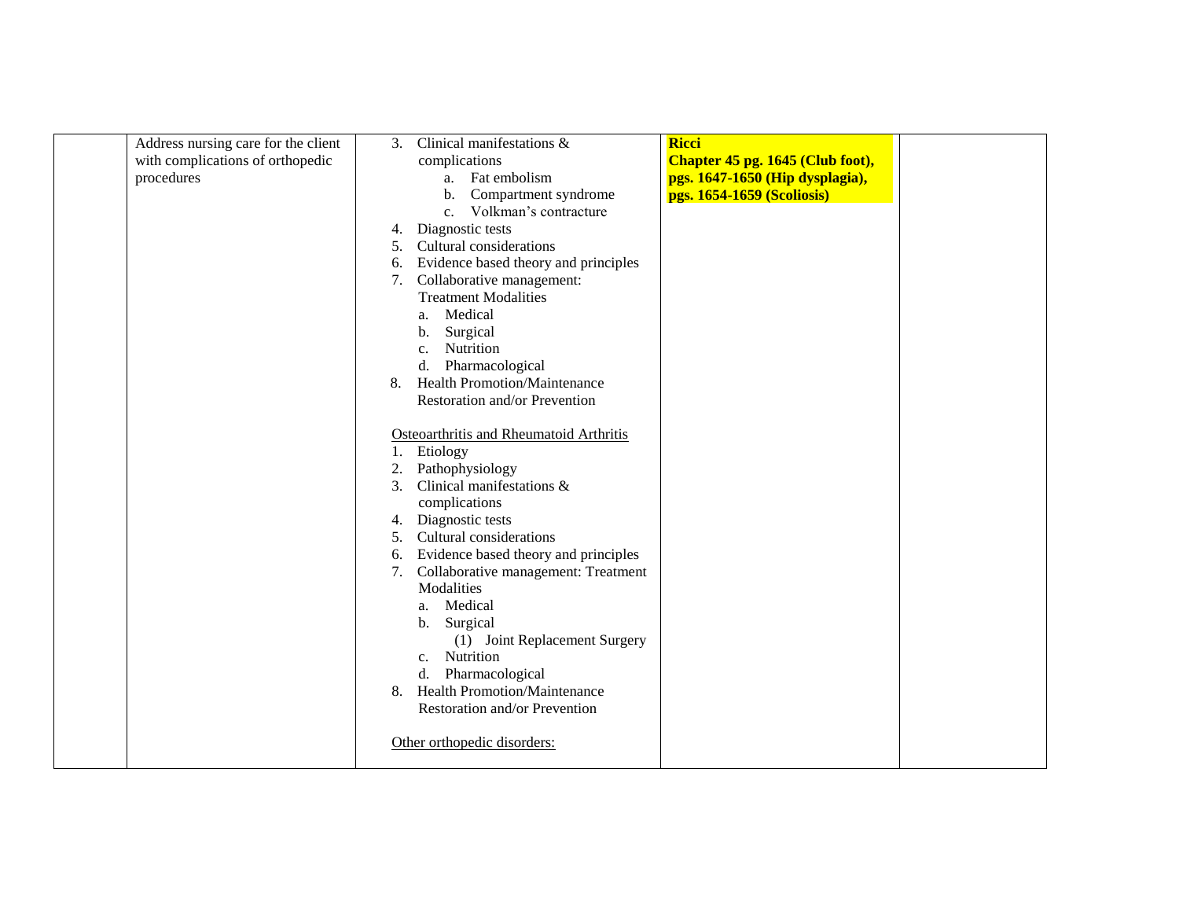| | | | | |
|---|---|---|---|---|
| | Address nursing care for the client with complications of orthopedic procedures | 3. Clinical manifestations & complications<br>a. Fat embolism<br>b. Compartment syndrome<br>c. Volkman's contracture<br>4. Diagnostic tests<br>5. Cultural considerations<br>6. Evidence based theory and principles<br>7. Collaborative management: Treatment Modalities<br>a. Medical<br>b. Surgical<br>c. Nutrition<br>d. Pharmacological<br>8. Health Promotion/Maintenance Restoration and/or Prevention<br><br><u>Osteoarthritis and Rheumatoid Arthritis</u><br>1. Etiology<br>2. Pathophysiology<br>3. Clinical manifestations & complications<br>4. Diagnostic tests<br>5. Cultural considerations<br>6. Evidence based theory and principles<br>7. Collaborative management: Treatment Modalities<br>a. Medical<br>b. Surgical<br>(1) Joint Replacement Surgery<br>c. Nutrition<br>d. Pharmacological<br>8. Health Promotion/Maintenance Restoration and/or Prevention<br><br><u>Other orthopedic disorders:</u> | **Ricci**<br>**Chapter 45 pg. 1645 (Club foot), pgs. 1647-1650 (Hip dysplagia), pgs. 1654-1659 (Scoliosis)** | |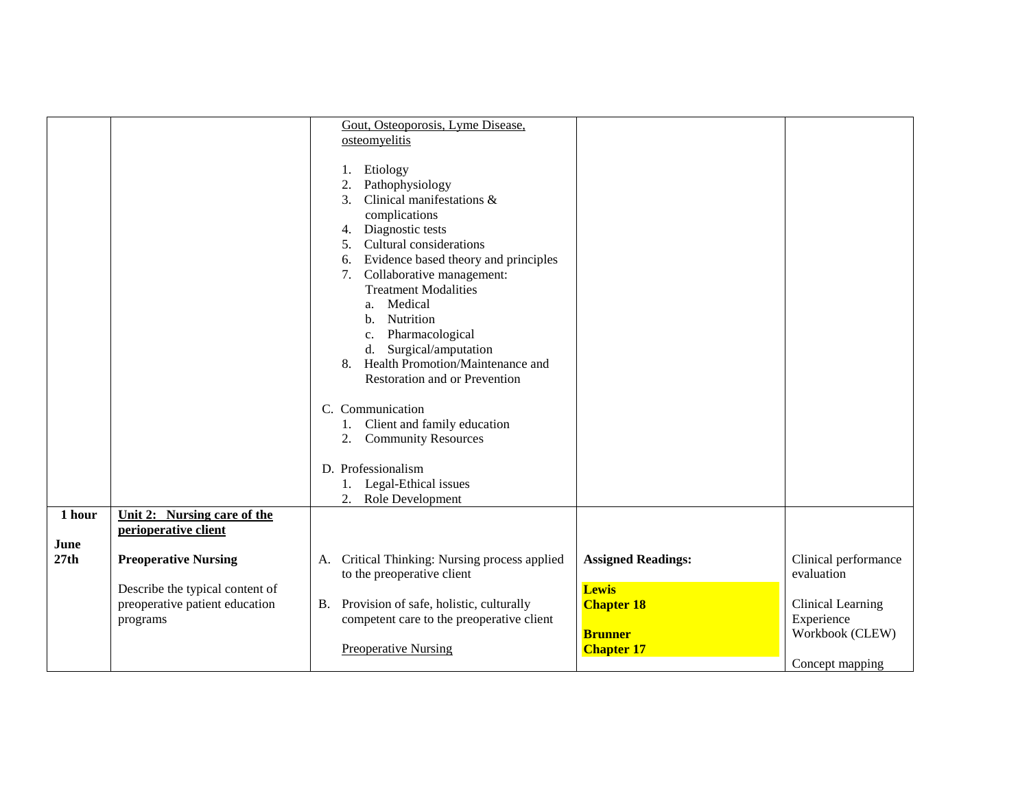| | | | | |
|---|---|---|---|---|
| | | Gout, Osteoporosis, Lyme Disease, osteomyelitis<br><br>1. Etiology<br>2. Pathophysiology<br>3. Clinical manifestations & complications<br>4. Diagnostic tests<br>5. Cultural considerations<br>6. Evidence based theory and principles<br>7. Collaborative management: Treatment Modalities<br>a. Medical<br>b. Nutrition<br>c. Pharmacological<br>d. Surgical/amputation<br>8. Health Promotion/Maintenance and Restoration and or Prevention<br><br>C. Communication<br>1. Client and family education<br>2. Community Resources<br><br>D. Professionalism<br>1. Legal-Ethical issues<br>2. Role Development | | |
| **1 hour**<br><br>**June 27th** | **Unit 2: Nursing care of the perioperative client**<br><br>**Preoperative Nursing**<br><br>Describe the typical content of preoperative patient education programs | A. Critical Thinking: Nursing process applied to the preoperative client<br><br>B. Provision of safe, holistic, culturally competent care to the preoperative client<br><br>Preoperative Nursing | **Assigned Readings:**<br><br>**Lewis**<br>**Chapter 18**<br><br>**Brunner**<br>**Chapter 17** | Clinical performance evaluation<br><br>Clinical Learning Experience Workbook (CLEW)<br><br>Concept mapping |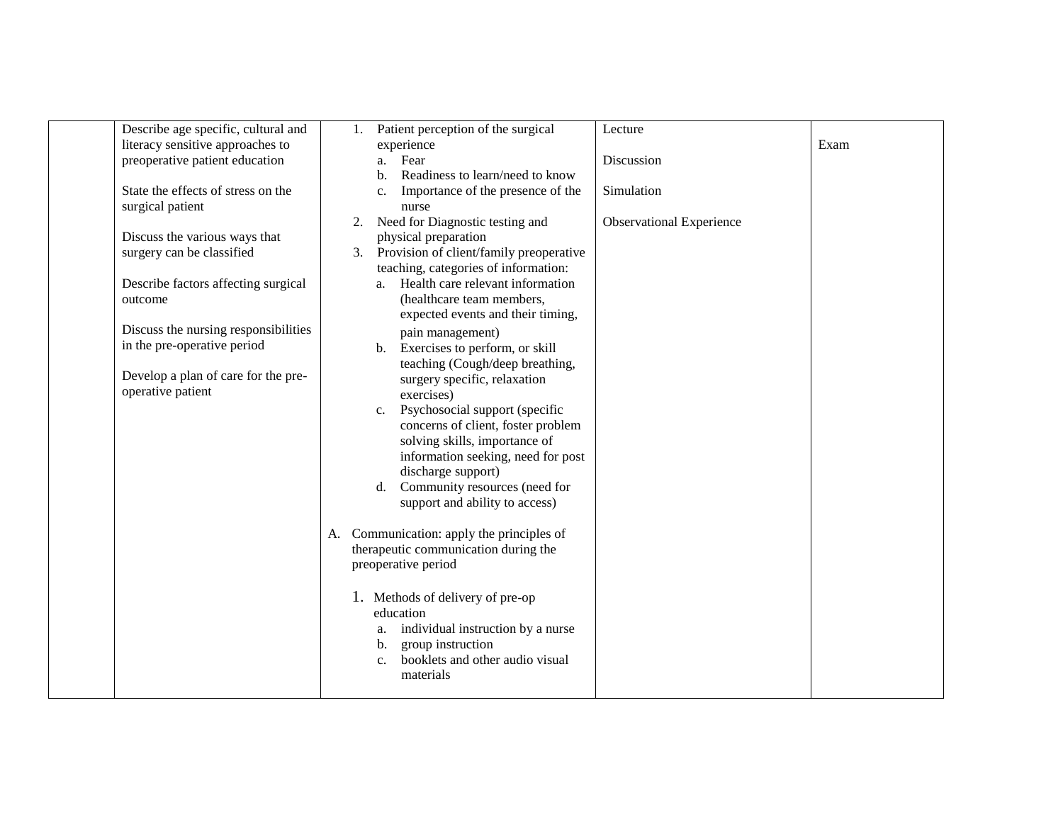| | | | | |
|---|---|---|---|---|
| | Describe age specific, cultural and literacy sensitive approaches to preoperative patient education<br><br>State the effects of stress on the surgical patient<br><br>Discuss the various ways that surgery can be classified<br><br>Describe factors affecting surgical outcome<br><br>Discuss the nursing responsibilities in the pre-operative period<br><br>Develop a plan of care for the pre-operative patient | 1. Patient perception of the surgical experience<br>a. Fear<br>b. Readiness to learn/need to know<br>c. Importance of the presence of the nurse<br>2. Need for Diagnostic testing and physical preparation<br>3. Provision of client/family preoperative teaching, categories of information:<br>a. Health care relevant information (healthcare team members, expected events and their timing, pain management)<br>b. Exercises to perform, or skill teaching (Cough/deep breathing, surgery specific, relaxation exercises)<br>c. Psychosocial support (specific concerns of client, foster problem solving skills, importance of information seeking, need for post discharge support)<br>d. Community resources (need for support and ability to access)<br><br>A. Communication: apply the principles of therapeutic communication during the preoperative period<br><br>1. Methods of delivery of pre-op education<br>a. individual instruction by a nurse<br>b. group instruction<br>c. booklets and other audio visual materials | Lecture<br><br>Discussion<br><br>Simulation<br><br>Observational Experience | Exam |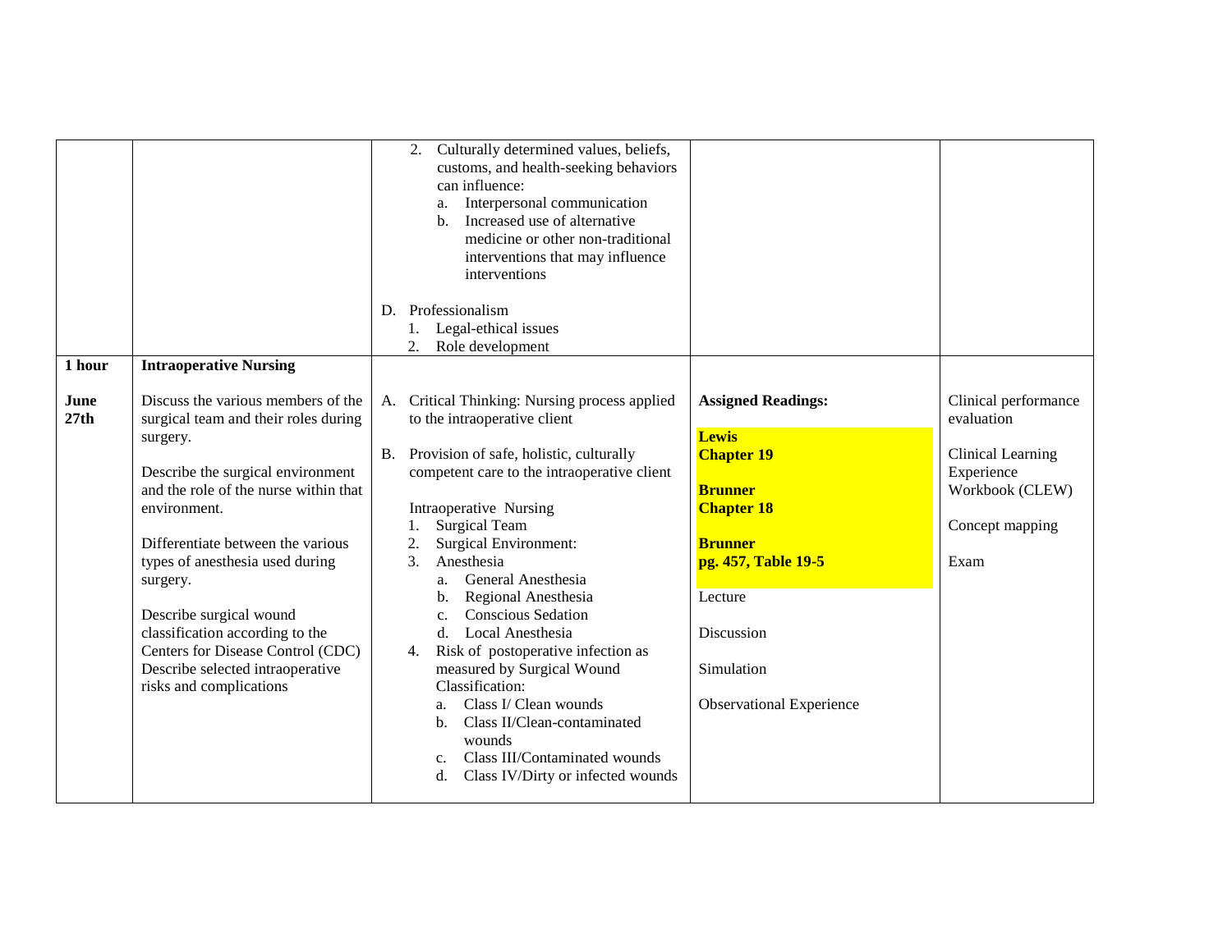| | | | | |
|---|---|---|---|---|
| | | 2. Culturally determined values, beliefs, customs, and health-seeking behaviors can influence:<br>a. Interpersonal communication<br>b. Increased use of alternative medicine or other non-traditional interventions that may influence interventions<br><br>D. Professionalism<br>1. Legal-ethical issues<br>2. Role development | | |
| **1 hour**<br><br>**June 27th** | **Intraoperative Nursing**<br><br>Discuss the various members of the surgical team and their roles during surgery.<br><br>Describe the surgical environment and the role of the nurse within that environment.<br><br>Differentiate between the various types of anesthesia used during surgery.<br><br>Describe surgical wound classification according to the Centers for Disease Control (CDC)<br>Describe selected intraoperative risks and complications | A. Critical Thinking: Nursing process applied to the intraoperative client<br><br>B. Provision of safe, holistic, culturally competent care to the intraoperative client<br><br>Intraoperative Nursing<br>1. Surgical Team<br>2. Surgical Environment:<br>3. Anesthesia<br>a. General Anesthesia<br>b. Regional Anesthesia<br>c. Conscious Sedation<br>d. Local Anesthesia<br>4. Risk of postoperative infection as measured by Surgical Wound Classification:<br>a. Class I/ Clean wounds<br>b. Class II/Clean-contaminated wounds<br>c. Class III/Contaminated wounds<br>d. Class IV/Dirty or infected wounds | **Assigned Readings:**<br><br>**Lewis**<br>**Chapter 19**<br><br>**Brunner**<br>**Chapter 18**<br><br>**Brunner**<br>**pg. 457, Table 19-5**<br><br>Lecture<br><br>Discussion<br><br>Simulation<br><br>Observational Experience | Clinical performance evaluation<br><br>Clinical Learning Experience Workbook (CLEW)<br><br>Concept mapping<br><br>Exam |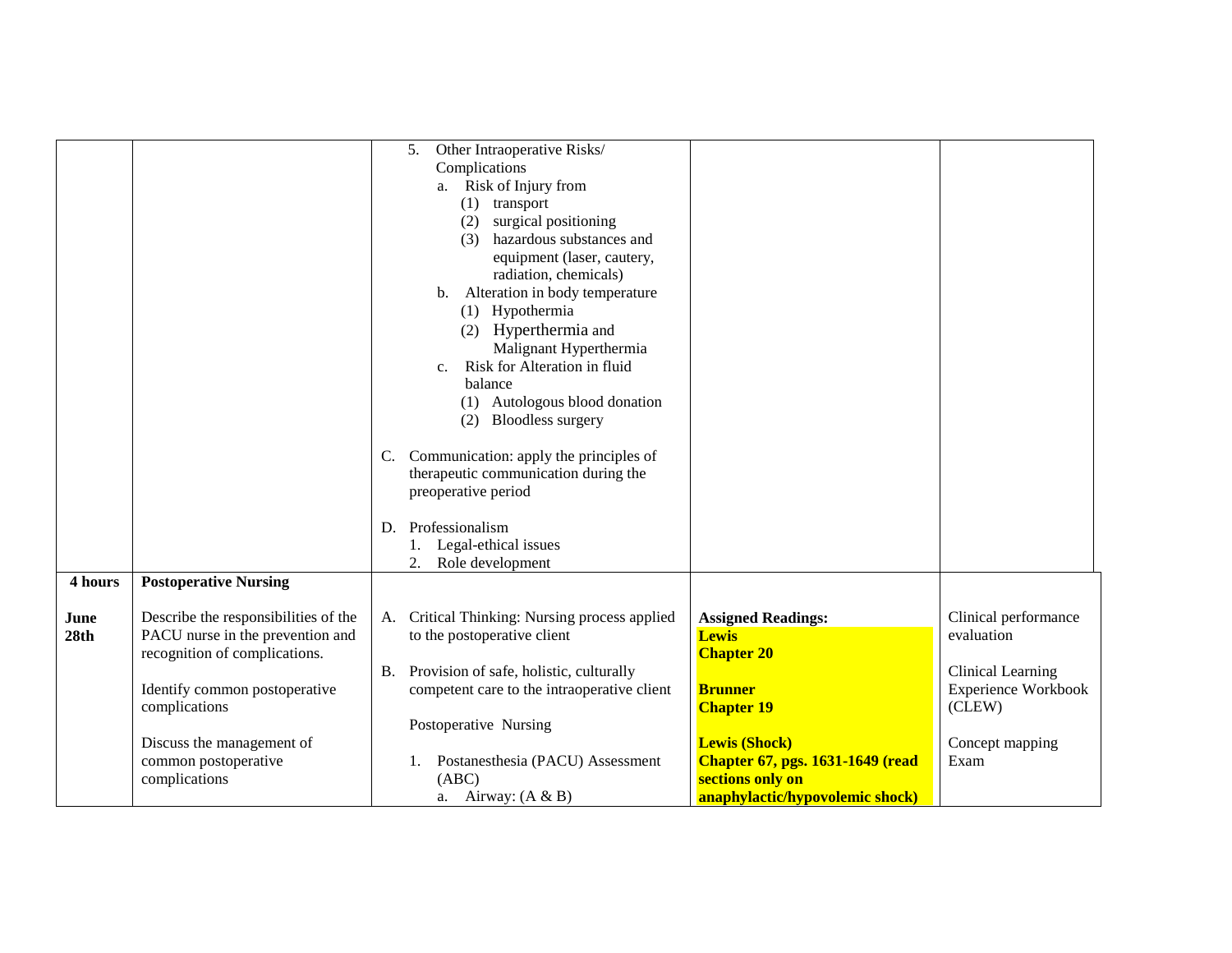| | | | | |
|---|---|---|---|---|
| | | 5. Other Intraoperative Risks/ Complications<br>a. Risk of Injury from<br>(1) transport<br>(2) surgical positioning<br>(3) hazardous substances and equipment (laser, cautery, radiation, chemicals)<br>b. Alteration in body temperature<br>(1) Hypothermia<br>(2) Hyperthermia and Malignant Hyperthermia<br>c. Risk for Alteration in fluid balance<br>(1) Autologous blood donation<br>(2) Bloodless surgery<br><br>C. Communication: apply the principles of therapeutic communication during the preoperative period<br><br>D. Professionalism<br>1. Legal-ethical issues<br>2. Role development | | |
| **4 hours**<br><br>**June 28th** | **Postoperative Nursing**<br><br>Describe the responsibilities of the PACU nurse in the prevention and recognition of complications.<br><br>Identify common postoperative complications<br><br>Discuss the management of common postoperative complications | A. Critical Thinking: Nursing process applied to the postoperative client<br><br>B. Provision of safe, holistic, culturally competent care to the intraoperative client<br><br>Postoperative Nursing<br><br>1. Postanesthesia (PACU) Assessment (ABC)<br>a. Airway: (A & B) | **Assigned Readings:**<br>**Lewis**<br>**Chapter 20**<br><br>**Brunner**<br>**Chapter 19**<br><br>**Lewis (Shock)**<br>**Chapter 67, pgs. 1631-1649 (read sections only on anaphylactic/hypovolemic shock)** | Clinical performance evaluation<br><br>Clinical Learning Experience Workbook (CLEW)<br><br>Concept mapping Exam |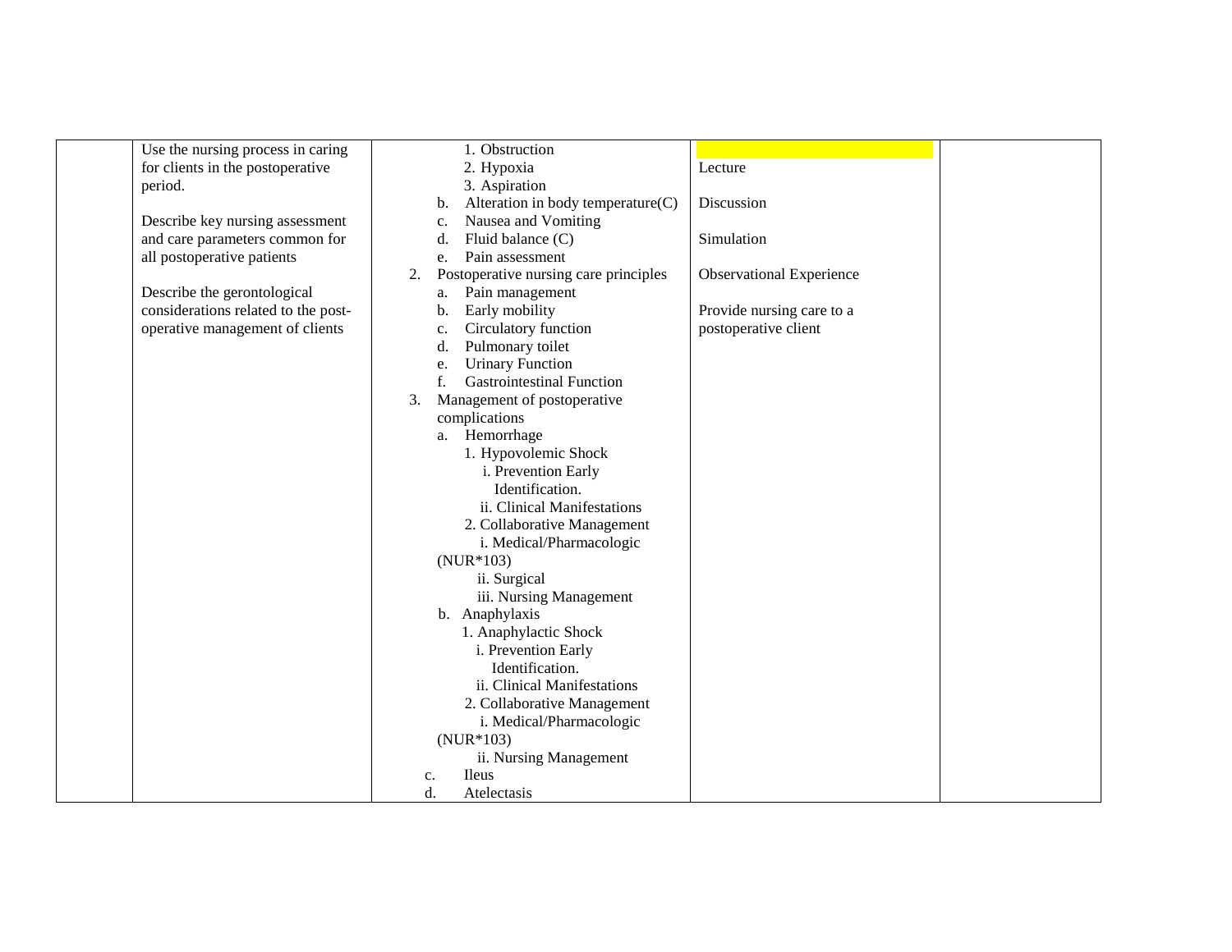| | | | | |
|---|---|---|---|---|
| | Use the nursing process in caring for clients in the postoperative period.<br><br>Describe key nursing assessment and care parameters common for all postoperative patients<br><br>Describe the gerontological considerations related to the post-operative management of clients | 1. Obstruction<br>2. Hypoxia<br>3. Aspiration<br>b. Alteration in body temperature(C)<br>c. Nausea and Vomiting<br>d. Fluid balance (C)<br>e. Pain assessment<br>2. Postoperative nursing care principles<br>a. Pain management<br>b. Early mobility<br>c. Circulatory function<br>d. Pulmonary toilet<br>e. Urinary Function<br>f. Gastrointestinal Function<br>3. Management of postoperative complications<br>a. Hemorrhage<br>1. Hypovolemic Shock<br>i. Prevention Early Identification.<br>ii. Clinical Manifestations<br>2. Collaborative Management<br>i. Medical/Pharmacologic (NUR*103)<br>ii. Surgical<br>iii. Nursing Management<br>b. Anaphylaxis<br>1. Anaphylactic Shock<br>i. Prevention Early Identification.<br>ii. Clinical Manifestations<br>2. Collaborative Management<br>i. Medical/Pharmacologic (NUR*103)<br>ii. Nursing Management<br>c. Ileus<br>d. Atelectasis | Lecture<br><br>Discussion<br><br>Simulation<br><br>Observational Experience<br><br>Provide nursing care to a postoperative client | |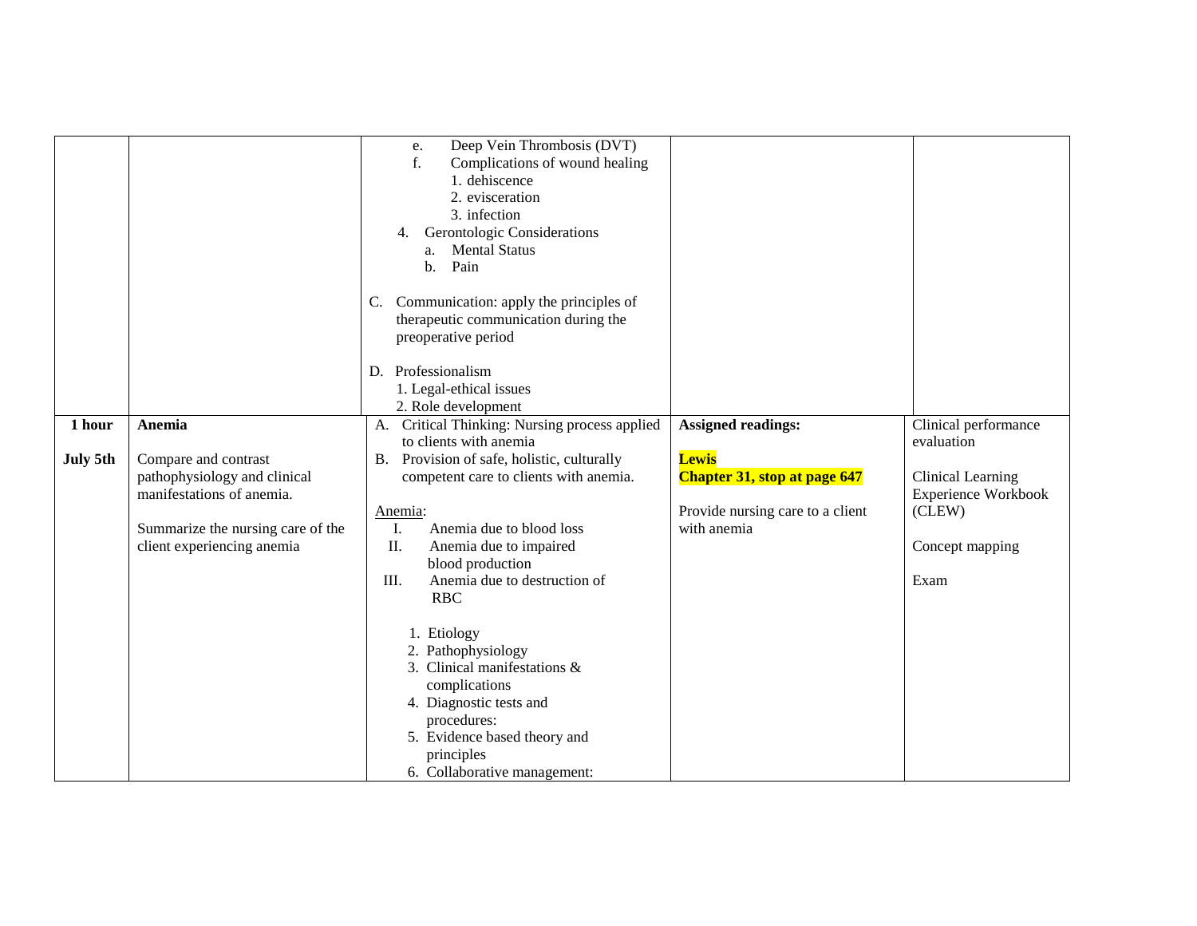| | | | | |
|---|---|---|---|---|
| | | e. Deep Vein Thrombosis (DVT)<br>f. Complications of wound healing<br>1. dehiscence<br>2. evisceration<br>3. infection<br>4. Gerontologic Considerations<br>a. Mental Status<br>b. Pain<br><br>C. Communication: apply the principles of therapeutic communication during the preoperative period<br><br>D. Professionalism<br>1. Legal-ethical issues<br>2. Role development | | |
| **1 hour**<br><br>**July 5th** | **Anemia**<br><br>Compare and contrast pathophysiology and clinical manifestations of anemia.<br><br>Summarize the nursing care of the client experiencing anemia | A. Critical Thinking: Nursing process applied to clients with anemia<br>B. Provision of safe, holistic, culturally competent care to clients with anemia.<br><br>Anemia:<br>I. Anemia due to blood loss<br>II. Anemia due to impaired blood production<br>III. Anemia due to destruction of RBC<br><br>1. Etiology<br>2. Pathophysiology<br>3. Clinical manifestations & complications<br>4. Diagnostic tests and procedures:<br>5. Evidence based theory and principles<br>6. Collaborative management: | **Assigned readings:**<br><br>**Lewis**<br>**Chapter 31, stop at page 647**<br><br>Provide nursing care to a client with anemia | Clinical performance evaluation<br><br>Clinical Learning Experience Workbook (CLEW)<br><br>Concept mapping<br><br>Exam |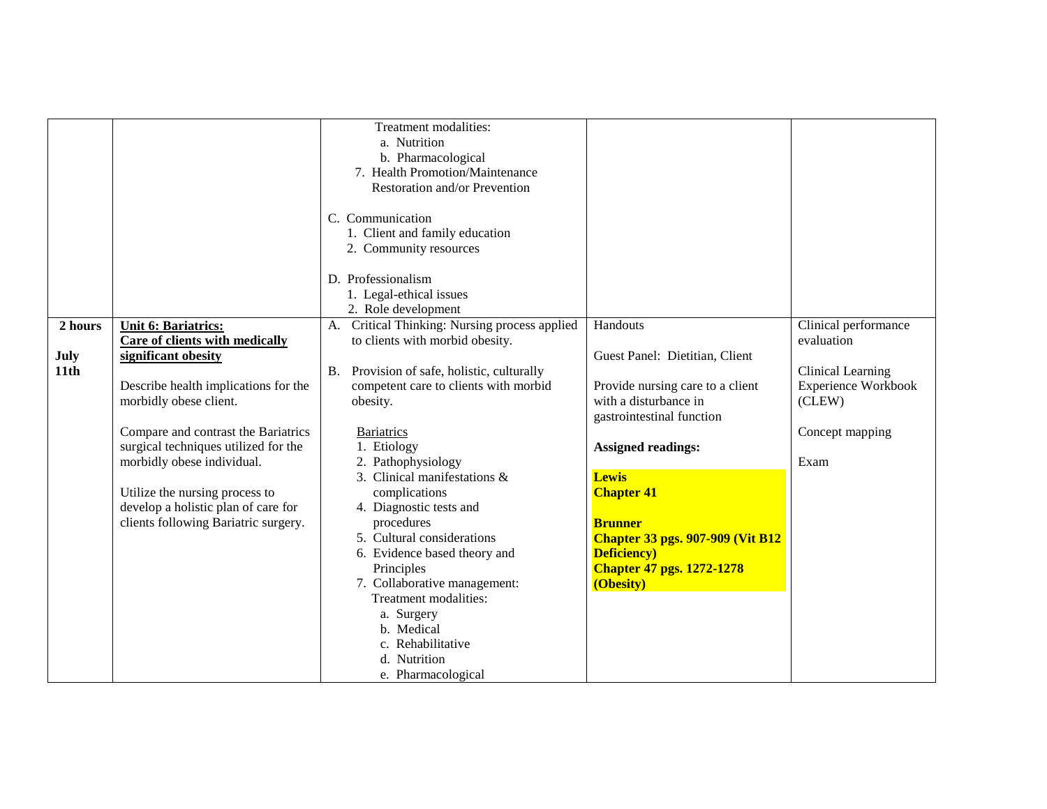| | | | | |
|---|---|---|---|---|
| | | Treatment modalities:<br>a. Nutrition<br>b. Pharmacological<br>7. Health Promotion/Maintenance Restoration and/or Prevention<br><br>C. Communication<br>1. Client and family education<br>2. Community resources<br><br>D. Professionalism<br>1. Legal-ethical issues<br>2. Role development | | |
| **2 hours**<br><br>**July 11th** | **Unit 6: Bariatrics: Care of clients with medically significant obesity**<br><br>Describe health implications for the morbidly obese client.<br><br>Compare and contrast the Bariatrics surgical techniques utilized for the morbidly obese individual.<br><br>Utilize the nursing process to develop a holistic plan of care for clients following Bariatric surgery. | A. Critical Thinking: Nursing process applied to clients with morbid obesity.<br><br>B. Provision of safe, holistic, culturally competent care to clients with morbid obesity.<br><br>Bariatrics<br>1. Etiology<br>2. Pathophysiology<br>3. Clinical manifestations & complications<br>4. Diagnostic tests and procedures<br>5. Cultural considerations<br>6. Evidence based theory and Principles<br>7. Collaborative management:<br>Treatment modalities:<br>a. Surgery<br>b. Medical<br>c. Rehabilitative<br>d. Nutrition<br>e. Pharmacological | Handouts<br><br>Guest Panel: Dietitian, Client<br><br>Provide nursing care to a client with a disturbance in gastrointestinal function<br><br>**Assigned readings:**<br><br>**Lewis**<br>**Chapter 41**<br><br>**Brunner**<br>**Chapter 33 pgs. 907-909 (Vit B12 Deficiency)**<br>**Chapter 47 pgs. 1272-1278 (Obesity)** | Clinical performance evaluation<br><br>Clinical Learning Experience Workbook (CLEW)<br><br>Concept mapping<br><br>Exam |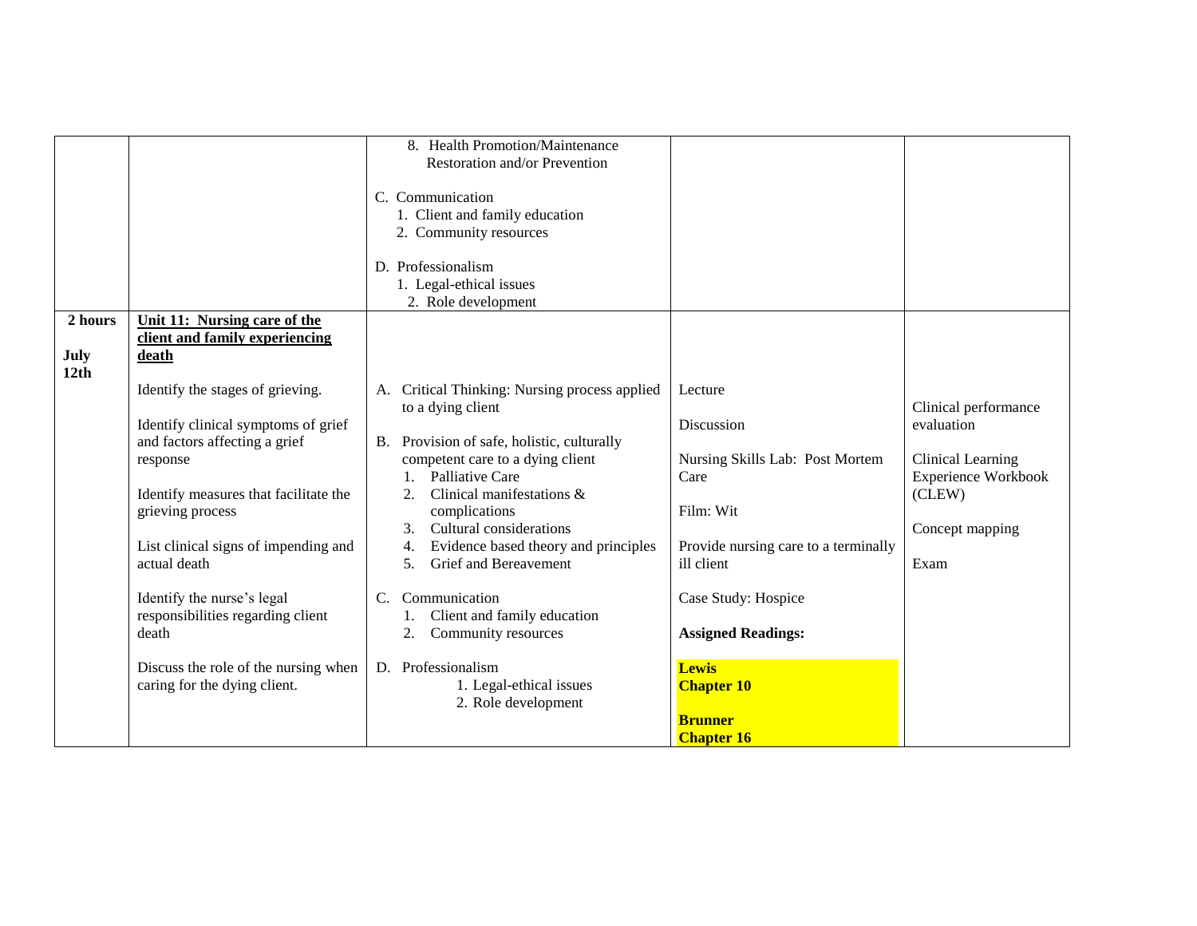| | | | | |
|---|---|---|---|---|
| | | 8. Health Promotion/Maintenance Restoration and/or Prevention<br><br>C. Communication<br>1. Client and family education<br>2. Community resources<br><br>D. Professionalism<br>1. Legal-ethical issues<br>2. Role development | | |
| **2 hours**<br><br>**July 12th** | **<u>Unit 11: Nursing care of the client and family experiencing death</u>**<br><br>Identify the stages of grieving.<br><br>Identify clinical symptoms of grief and factors affecting a grief response<br><br>Identify measures that facilitate the grieving process<br><br>List clinical signs of impending and actual death<br><br>Identify the nurse's legal responsibilities regarding client death<br><br>Discuss the role of the nursing when caring for the dying client. | A. Critical Thinking: Nursing process applied to a dying client<br><br>B. Provision of safe, holistic, culturally competent care to a dying client<br>1. Palliative Care<br>2. Clinical manifestations & complications<br>3. Cultural considerations<br>4. Evidence based theory and principles<br>5. Grief and Bereavement<br><br>C. Communication<br>1. Client and family education<br>2. Community resources<br><br>D. Professionalism<br>1. Legal-ethical issues<br>2. Role development | Lecture<br><br>Discussion<br><br>Nursing Skills Lab: Post Mortem Care<br><br>Film: Wit<br><br>Provide nursing care to a terminally ill client<br><br>Case Study: Hospice<br><br>**Assigned Readings:**<br><br>**Lewis**<br>**Chapter 10**<br><br>**Brunner**<br>**Chapter 16** | Clinical performance evaluation<br><br>Clinical Learning Experience Workbook (CLEW)<br><br>Concept mapping<br><br>Exam |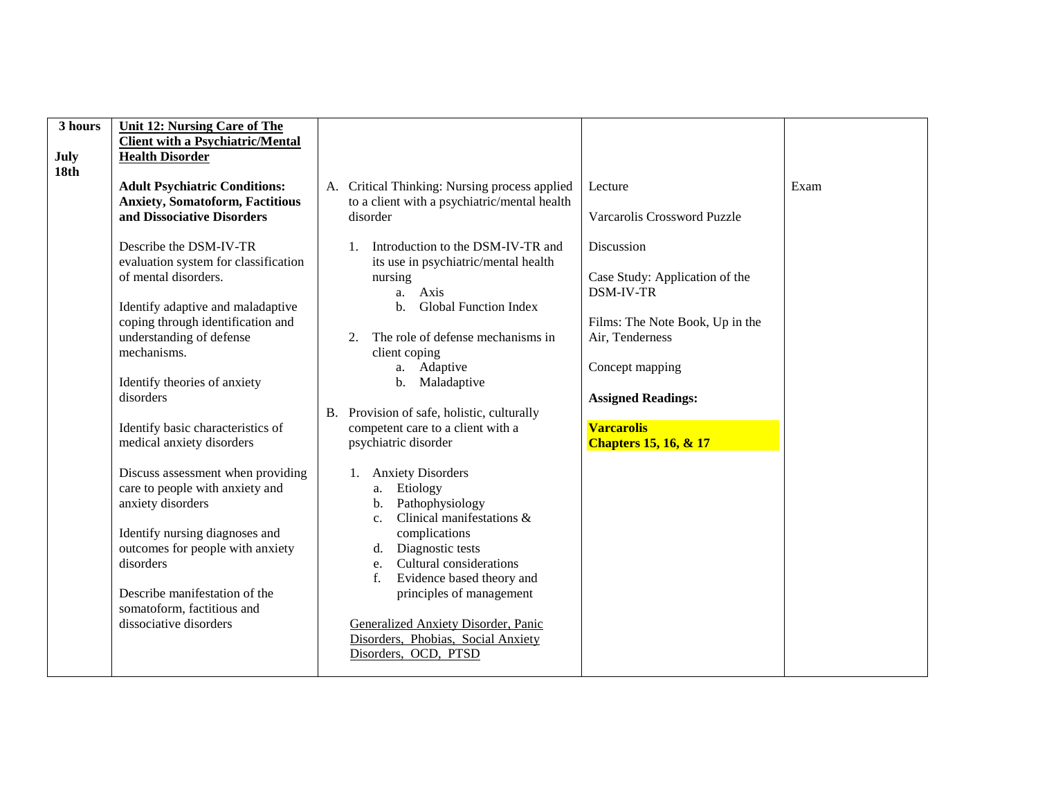| 3 hours<br><br>July 18th | **Unit 12: Nursing Care of The Client with a Psychiatric/Mental Health Disorder**<br><br>**Adult Psychiatric Conditions: Anxiety, Somatoform, Factitious and Dissociative Disorders**<br><br>Describe the DSM-IV-TR evaluation system for classification of mental disorders.<br><br>Identify adaptive and maladaptive coping through identification and understanding of defense mechanisms.<br><br>Identify theories of anxiety disorders<br><br>Identify basic characteristics of medical anxiety disorders<br><br>Discuss assessment when providing care to people with anxiety and anxiety disorders<br><br>Identify nursing diagnoses and outcomes for people with anxiety disorders<br><br>Describe manifestation of the somatoform, factitious and dissociative disorders | A. Critical Thinking: Nursing process applied to a client with a psychiatric/mental health disorder<br><br>1. Introduction to the DSM-IV-TR and its use in psychiatric/mental health nursing<br>a. Axis<br>b. Global Function Index<br><br>2. The role of defense mechanisms in client coping<br>a. Adaptive<br>b. Maladaptive<br><br>B. Provision of safe, holistic, culturally competent care to a client with a psychiatric disorder<br><br>1. Anxiety Disorders<br>a. Etiology<br>b. Pathophysiology<br>c. Clinical manifestations & complications<br>d. Diagnostic tests<br>e. Cultural considerations<br>f. Evidence based theory and principles of management<br><br>Generalized Anxiety Disorder, Panic Disorders, Phobias, Social Anxiety Disorders, OCD, PTSD | Lecture<br><br>Varcarolis Crossword Puzzle<br><br>Discussion<br><br>Case Study: Application of the DSM-IV-TR<br><br>Films: The Note Book, Up in the Air, Tenderness<br><br>Concept mapping<br><br>**Assigned Readings:**<br><br>**Varcarolis Chapters 15, 16, & 17** | Exam |
|---|---|---|---|---|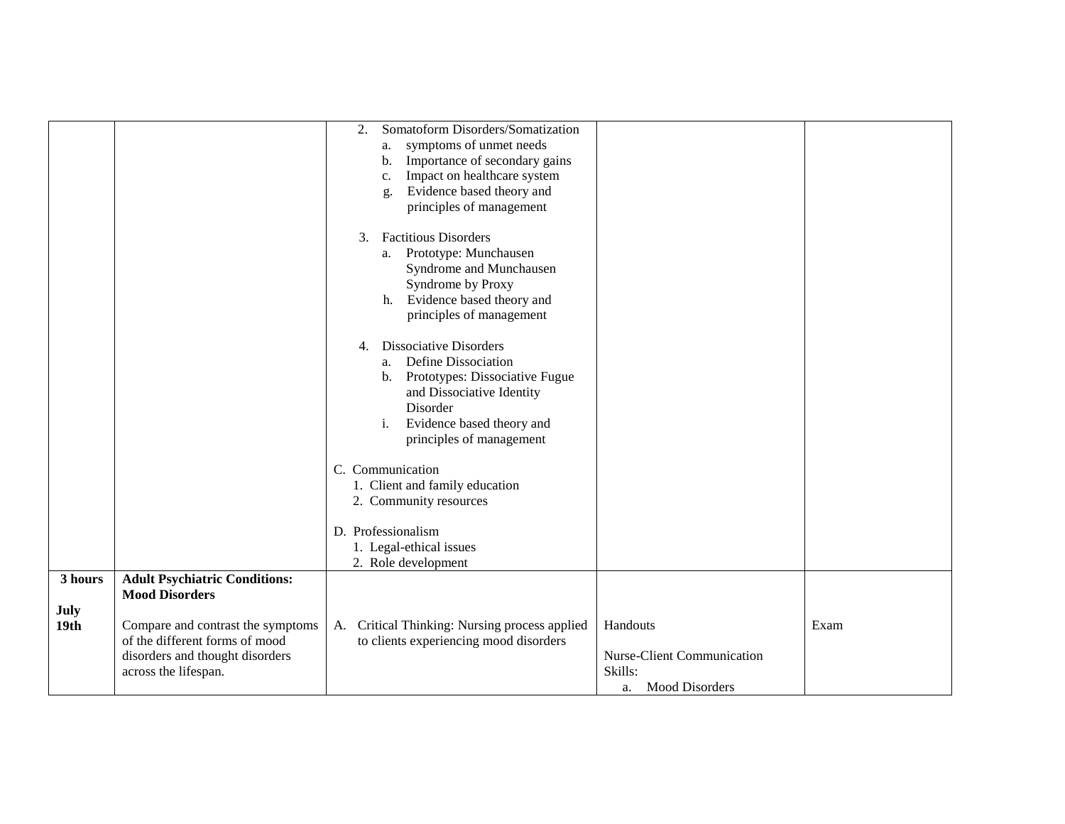| | | | | |
|---|---|---|---|---|
| | | 2. Somatoform Disorders/Somatization<br>a. symptoms of unmet needs<br>b. Importance of secondary gains<br>c. Impact on healthcare system<br>g. Evidence based theory and principles of management<br><br>3. Factitious Disorders<br>a. Prototype: Munchausen Syndrome and Munchausen Syndrome by Proxy<br>h. Evidence based theory and principles of management<br><br>4. Dissociative Disorders<br>a. Define Dissociation<br>b. Prototypes: Dissociative Fugue and Dissociative Identity Disorder<br>i. Evidence based theory and principles of management<br><br>C. Communication<br>1. Client and family education<br>2. Community resources<br><br>D. Professionalism<br>1. Legal-ethical issues<br>2. Role development | | |
| **3 hours**<br><br>**July 19th** | **Adult Psychiatric Conditions: Mood Disorders**<br><br>Compare and contrast the symptoms of the different forms of mood disorders and thought disorders across the lifespan. | A. Critical Thinking: Nursing process applied to clients experiencing mood disorders | Handouts<br><br>Nurse-Client Communication Skills:<br>a. Mood Disorders | Exam |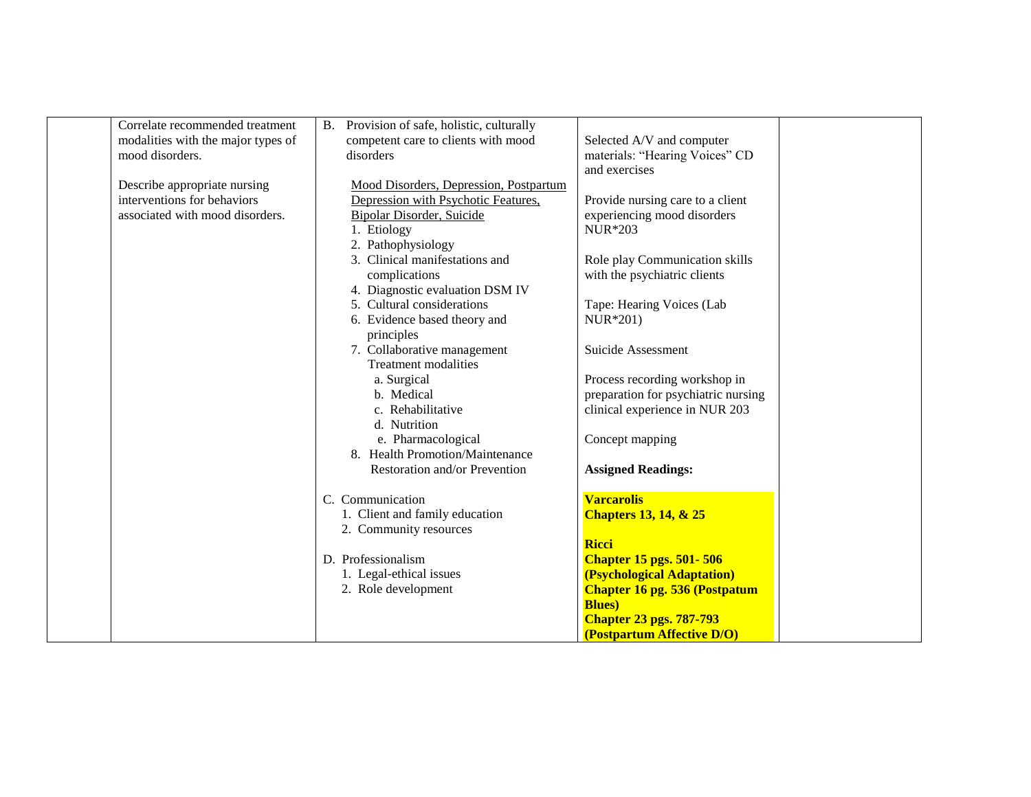| | | | | |
|---|---|---|---|---|
| | Correlate recommended treatment modalities with the major types of mood disorders.<br><br>Describe appropriate nursing interventions for behaviors associated with mood disorders. | B. Provision of safe, holistic, culturally competent care to clients with mood disorders<br><br>Mood Disorders, Depression, Postpartum Depression with Psychotic Features, Bipolar Disorder, Suicide<br>1. Etiology<br>2. Pathophysiology<br>3. Clinical manifestations and complications<br>4. Diagnostic evaluation DSM IV<br>5. Cultural considerations<br>6. Evidence based theory and principles<br>7. Collaborative management Treatment modalities<br>a. Surgical<br>b. Medical<br>c. Rehabilitative<br>d. Nutrition<br>e. Pharmacological<br>8. Health Promotion/Maintenance Restoration and/or Prevention<br><br>C. Communication<br>1. Client and family education<br>2. Community resources<br><br>D. Professionalism<br>1. Legal-ethical issues<br>2. Role development | Selected A/V and computer materials: "Hearing Voices" CD and exercises<br><br>Provide nursing care to a client experiencing mood disorders NUR*203<br><br>Role play Communication skills with the psychiatric clients<br><br>Tape: Hearing Voices (Lab NUR*201)<br><br>Suicide Assessment<br><br>Process recording workshop in preparation for psychiatric nursing clinical experience in NUR 203<br><br>Concept mapping<br><br>**Assigned Readings:**<br><br>**Varcarolis**<br>**Chapters 13, 14, & 25**<br><br>**Ricci**<br>**Chapter 15 pgs. 501- 506 (Psychological Adaptation)**<br>**Chapter 16 pg. 536 (Postpatum Blues)**<br>**Chapter 23 pgs. 787-793 (Postpartum Affective D/O)** | |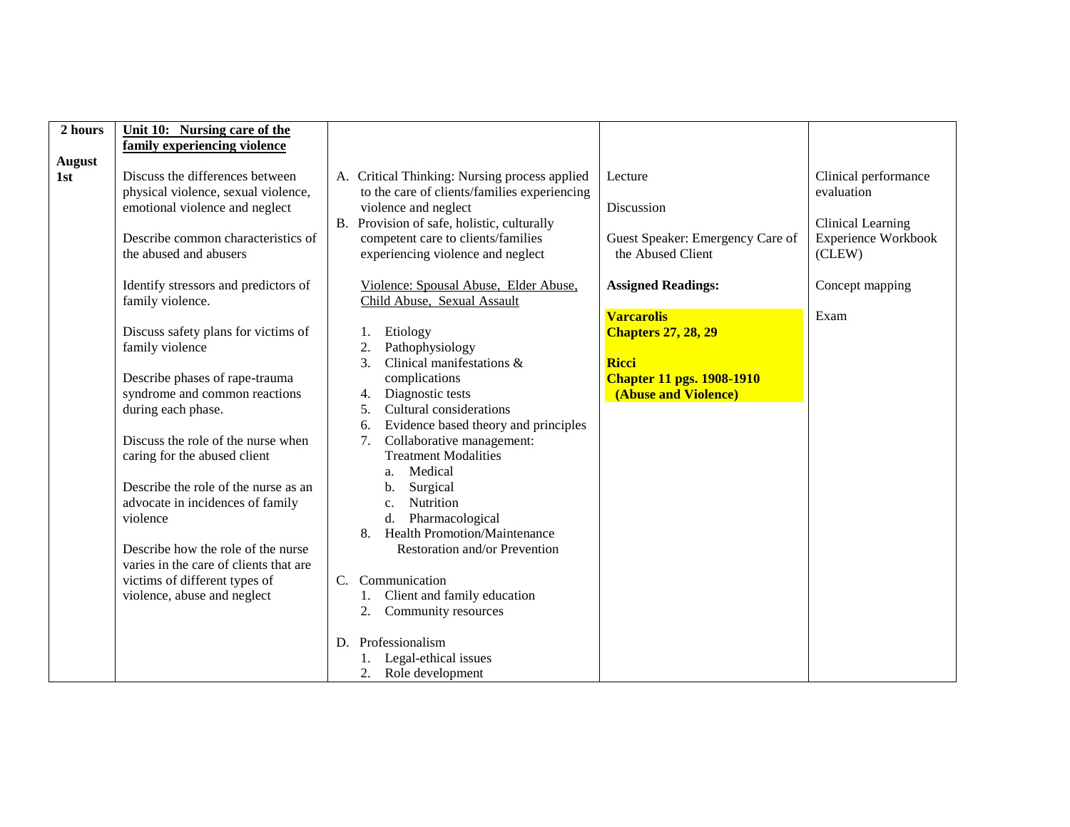| 2 hours<br><br>**August 1st** | **<u>Unit 10: Nursing care of the family experiencing violence</u>**<br><br>Discuss the differences between physical violence, sexual violence, emotional violence and neglect<br><br>Describe common characteristics of the abused and abusers<br><br>Identify stressors and predictors of family violence.<br><br>Discuss safety plans for victims of family violence<br><br>Describe phases of rape-trauma syndrome and common reactions during each phase.<br><br>Discuss the role of the nurse when caring for the abused client<br><br>Describe the role of the nurse as an advocate in incidences of family violence<br><br>Describe how the role of the nurse varies in the care of clients that are victims of different types of violence, abuse and neglect | A. Critical Thinking: Nursing process applied to the care of clients/families experiencing violence and neglect<br>B. Provision of safe, holistic, culturally competent care to clients/families experiencing violence and neglect<br><br><u>Violence: Spousal Abuse, Elder Abuse, Child Abuse, Sexual Assault</u><br><br>1. Etiology<br>2. Pathophysiology<br>3. Clinical manifestations & complications<br>4. Diagnostic tests<br>5. Cultural considerations<br>6. Evidence based theory and principles<br>7. Collaborative management: Treatment Modalities<br>a. Medical<br>b. Surgical<br>c. Nutrition<br>d. Pharmacological<br>8. Health Promotion/Maintenance Restoration and/or Prevention<br><br>C. Communication<br>1. Client and family education<br>2. Community resources<br><br>D. Professionalism<br>1. Legal-ethical issues<br>2. Role development | Lecture<br><br>Discussion<br><br>Guest Speaker: Emergency Care of the Abused Client<br><br>**Assigned Readings:**<br><br>**Varcarolis**<br>**Chapters 27, 28, 29**<br><br>**Ricci**<br>**Chapter 11 pgs. 1908-1910 (Abuse and Violence)** | Clinical performance evaluation<br><br>Clinical Learning Experience Workbook (CLEW)<br><br>Concept mapping<br><br>Exam |
|---|---|---|---|---|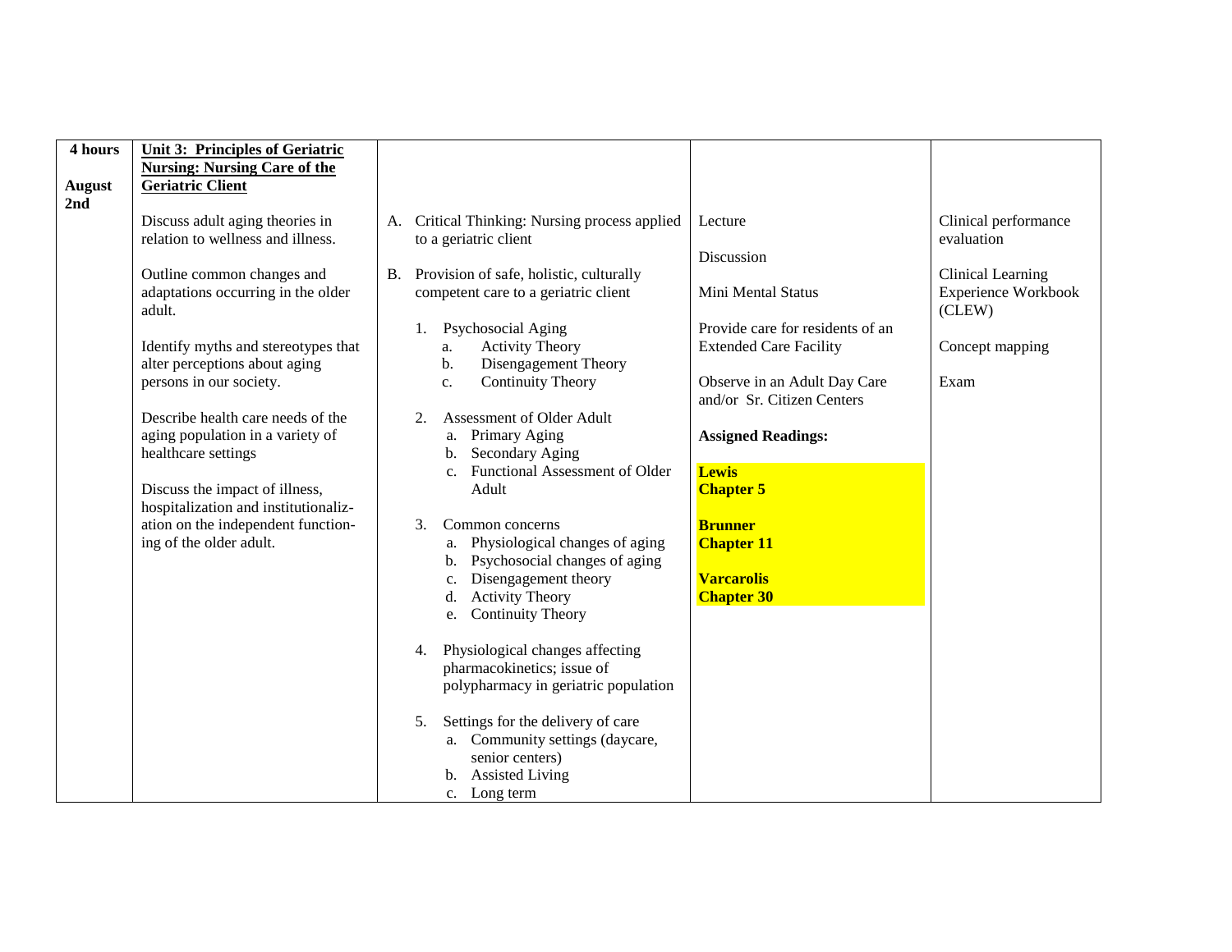| 4 hours<br><br>**August 2nd** | **Unit 3: Principles of Geriatric Nursing: Nursing Care of the Geriatric Client**<br><br>Discuss adult aging theories in relation to wellness and illness.<br><br>Outline common changes and adaptations occurring in the older adult.<br><br>Identify myths and stereotypes that alter perceptions about aging persons in our society.<br><br>Describe health care needs of the aging population in a variety of healthcare settings<br><br>Discuss the impact of illness, hospitalization and institutionalization on the independent functioning of the older adult. | A. Critical Thinking: Nursing process applied to a geriatric client<br><br>B. Provision of safe, holistic, culturally competent care to a geriatric client<br><br>1. Psychosocial Aging<br>a. Activity Theory<br>b. Disengagement Theory<br>c. Continuity Theory<br><br>2. Assessment of Older Adult<br>a. Primary Aging<br>b. Secondary Aging<br>c. Functional Assessment of Older Adult<br><br>3. Common concerns<br>a. Physiological changes of aging<br>b. Psychosocial changes of aging<br>c. Disengagement theory<br>d. Activity Theory<br>e. Continuity Theory<br><br>4. Physiological changes affecting pharmacokinetics; issue of polypharmacy in geriatric population<br><br>5. Settings for the delivery of care<br>a. Community settings (daycare, senior centers)<br>b. Assisted Living<br>c. Long term | Lecture<br><br>Discussion<br><br>Mini Mental Status<br><br>Provide care for residents of an Extended Care Facility<br><br>Observe in an Adult Day Care and/or Sr. Citizen Centers<br><br>**Assigned Readings:**<br><br>**Lewis Chapter 5**<br><br>**Brunner Chapter 11**<br><br>**Varcarolis Chapter 30** | Clinical performance evaluation<br><br>Clinical Learning Experience Workbook (CLEW)<br><br>Concept mapping<br><br>Exam |
|---|---|---|---|---|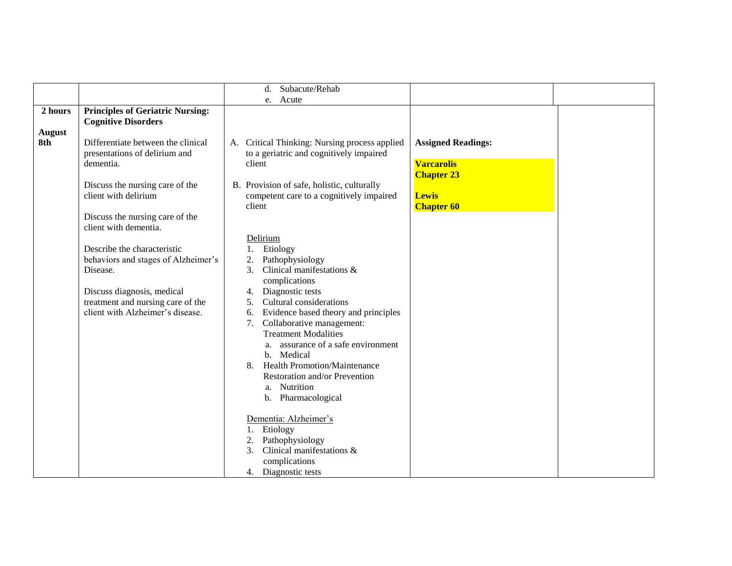| | | | | |
|---|---|---|---|---|
| | | d. Subacute/Rehab<br>e. Acute | | |
| **2 hours**<br><br>**August 8th** | **Principles of Geriatric Nursing: Cognitive Disorders**<br><br>Differentiate between the clinical presentations of delirium and dementia.<br><br>Discuss the nursing care of the client with delirium<br><br>Discuss the nursing care of the client with dementia.<br><br>Describe the characteristic behaviors and stages of Alzheimer's Disease.<br><br>Discuss diagnosis, medical treatment and nursing care of the client with Alzheimer's disease. | A. Critical Thinking: Nursing process applied to a geriatric and cognitively impaired client<br><br>B. Provision of safe, holistic, culturally competent care to a cognitively impaired client<br><br>Delirium<br>1. Etiology<br>2. Pathophysiology<br>3. Clinical manifestations & complications<br>4. Diagnostic tests<br>5. Cultural considerations<br>6. Evidence based theory and principles<br>7. Collaborative management: Treatment Modalities<br>a. assurance of a safe environment<br>b. Medical<br>8. Health Promotion/Maintenance Restoration and/or Prevention<br>a. Nutrition<br>b. Pharmacological<br><br>Dementia: Alzheimer's<br>1. Etiology<br>2. Pathophysiology<br>3. Clinical manifestations & complications<br>4. Diagnostic tests | **Assigned Readings:**<br><br>**Varcarolis Chapter 23**<br><br>**Lewis Chapter 60** | |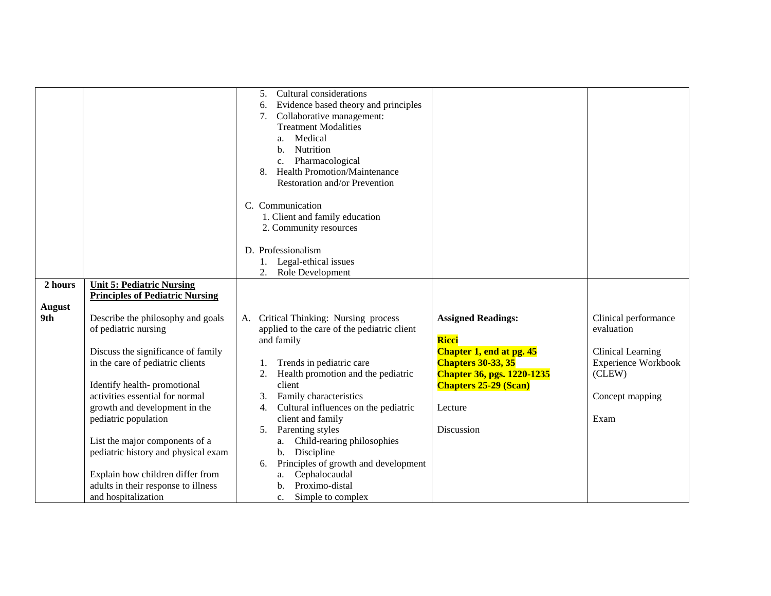| | | | | |
|---|---|---|---|---|
| | | 5. Cultural considerations<br>6. Evidence based theory and principles<br>7. Collaborative management: Treatment Modalities<br>a. Medical<br>b. Nutrition<br>c. Pharmacological<br>8. Health Promotion/Maintenance Restoration and/or Prevention<br><br>C. Communication<br>1. Client and family education<br>2. Community resources<br><br>D. Professionalism<br>1. Legal-ethical issues<br>2. Role Development | | |
| **2 hours**<br><br>**August 9th** | **Unit 5: Pediatric Nursing**<br>**Principles of Pediatric Nursing**<br><br>Describe the philosophy and goals of pediatric nursing<br><br>Discuss the significance of family in the care of pediatric clients<br><br>Identify health- promotional activities essential for normal growth and development in the pediatric population<br><br>List the major components of a pediatric history and physical exam<br><br>Explain how children differ from adults in their response to illness and hospitalization | A. Critical Thinking: Nursing process applied to the care of the pediatric client and family<br><br>1. Trends in pediatric care<br>2. Health promotion and the pediatric client<br>3. Family characteristics<br>4. Cultural influences on the pediatric client and family<br>5. Parenting styles<br>a. Child-rearing philosophies<br>b. Discipline<br>6. Principles of growth and development<br>a. Cephalocaudal<br>b. Proximo-distal<br>c. Simple to complex | **Assigned Readings:**<br><br>**Ricci**<br>**Chapter 1, end at pg. 45**<br>**Chapters 30-33, 35**<br>**Chapter 36, pgs. 1220-1235**<br>**Chapters 25-29 (Scan)**<br><br>Lecture<br><br>Discussion | Clinical performance evaluation<br><br>Clinical Learning Experience Workbook (CLEW)<br><br>Concept mapping<br><br>Exam |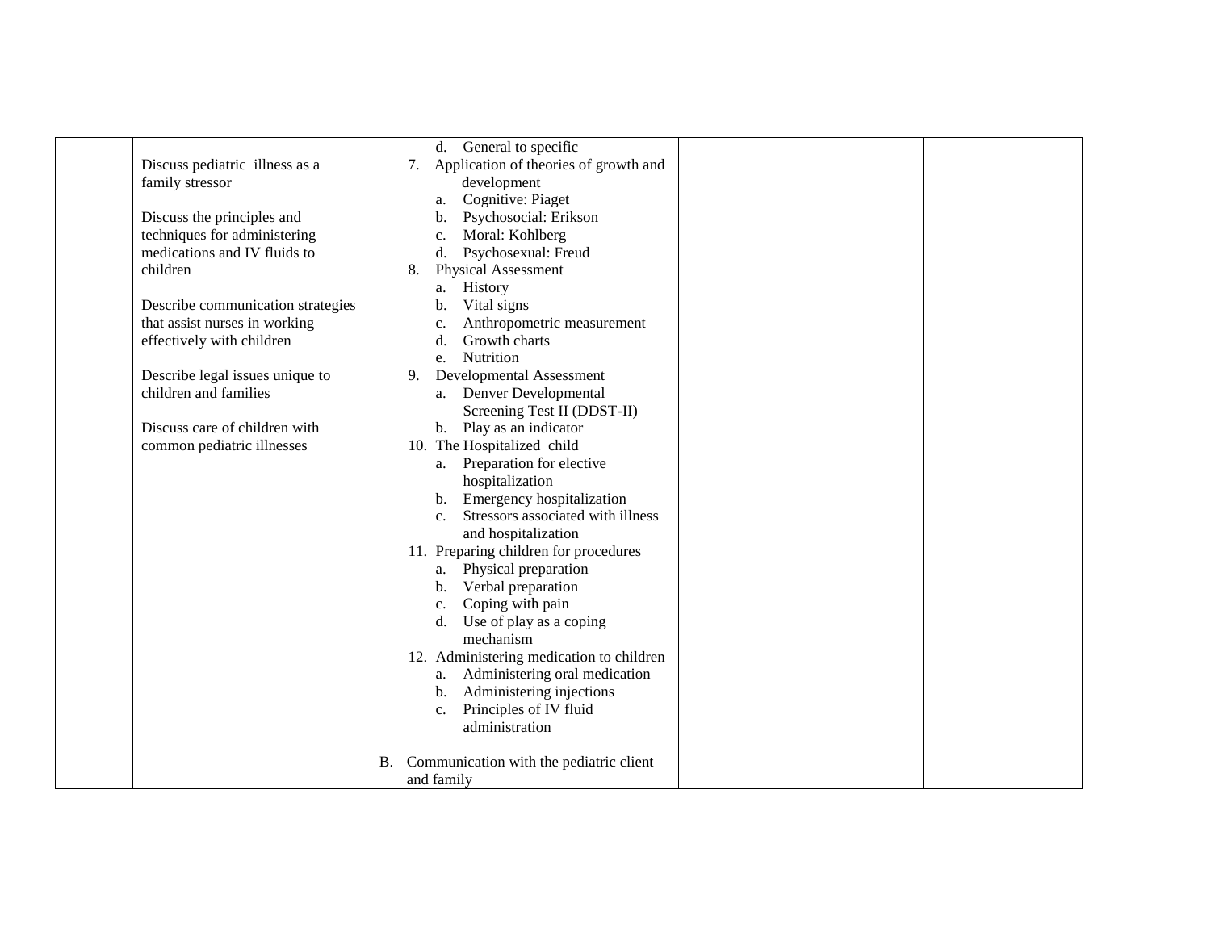| | | | | |
|---|---|---|---|---|
| | Discuss pediatric illness as a family stressor<br><br>Discuss the principles and techniques for administering medications and IV fluids to children<br><br>Describe communication strategies that assist nurses in working effectively with children<br><br>Describe legal issues unique to children and families<br><br>Discuss care of children with common pediatric illnesses | d. General to specific<br>7. Application of theories of growth and development<br>a. Cognitive: Piaget<br>b. Psychosocial: Erikson<br>c. Moral: Kohlberg<br>d. Psychosexual: Freud<br>8. Physical Assessment<br>a. History<br>b. Vital signs<br>c. Anthropometric measurement<br>d. Growth charts<br>e. Nutrition<br>9. Developmental Assessment<br>a. Denver Developmental Screening Test II (DDST-II)<br>b. Play as an indicator<br>10. The Hospitalized child<br>a. Preparation for elective hospitalization<br>b. Emergency hospitalization<br>c. Stressors associated with illness and hospitalization<br>11. Preparing children for procedures<br>a. Physical preparation<br>b. Verbal preparation<br>c. Coping with pain<br>d. Use of play as a coping mechanism<br>12. Administering medication to children<br>a. Administering oral medication<br>b. Administering injections<br>c. Principles of IV fluid administration<br><br>B. Communication with the pediatric client and family | | |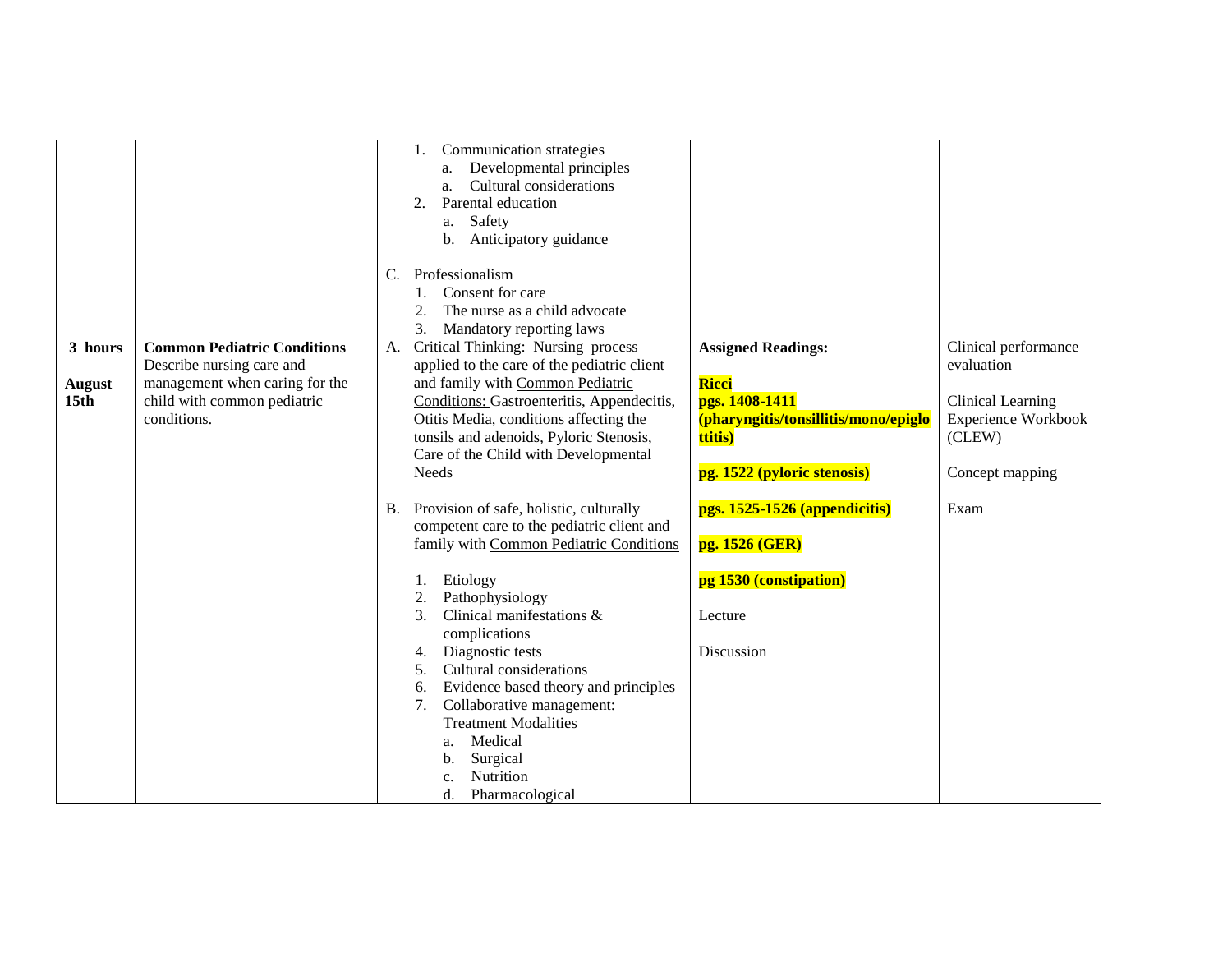| | | | | |
|---|---|---|---|---|
| | | 1. Communication strategies<br>a. Developmental principles<br>a. Cultural considerations<br>2. Parental education<br>a. Safety<br>b. Anticipatory guidance<br><br>C. Professionalism<br>1. Consent for care<br>2. The nurse as a child advocate<br>3. Mandatory reporting laws | | |
| **3 hours**<br><br>**August 15th** | **Common Pediatric Conditions**<br>Describe nursing care and management when caring for the child with common pediatric conditions. | A. Critical Thinking: Nursing process applied to the care of the pediatric client and family with Common Pediatric Conditions: Gastroenteritis, Appendecitis, Otitis Media, conditions affecting the tonsils and adenoids, Pyloric Stenosis, Care of the Child with Developmental Needs<br><br>B. Provision of safe, holistic, culturally competent care to the pediatric client and family with Common Pediatric Conditions<br><br>1. Etiology<br>2. Pathophysiology<br>3. Clinical manifestations & complications<br>4. Diagnostic tests<br>5. Cultural considerations<br>6. Evidence based theory and principles<br>7. Collaborative management: Treatment Modalities<br>a. Medical<br>b. Surgical<br>c. Nutrition<br>d. Pharmacological | **Assigned Readings:**<br><br>**Ricci**<br>**pgs. 1408-1411 (pharyngitis/tonsillitis/mono/epiglottitis)**<br><br>**pg. 1522 (pyloric stenosis)**<br><br>**pgs. 1525-1526 (appendicitis)**<br><br>**pg. 1526 (GER)**<br><br>**pg 1530 (constipation)**<br><br>Lecture<br><br>Discussion | Clinical performance evaluation<br><br>Clinical Learning Experience Workbook (CLEW)<br><br>Concept mapping<br><br>Exam |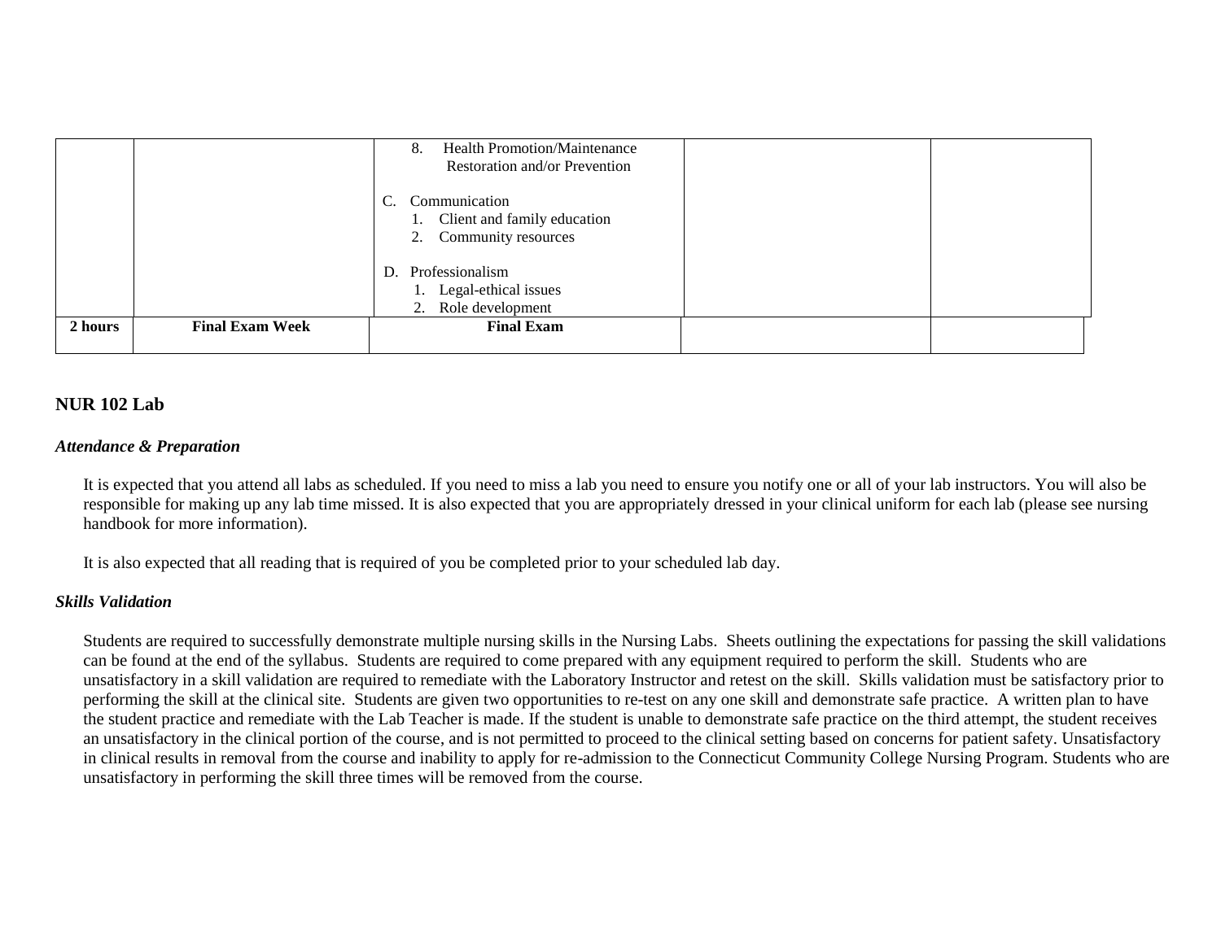| | | | | |
|---|---|---|---|---|
| | | 8. Health Promotion/Maintenance Restoration and/or Prevention<br><br>C. Communication<br>1. Client and family education<br>2. Community resources<br><br>D. Professionalism<br>1. Legal-ethical issues<br>2. Role development | | |
| **2 hours** | **Final Exam Week** | **Final Exam** | | |

## NUR 102 Lab

### *Attendance & Preparation*

It is expected that you attend all labs as scheduled. If you need to miss a lab you need to ensure you notify one or all of your lab instructors. You will also be responsible for making up any lab time missed. It is also expected that you are appropriately dressed in your clinical uniform for each lab (please see nursing handbook for more information).

It is also expected that all reading that is required of you be completed prior to your scheduled lab day.

### *Skills Validation*

Students are required to successfully demonstrate multiple nursing skills in the Nursing Labs. Sheets outlining the expectations for passing the skill validations can be found at the end of the syllabus. Students are required to come prepared with any equipment required to perform the skill. Students who are unsatisfactory in a skill validation are required to remediate with the Laboratory Instructor and retest on the skill. Skills validation must be satisfactory prior to performing the skill at the clinical site. Students are given two opportunities to re-test on any one skill and demonstrate safe practice. A written plan to have the student practice and remediate with the Lab Teacher is made. If the student is unable to demonstrate safe practice on the third attempt, the student receives an unsatisfactory in the clinical portion of the course, and is not permitted to proceed to the clinical setting based on concerns for patient safety. Unsatisfactory in clinical results in removal from the course and inability to apply for re-admission to the Connecticut Community College Nursing Program. Students who are unsatisfactory in performing the skill three times will be removed from the course.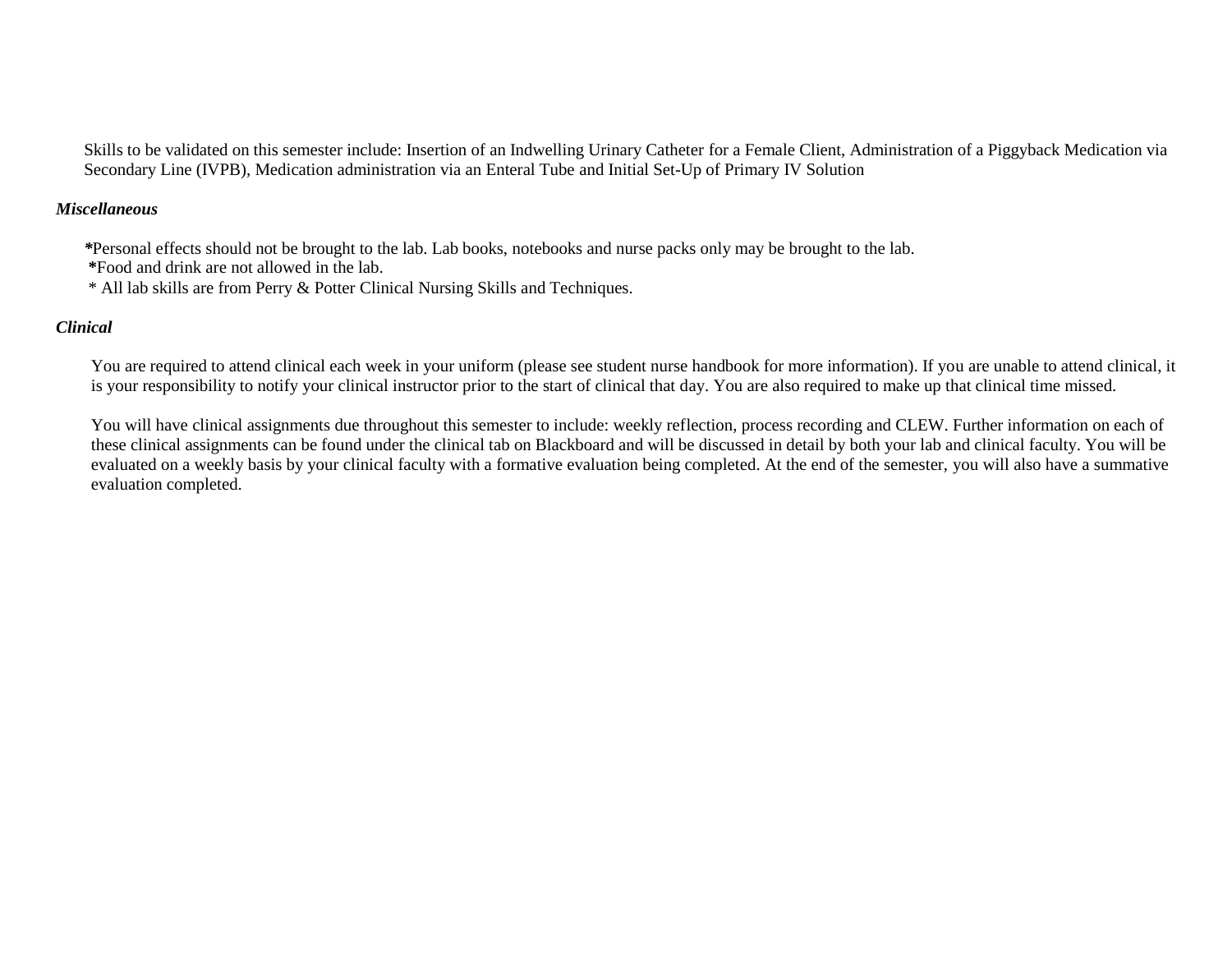Skills to be validated on this semester include: Insertion of an Indwelling Urinary Catheter for a Female Client, Administration of a Piggyback Medication via Secondary Line (IVPB), Medication administration via an Enteral Tube and Initial Set-Up of Primary IV Solution

***Miscellaneous***

***Personal effects should not be brought to the lab. Lab books, notebooks and nurse packs only may be brought to the lab.**

***Food and drink are not allowed in the lab.**

* All lab skills are from Perry & Potter Clinical Nursing Skills and Techniques.

***Clinical***

You are required to attend clinical each week in your uniform (please see student nurse handbook for more information). If you are unable to attend clinical, it is your responsibility to notify your clinical instructor prior to the start of clinical that day. You are also required to make up that clinical time missed.

You will have clinical assignments due throughout this semester to include: weekly reflection, process recording and CLEW. Further information on each of these clinical assignments can be found under the clinical tab on Blackboard and will be discussed in detail by both your lab and clinical faculty. You will be evaluated on a weekly basis by your clinical faculty with a formative evaluation being completed. At the end of the semester, you will also have a summative evaluation completed.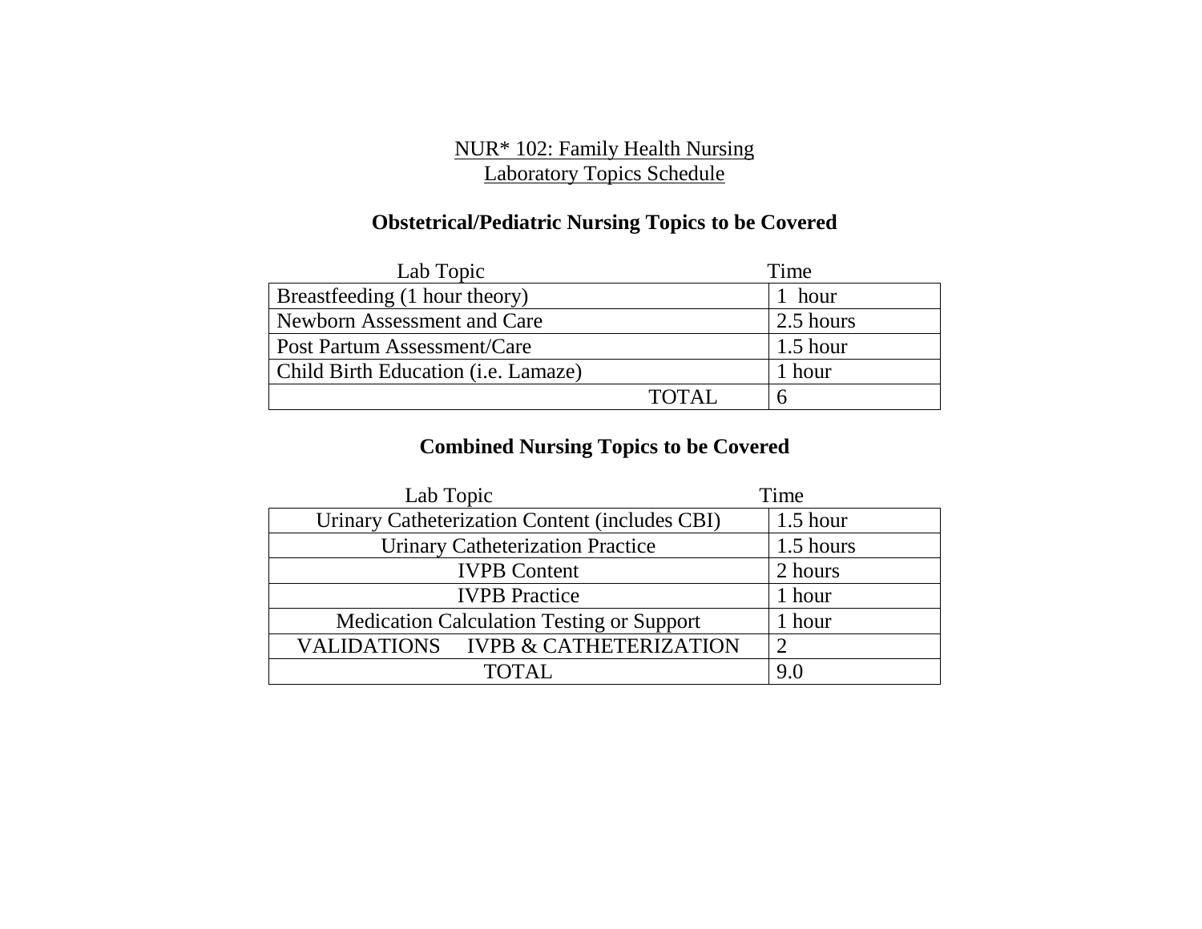NUR* 102: Family Health Nursing
Laboratory Topics Schedule

## Obstetrical/Pediatric Nursing Topics to be Covered

| Lab Topic | Time |
|---|---|
| Breastfeeding (1 hour theory) | 1 hour |
| Newborn Assessment and Care | 2.5 hours |
| Post Partum Assessment/Care | 1.5 hour |
| Child Birth Education (i.e. Lamaze) | 1 hour |
| TOTAL | 6 |

## Combined Nursing Topics to be Covered

| Lab Topic | Time |
|---|---|
| Urinary Catheterization Content (includes CBI) | 1.5 hour |
| Urinary Catheterization Practice | 1.5 hours |
| IVPB Content | 2 hours |
| IVPB Practice | 1 hour |
| Medication Calculation Testing or Support | 1 hour |
| VALIDATIONS IVPB & CATHETERIZATION | 2 |
| TOTAL | 9.0 |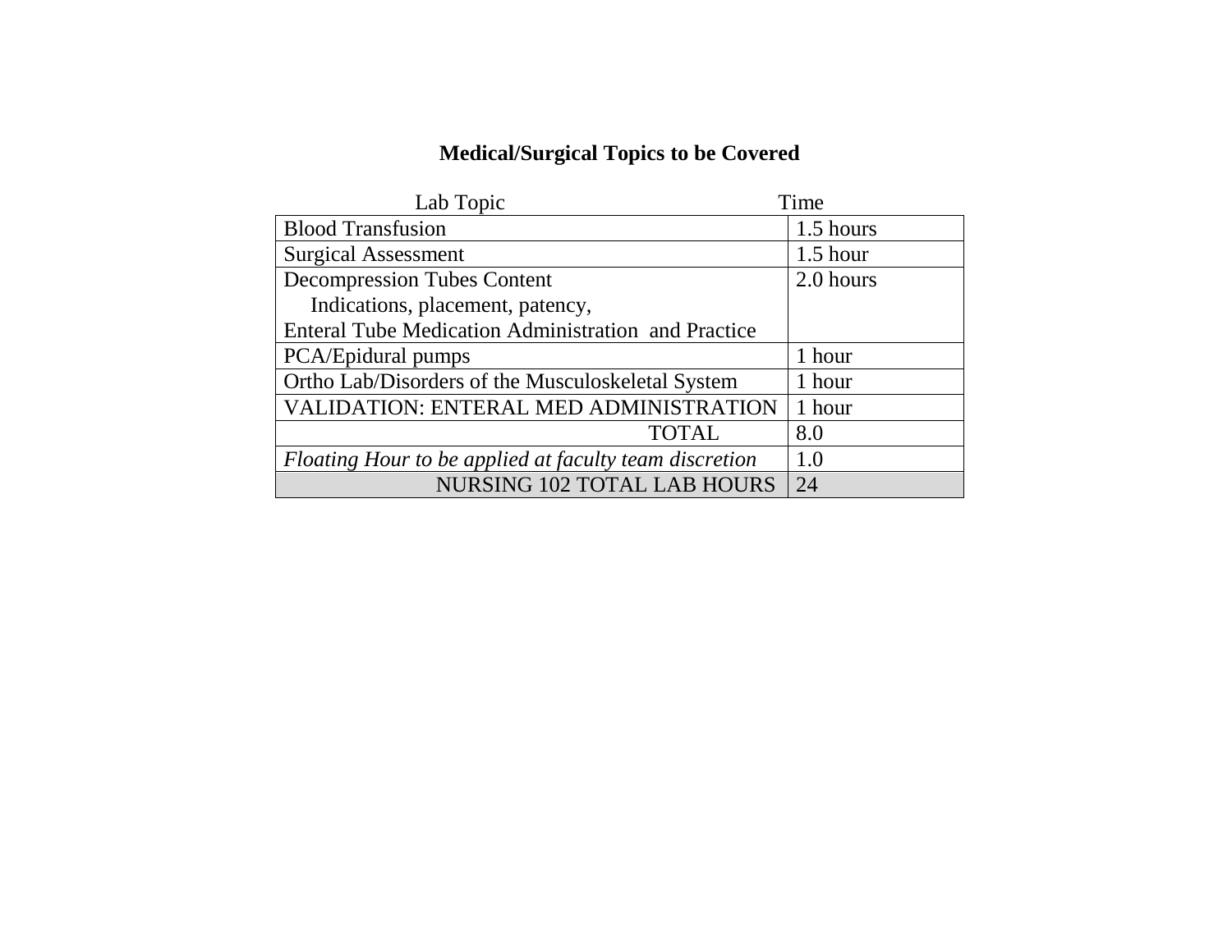## Medical/Surgical Topics to be Covered

| Lab Topic | Time |
|---|---|
| Blood Transfusion | 1.5 hours |
| Surgical Assessment | 1.5 hour |
| Decompression Tubes Content<br>Indications, placement, patency,<br>Enteral Tube Medication Administration and Practice | 2.0 hours |
| PCA/Epidural pumps | 1 hour |
| Ortho Lab/Disorders of the Musculoskeletal System | 1 hour |
| VALIDATION: ENTERAL MED ADMINISTRATION | 1 hour |
| TOTAL | 8.0 |
| *Floating Hour to be applied at faculty team discretion* | 1.0 |
| NURSING 102 TOTAL LAB HOURS | 24 |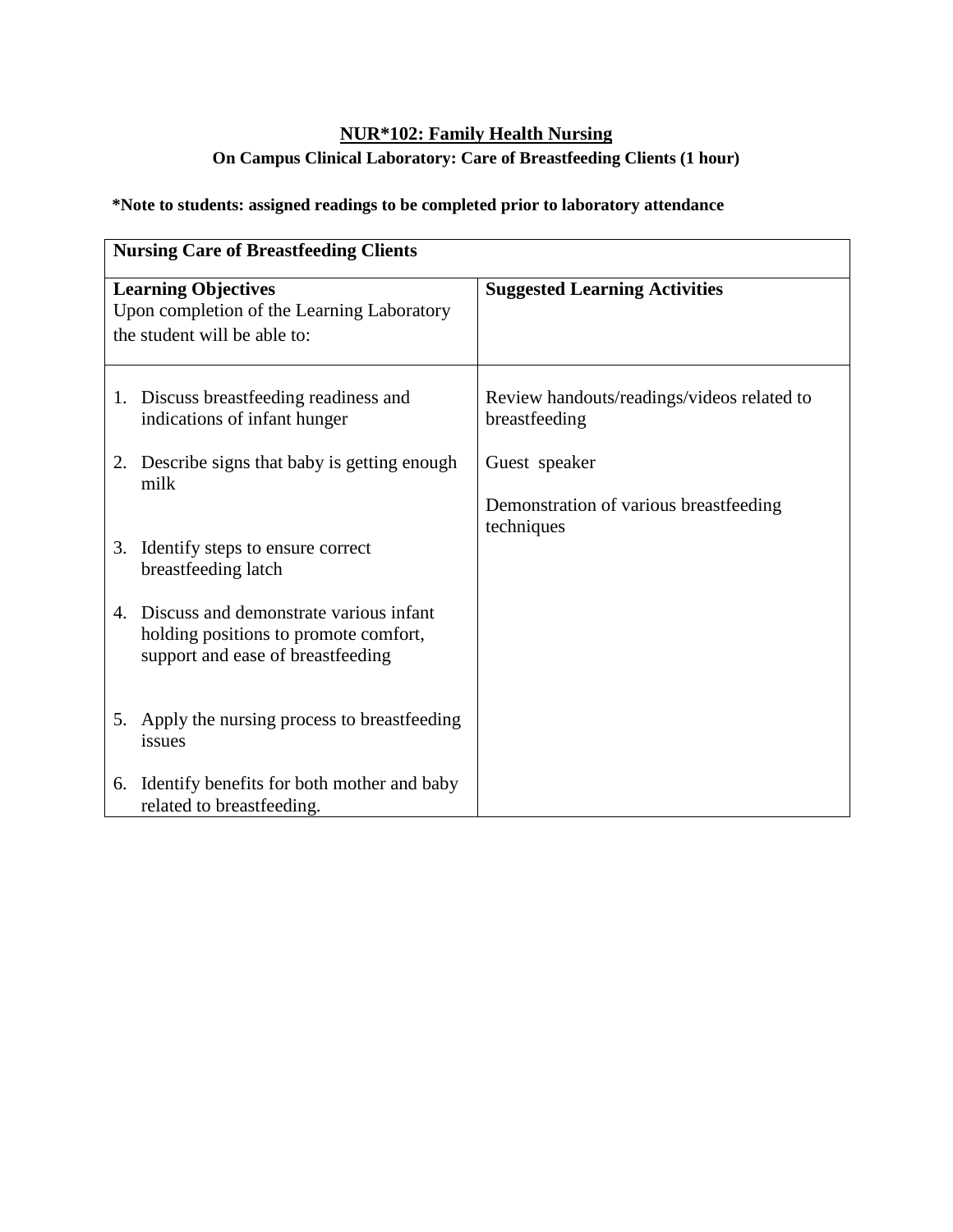## NUR*102: Family Health Nursing

### On Campus Clinical Laboratory: Care of Breastfeeding Clients (1 hour)

**\*Note to students: assigned readings to be completed prior to laboratory attendance**

| **Nursing Care of Breastfeeding Clients** | |
|---|---|
| **Learning Objectives**<br>Upon completion of the Learning Laboratory the student will be able to: | **Suggested Learning Activities** |
| 1. Discuss breastfeeding readiness and indications of infant hunger<br>2. Describe signs that baby is getting enough milk<br>3. Identify steps to ensure correct breastfeeding latch<br>4. Discuss and demonstrate various infant holding positions to promote comfort, support and ease of breastfeeding<br>5. Apply the nursing process to breastfeeding issues<br>6. Identify benefits for both mother and baby related to breastfeeding. | Review handouts/readings/videos related to breastfeeding<br><br>Guest speaker<br><br>Demonstration of various breastfeeding techniques |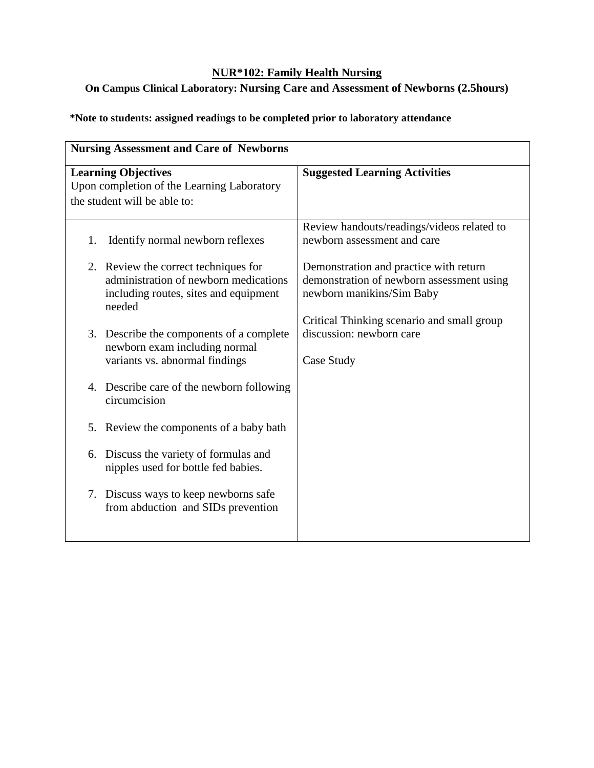# NUR*102: Family Health Nursing

## On Campus Clinical Laboratory: Nursing Care and Assessment of Newborns (2.5hours)

**\*Note to students: assigned readings to be completed prior to laboratory attendance**

| Nursing Assessment and Care of Newborns | |
|---|---|
| **Learning Objectives**<br>Upon completion of the Learning Laboratory the student will be able to: | **Suggested Learning Activities** |
| 1. Identify normal newborn reflexes<br><br>2. Review the correct techniques for administration of newborn medications including routes, sites and equipment needed<br><br>3. Describe the components of a complete newborn exam including normal variants vs. abnormal findings<br><br>4. Describe care of the newborn following circumcision<br><br>5. Review the components of a baby bath<br><br>6. Discuss the variety of formulas and nipples used for bottle fed babies.<br><br>7. Discuss ways to keep newborns safe from abduction and SIDs prevention | Review handouts/readings/videos related to newborn assessment and care<br><br>Demonstration and practice with return demonstration of newborn assessment using newborn manikins/Sim Baby<br><br>Critical Thinking scenario and small group discussion: newborn care<br><br>Case Study |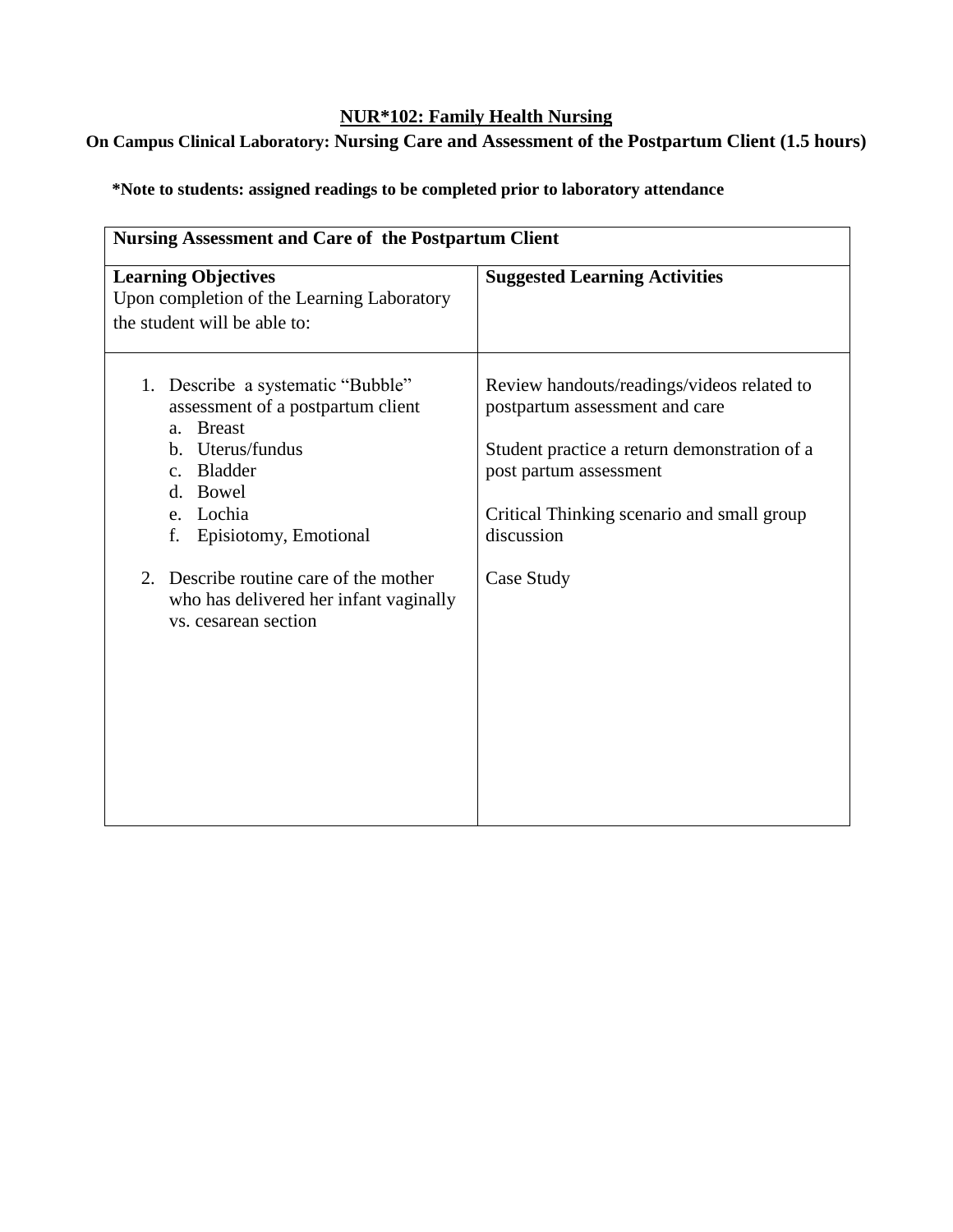# NUR*102: Family Health Nursing

## On Campus Clinical Laboratory: Nursing Care and Assessment of the Postpartum Client (1.5 hours)

**\*Note to students: assigned readings to be completed prior to laboratory attendance**

| **Nursing Assessment and Care of the Postpartum Client** | |
|---|---|
| **Learning Objectives**<br>Upon completion of the Learning Laboratory the student will be able to: | **Suggested Learning Activities** |
| 1. Describe a systematic "Bubble" assessment of a postpartum client<br>a. Breast<br>b. Uterus/fundus<br>c. Bladder<br>d. Bowel<br>e. Lochia<br>f. Episiotomy, Emotional<br><br>2. Describe routine care of the mother who has delivered her infant vaginally vs. cesarean section | Review handouts/readings/videos related to postpartum assessment and care<br><br>Student practice a return demonstration of a post partum assessment<br><br>Critical Thinking scenario and small group discussion<br><br>Case Study |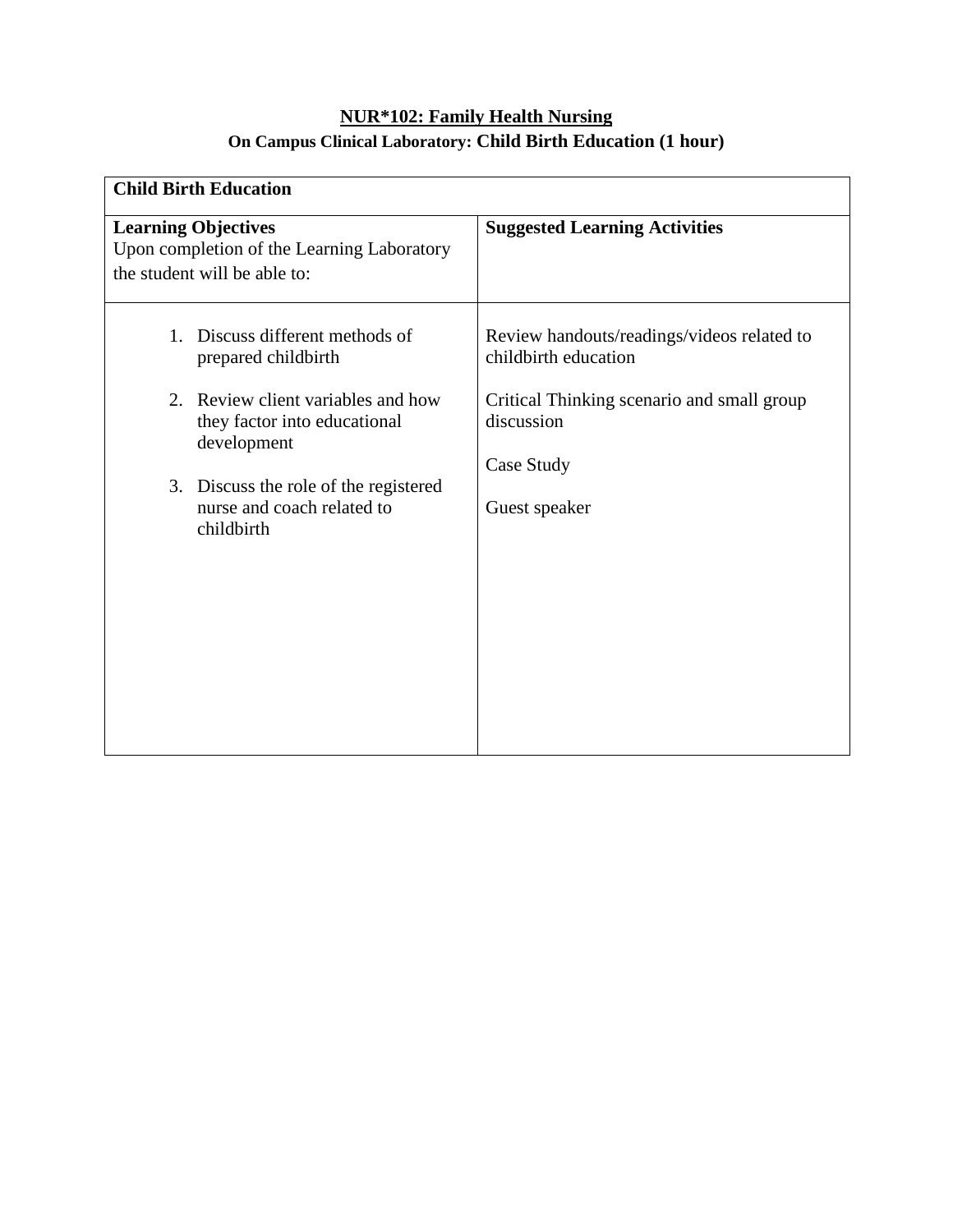## NUR*102: Family Health Nursing

### On Campus Clinical Laboratory: Child Birth Education (1 hour)

| **Child Birth Education** | |
|---|---|
| **Learning Objectives**<br>Upon completion of the Learning Laboratory the student will be able to: | **Suggested Learning Activities** |
| 1. Discuss different methods of prepared childbirth<br><br>2. Review client variables and how they factor into educational development<br><br>3. Discuss the role of the registered nurse and coach related to childbirth | Review handouts/readings/videos related to childbirth education<br><br>Critical Thinking scenario and small group discussion<br><br>Case Study<br><br>Guest speaker |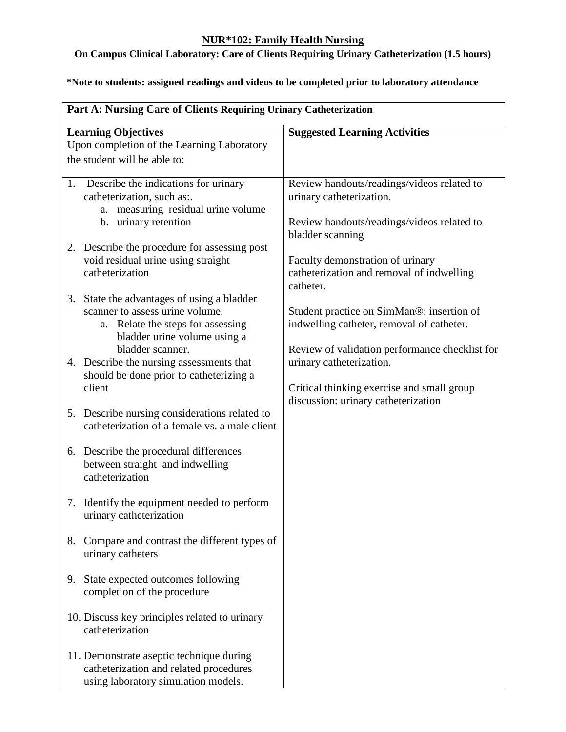# NUR*102: Family Health Nursing

**On Campus Clinical Laboratory: Care of Clients Requiring Urinary Catheterization (1.5 hours)**

**\*Note to students: assigned readings and videos to be completed prior to laboratory attendance**

| **Part A: Nursing Care of Clients Requiring Urinary Catheterization** | |
|---|---|
| **Learning Objectives**<br>Upon completion of the Learning Laboratory the student will be able to: | **Suggested Learning Activities** |
| 1. Describe the indications for urinary catheterization, such as:.<br>&nbsp;&nbsp;&nbsp;a. measuring residual urine volume<br>&nbsp;&nbsp;&nbsp;b. urinary retention<br><br>2. Describe the procedure for assessing post void residual urine using straight catheterization<br><br>3. State the advantages of using a bladder scanner to assess urine volume.<br>&nbsp;&nbsp;&nbsp;a. Relate the steps for assessing bladder urine volume using a bladder scanner.<br><br>4. Describe the nursing assessments that should be done prior to catheterizing a client<br><br>5. Describe nursing considerations related to catheterization of a female vs. a male client<br><br>6. Describe the procedural differences between straight and indwelling catheterization<br><br>7. Identify the equipment needed to perform urinary catheterization<br><br>8. Compare and contrast the different types of urinary catheters<br><br>9. State expected outcomes following completion of the procedure<br><br>10. Discuss key principles related to urinary catheterization<br><br>11. Demonstrate aseptic technique during catheterization and related procedures using laboratory simulation models. | Review handouts/readings/videos related to urinary catheterization.<br><br>Review handouts/readings/videos related to bladder scanning<br><br>Faculty demonstration of urinary catheterization and removal of indwelling catheter.<br><br>Student practice on SimMan®: insertion of indwelling catheter, removal of catheter.<br><br>Review of validation performance checklist for urinary catheterization.<br><br>Critical thinking exercise and small group discussion: urinary catheterization |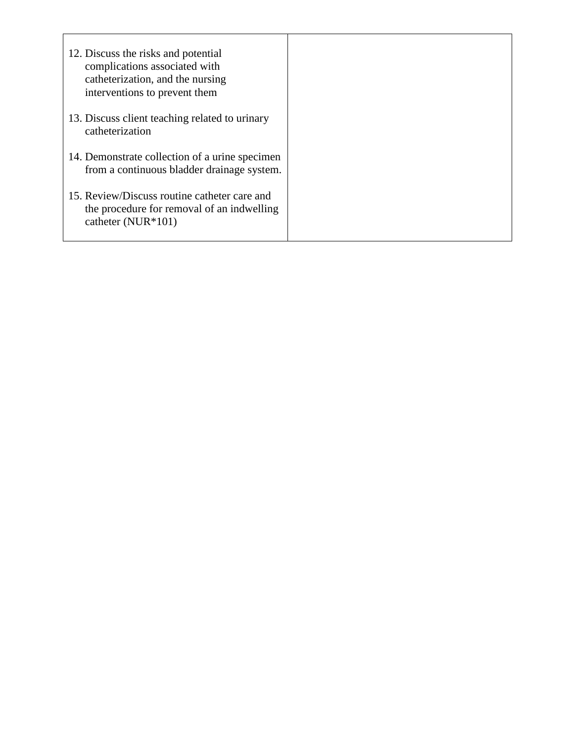| | |
|---|---|
| 12. Discuss the risks and potential complications associated with catheterization, and the nursing interventions to prevent them<br><br>13. Discuss client teaching related to urinary catheterization<br><br>14. Demonstrate collection of a urine specimen from a continuous bladder drainage system.<br><br>15. Review/Discuss routine catheter care and the procedure for removal of an indwelling catheter (NUR*101) | |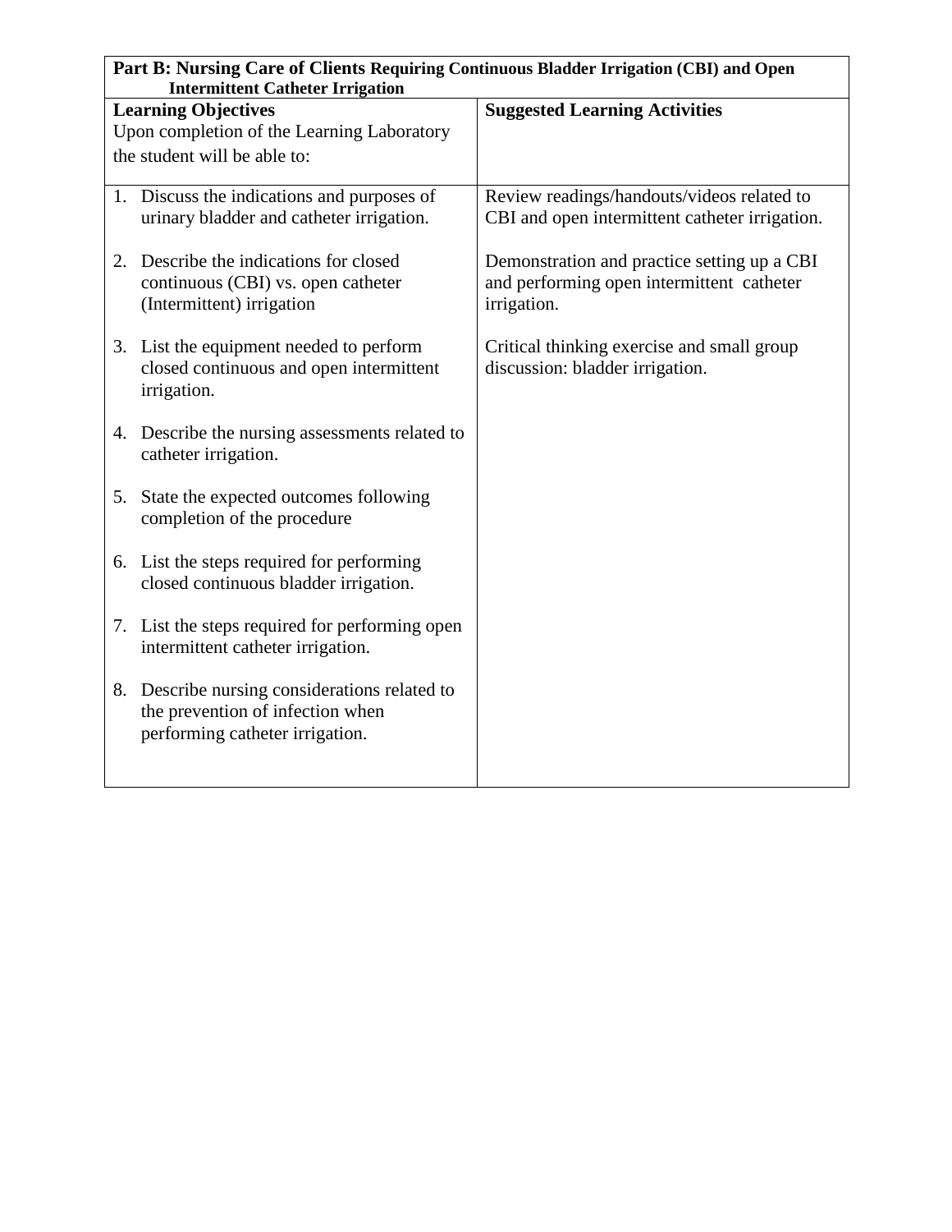| **Part B: Nursing Care of Clients Requiring Continuous Bladder Irrigation (CBI) and Open Intermittent Catheter Irrigation** | |
|---|---|
| **Learning Objectives**<br>Upon completion of the Learning Laboratory the student will be able to: | **Suggested Learning Activities** |
| 1. Discuss the indications and purposes of urinary bladder and catheter irrigation.<br><br>2. Describe the indications for closed continuous (CBI) vs. open catheter (Intermittent) irrigation<br><br>3. List the equipment needed to perform closed continuous and open intermittent irrigation.<br><br>4. Describe the nursing assessments related to catheter irrigation.<br><br>5. State the expected outcomes following completion of the procedure<br><br>6. List the steps required for performing closed continuous bladder irrigation.<br><br>7. List the steps required for performing open intermittent catheter irrigation.<br><br>8. Describe nursing considerations related to the prevention of infection when performing catheter irrigation. | Review readings/handouts/videos related to CBI and open intermittent catheter irrigation.<br><br>Demonstration and practice setting up a CBI and performing open intermittent catheter irrigation.<br><br>Critical thinking exercise and small group discussion: bladder irrigation. |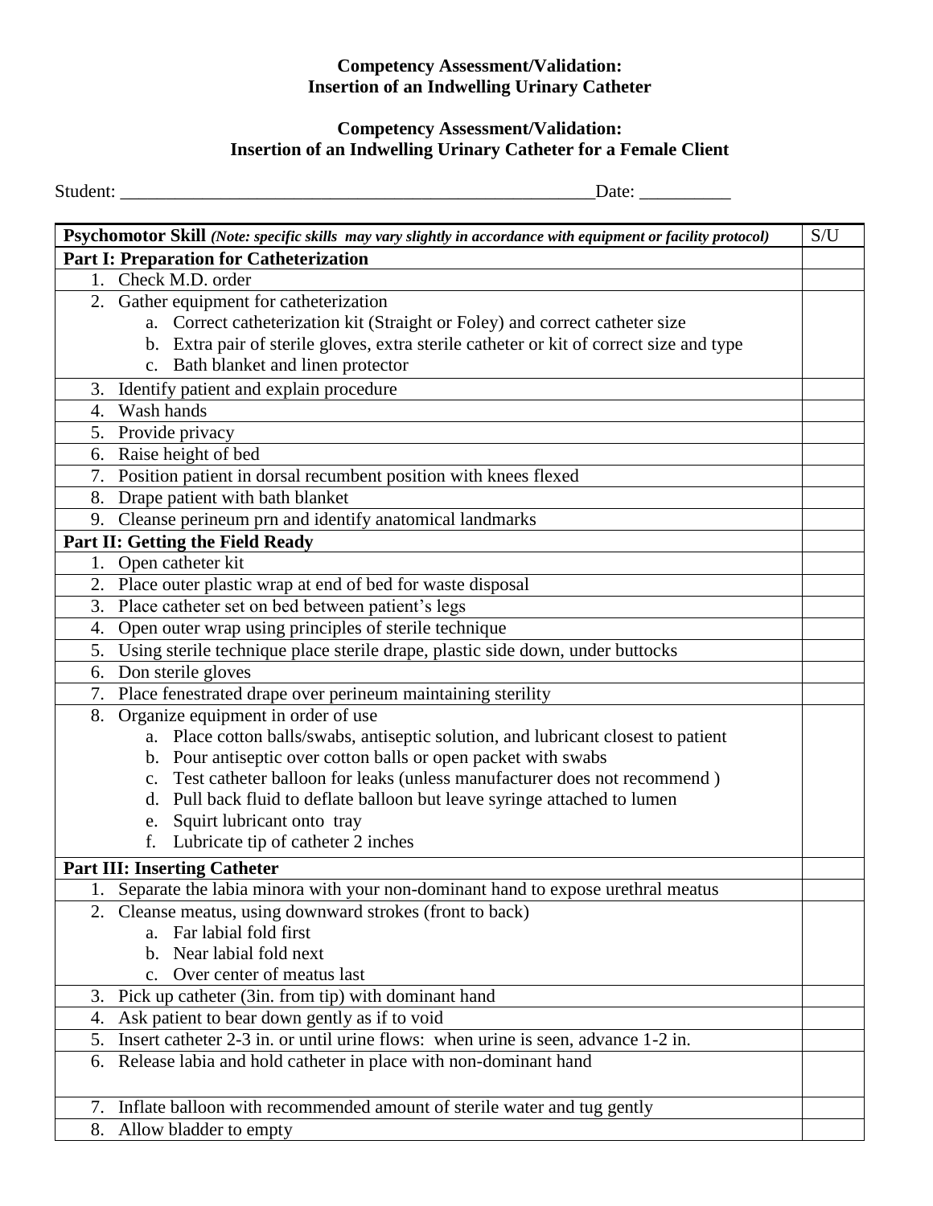**Competency Assessment/Validation:**
**Insertion of an Indwelling Urinary Catheter**

**Competency Assessment/Validation:**
**Insertion of an Indwelling Urinary Catheter for a Female Client**

Student: _____________________________________________________Date: __________

| **Psychomotor Skill** ***(Note: specific skills may vary slightly in accordance with equipment or facility protocol)*** | S/U |
|---|---|
| **Part I: Preparation for Catheterization** | |
| 1. Check M.D. order | |
| 2. Gather equipment for catheterization<br>a. Correct catheterization kit (Straight or Foley) and correct catheter size<br>b. Extra pair of sterile gloves, extra sterile catheter or kit of correct size and type<br>c. Bath blanket and linen protector | |
| 3. Identify patient and explain procedure | |
| 4. Wash hands | |
| 5. Provide privacy | |
| 6. Raise height of bed | |
| 7. Position patient in dorsal recumbent position with knees flexed | |
| 8. Drape patient with bath blanket | |
| 9. Cleanse perineum prn and identify anatomical landmarks | |
| **Part II: Getting the Field Ready** | |
| 1. Open catheter kit | |
| 2. Place outer plastic wrap at end of bed for waste disposal | |
| 3. Place catheter set on bed between patient's legs | |
| 4. Open outer wrap using principles of sterile technique | |
| 5. Using sterile technique place sterile drape, plastic side down, under buttocks | |
| 6. Don sterile gloves | |
| 7. Place fenestrated drape over perineum maintaining sterility | |
| 8. Organize equipment in order of use<br>a. Place cotton balls/swabs, antiseptic solution, and lubricant closest to patient<br>b. Pour antiseptic over cotton balls or open packet with swabs<br>c. Test catheter balloon for leaks (unless manufacturer does not recommend )<br>d. Pull back fluid to deflate balloon but leave syringe attached to lumen<br>e. Squirt lubricant onto tray<br>f. Lubricate tip of catheter 2 inches | |
| **Part III: Inserting Catheter** | |
| 1. Separate the labia minora with your non-dominant hand to expose urethral meatus | |
| 2. Cleanse meatus, using downward strokes (front to back)<br>a. Far labial fold first<br>b. Near labial fold next<br>c. Over center of meatus last | |
| 3. Pick up catheter (3in. from tip) with dominant hand | |
| 4. Ask patient to bear down gently as if to void | |
| 5. Insert catheter 2-3 in. or until urine flows: when urine is seen, advance 1-2 in. | |
| 6. Release labia and hold catheter in place with non-dominant hand | |
| 7. Inflate balloon with recommended amount of sterile water and tug gently | |
| 8. Allow bladder to empty | |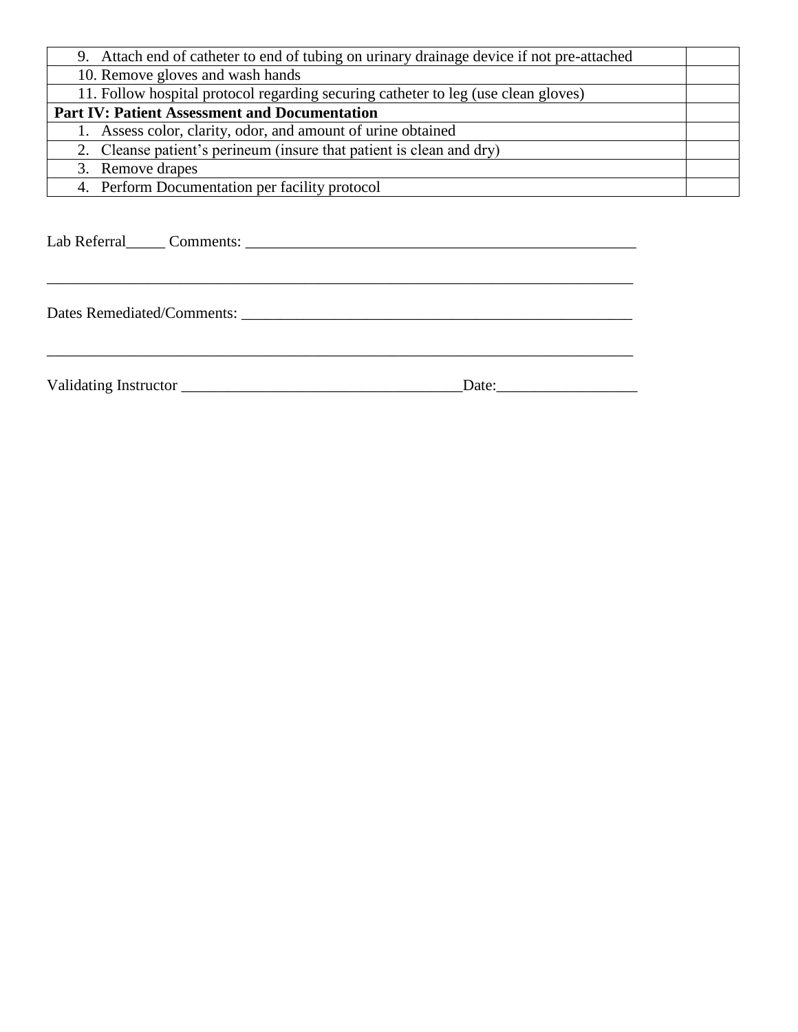| | |
|---|---|
| 9. Attach end of catheter to end of tubing on urinary drainage device if not pre-attached | |
| 10. Remove gloves and wash hands | |
| 11. Follow hospital protocol regarding securing catheter to leg (use clean gloves) | |
| **Part IV: Patient Assessment and Documentation** | |
| 1. Assess color, clarity, odor, and amount of urine obtained | |
| 2. Cleanse patient's perineum (insure that patient is clean and dry) | |
| 3. Remove drapes | |
| 4. Perform Documentation per facility protocol | |

Lab Referral_____ Comments: ____________________________________________________

_______________________________________________________________________________

Dates Remediated/Comments: ____________________________________________________

_______________________________________________________________________________

Validating Instructor ____________________________________Date:__________________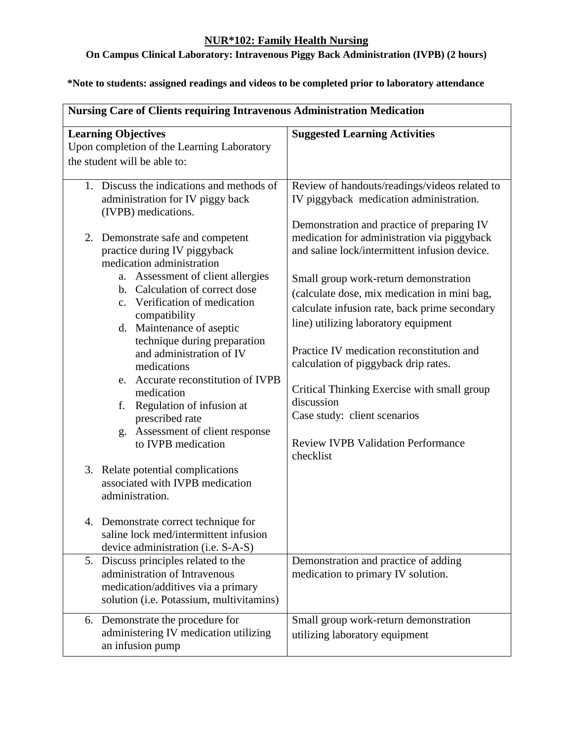# NUR*102: Family Health Nursing

## On Campus Clinical Laboratory: Intravenous Piggy Back Administration (IVPB) (2 hours)

**\*Note to students: assigned readings and videos to be completed prior to laboratory attendance**

| **Nursing Care of Clients requiring Intravenous Administration Medication** | |
|---|---|
| **Learning Objectives**<br>Upon completion of the Learning Laboratory the student will be able to: | **Suggested Learning Activities** |
| 1. Discuss the indications and methods of administration for IV piggy back (IVPB) medications.<br><br>2. Demonstrate safe and competent practice during IV piggyback medication administration<br>&nbsp;&nbsp;&nbsp;a. Assessment of client allergies<br>&nbsp;&nbsp;&nbsp;b. Calculation of correct dose<br>&nbsp;&nbsp;&nbsp;c. Verification of medication compatibility<br>&nbsp;&nbsp;&nbsp;d. Maintenance of aseptic technique during preparation and administration of IV medications<br>&nbsp;&nbsp;&nbsp;e. Accurate reconstitution of IVPB medication<br>&nbsp;&nbsp;&nbsp;f. Regulation of infusion at prescribed rate<br>&nbsp;&nbsp;&nbsp;g. Assessment of client response to IVPB medication<br><br>3. Relate potential complications associated with IVPB medication administration.<br><br>4. Demonstrate correct technique for saline lock med/intermittent infusion device administration (i.e. S-A-S) | Review of handouts/readings/videos related to IV piggyback medication administration.<br><br>Demonstration and practice of preparing IV medication for administration via piggyback and saline lock/intermittent infusion device.<br><br>Small group work-return demonstration (calculate dose, mix medication in mini bag, calculate infusion rate, back prime secondary line) utilizing laboratory equipment<br><br>Practice IV medication reconstitution and calculation of piggyback drip rates.<br><br>Critical Thinking Exercise with small group discussion<br>Case study: client scenarios<br><br>Review IVPB Validation Performance checklist |
| 5. Discuss principles related to the administration of Intravenous medication/additives via a primary solution (i.e. Potassium, multivitamins) | Demonstration and practice of adding medication to primary IV solution. |
| 6. Demonstrate the procedure for administering IV medication utilizing an infusion pump | Small group work-return demonstration utilizing laboratory equipment |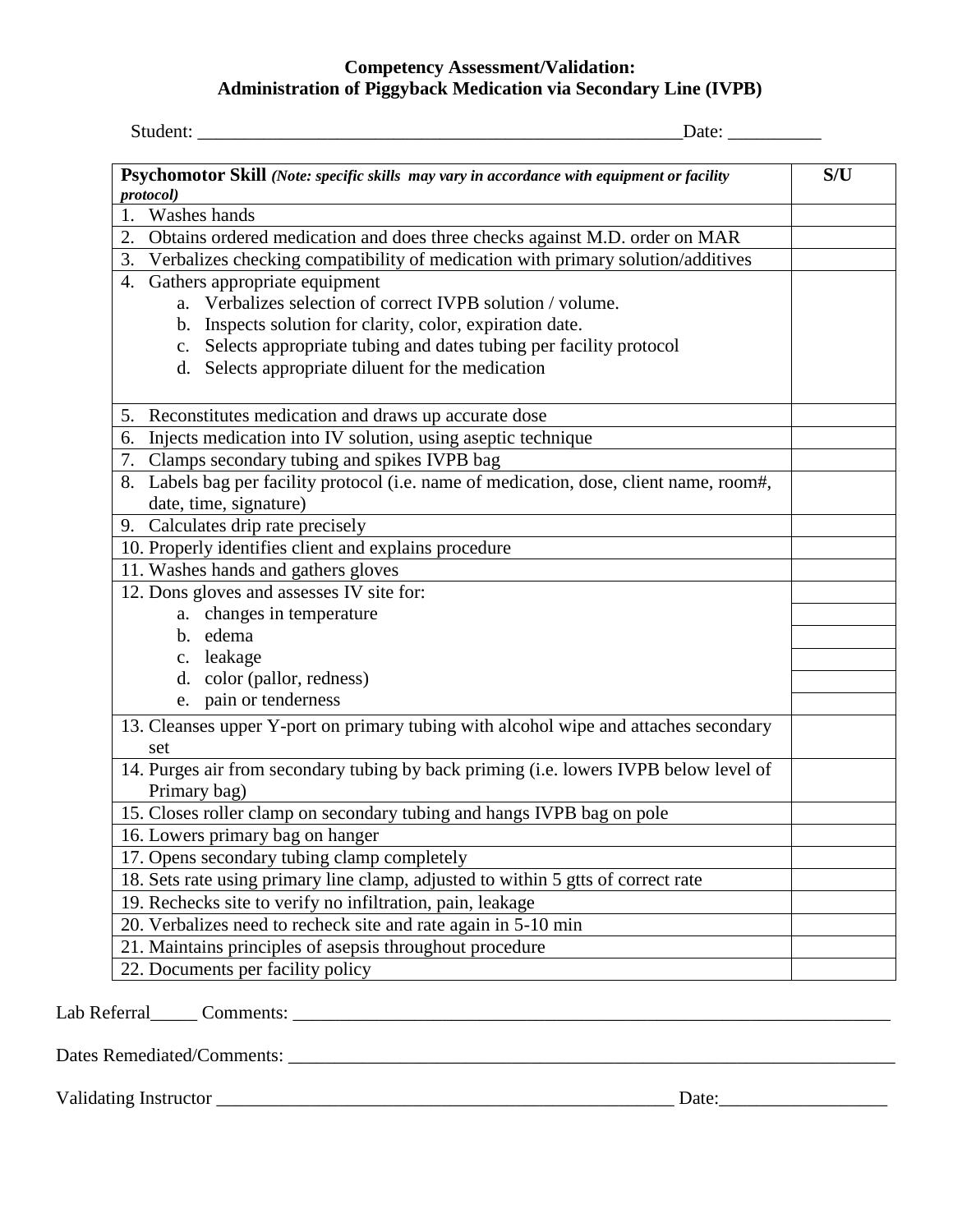**Competency Assessment/Validation:**
**Administration of Piggyback Medication via Secondary Line (IVPB)**

Student: ____________________________________________________Date: __________

| **Psychomotor Skill** ***(Note: specific skills may vary in accordance with equipment or facility protocol)*** | **S/U** |
|---|---|
| 1. Washes hands | |
| 2. Obtains ordered medication and does three checks against M.D. order on MAR | |
| 3. Verbalizes checking compatibility of medication with primary solution/additives | |
| 4. Gathers appropriate equipment<br>a. Verbalizes selection of correct IVPB solution / volume.<br>b. Inspects solution for clarity, color, expiration date.<br>c. Selects appropriate tubing and dates tubing per facility protocol<br>d. Selects appropriate diluent for the medication | |
| 5. Reconstitutes medication and draws up accurate dose | |
| 6. Injects medication into IV solution, using aseptic technique | |
| 7. Clamps secondary tubing and spikes IVPB bag | |
| 8. Labels bag per facility protocol (i.e. name of medication, dose, client name, room#, date, time, signature) | |
| 9. Calculates drip rate precisely | |
| 10. Properly identifies client and explains procedure | |
| 11. Washes hands and gathers gloves | |
| 12. Dons gloves and assesses IV site for: | |
| a. changes in temperature | |
| b. edema | |
| c. leakage | |
| d. color (pallor, redness) | |
| e. pain or tenderness | |
| 13. Cleanses upper Y-port on primary tubing with alcohol wipe and attaches secondary set | |
| 14. Purges air from secondary tubing by back priming (i.e. lowers IVPB below level of Primary bag) | |
| 15. Closes roller clamp on secondary tubing and hangs IVPB bag on pole | |
| 16. Lowers primary bag on hanger | |
| 17. Opens secondary tubing clamp completely | |
| 18. Sets rate using primary line clamp, adjusted to within 5 gtts of correct rate | |
| 19. Rechecks site to verify no infiltration, pain, leakage | |
| 20. Verbalizes need to recheck site and rate again in 5-10 min | |
| 21. Maintains principles of asepsis throughout procedure | |
| 22. Documents per facility policy | |

Lab Referral_____ Comments: ______________________________________________________________________

Dates Remediated/Comments: _______________________________________________________________________

Validating Instructor ___________________________________________________ Date:__________________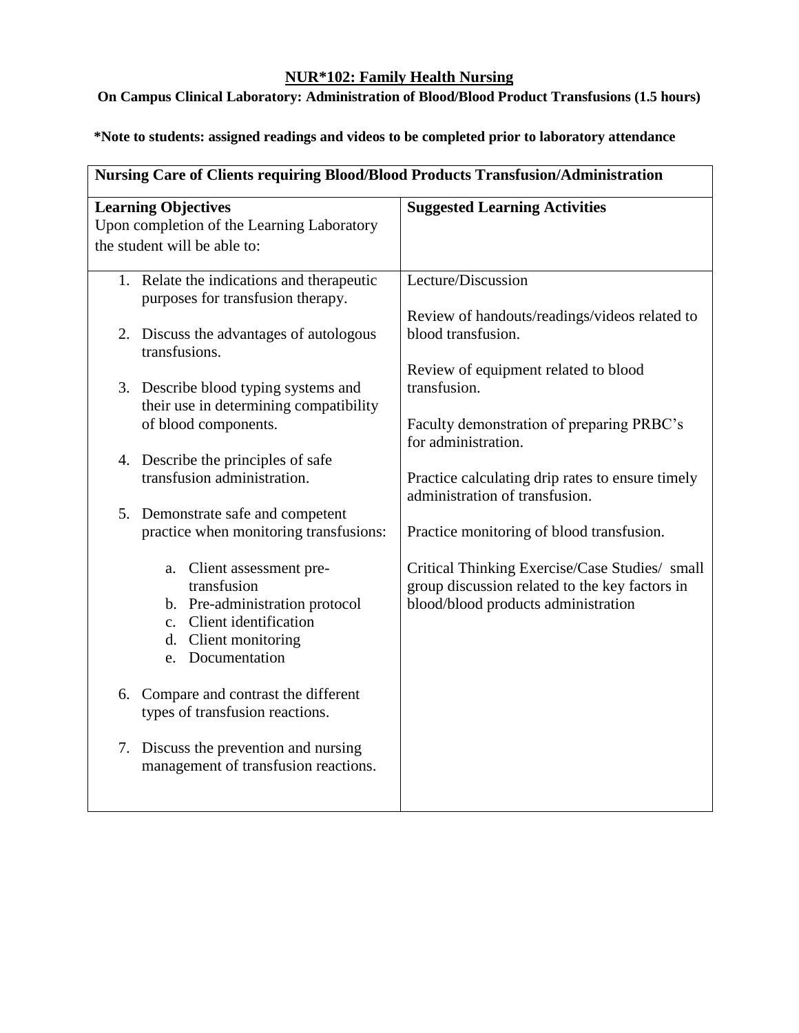# NUR*102: Family Health Nursing

## On Campus Clinical Laboratory: Administration of Blood/Blood Product Transfusions (1.5 hours)

**\*Note to students: assigned readings and videos to be completed prior to laboratory attendance**

| **Nursing Care of Clients requiring Blood/Blood Products Transfusion/Administration** | |
|---|---|
| **Learning Objectives**<br>Upon completion of the Learning Laboratory the student will be able to: | **Suggested Learning Activities** |
| 1. Relate the indications and therapeutic purposes for transfusion therapy.<br><br>2. Discuss the advantages of autologous transfusions.<br><br>3. Describe blood typing systems and their use in determining compatibility of blood components.<br><br>4. Describe the principles of safe transfusion administration.<br><br>5. Demonstrate safe and competent practice when monitoring transfusions:<br>a. Client assessment pre-transfusion<br>b. Pre-administration protocol<br>c. Client identification<br>d. Client monitoring<br>e. Documentation<br><br>6. Compare and contrast the different types of transfusion reactions.<br><br>7. Discuss the prevention and nursing management of transfusion reactions. | Lecture/Discussion<br><br>Review of handouts/readings/videos related to blood transfusion.<br><br>Review of equipment related to blood transfusion.<br><br>Faculty demonstration of preparing PRBC's for administration.<br><br>Practice calculating drip rates to ensure timely administration of transfusion.<br><br>Practice monitoring of blood transfusion.<br><br>Critical Thinking Exercise/Case Studies/ small group discussion related to the key factors in blood/blood products administration |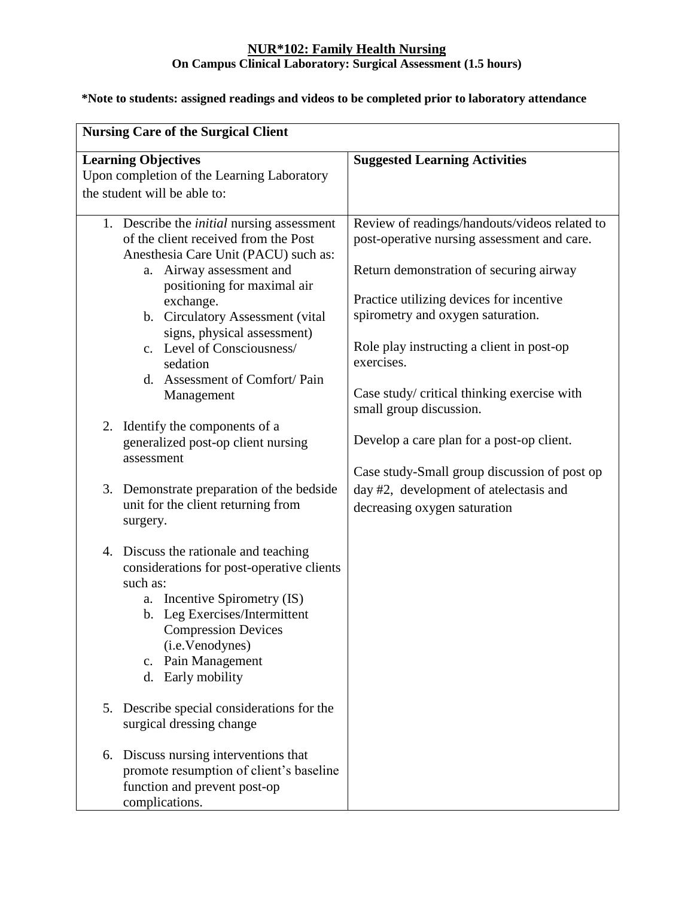**NUR*102: Family Health Nursing**
**On Campus Clinical Laboratory: Surgical Assessment (1.5 hours)**

***Note to students: assigned readings and videos to be completed prior to laboratory attendance**

| **Nursing Care of the Surgical Client** | |
|---|---|
| **Learning Objectives**<br>Upon completion of the Learning Laboratory the student will be able to: | **Suggested Learning Activities** |
| 1. Describe the *initial* nursing assessment of the client received from the Post Anesthesia Care Unit (PACU) such as:<br>a. Airway assessment and positioning for maximal air exchange.<br>b. Circulatory Assessment (vital signs, physical assessment)<br>c. Level of Consciousness/ sedation<br>d. Assessment of Comfort/ Pain Management<br><br>2. Identify the components of a generalized post-op client nursing assessment<br><br>3. Demonstrate preparation of the bedside unit for the client returning from surgery.<br><br>4. Discuss the rationale and teaching considerations for post-operative clients such as:<br>a. Incentive Spirometry (IS)<br>b. Leg Exercises/Intermittent Compression Devices (i.e.Venodynes)<br>c. Pain Management<br>d. Early mobility<br><br>5. Describe special considerations for the surgical dressing change<br><br>6. Discuss nursing interventions that promote resumption of client's baseline function and prevent post-op complications. | Review of readings/handouts/videos related to post-operative nursing assessment and care.<br><br>Return demonstration of securing airway<br><br>Practice utilizing devices for incentive spirometry and oxygen saturation.<br><br>Role play instructing a client in post-op exercises.<br><br>Case study/ critical thinking exercise with small group discussion.<br><br>Develop a care plan for a post-op client.<br><br>Case study-Small group discussion of post op day #2, development of atelectasis and decreasing oxygen saturation |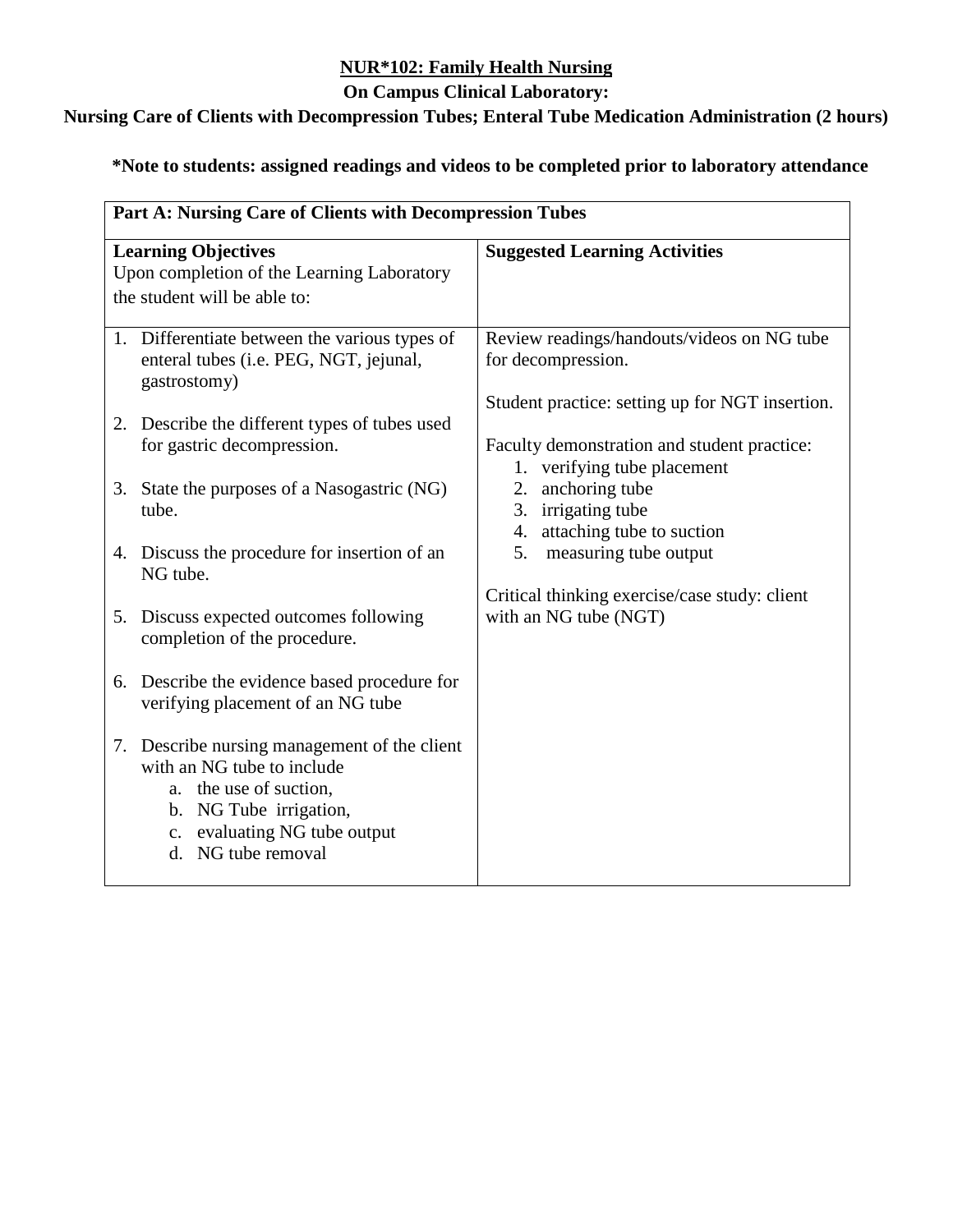**NUR*102: Family Health Nursing**

**On Campus Clinical Laboratory:**

**Nursing Care of Clients with Decompression Tubes; Enteral Tube Medication Administration (2 hours)**

**\*Note to students: assigned readings and videos to be completed prior to laboratory attendance**

| **Part A: Nursing Care of Clients with Decompression Tubes** | |
|---|---|
| **Learning Objectives**<br>Upon completion of the Learning Laboratory the student will be able to: | **Suggested Learning Activities** |
| 1. Differentiate between the various types of enteral tubes (i.e. PEG, NGT, jejunal, gastrostomy)<br><br>2. Describe the different types of tubes used for gastric decompression.<br><br>3. State the purposes of a Nasogastric (NG) tube.<br><br>4. Discuss the procedure for insertion of an NG tube.<br><br>5. Discuss expected outcomes following completion of the procedure.<br><br>6. Describe the evidence based procedure for verifying placement of an NG tube<br><br>7. Describe nursing management of the client with an NG tube to include<br>a. the use of suction,<br>b. NG Tube irrigation,<br>c. evaluating NG tube output<br>d. NG tube removal | Review readings/handouts/videos on NG tube for decompression.<br><br>Student practice: setting up for NGT insertion.<br><br>Faculty demonstration and student practice:<br>1. verifying tube placement<br>2. anchoring tube<br>3. irrigating tube<br>4. attaching tube to suction<br>5. measuring tube output<br><br>Critical thinking exercise/case study: client with an NG tube (NGT) |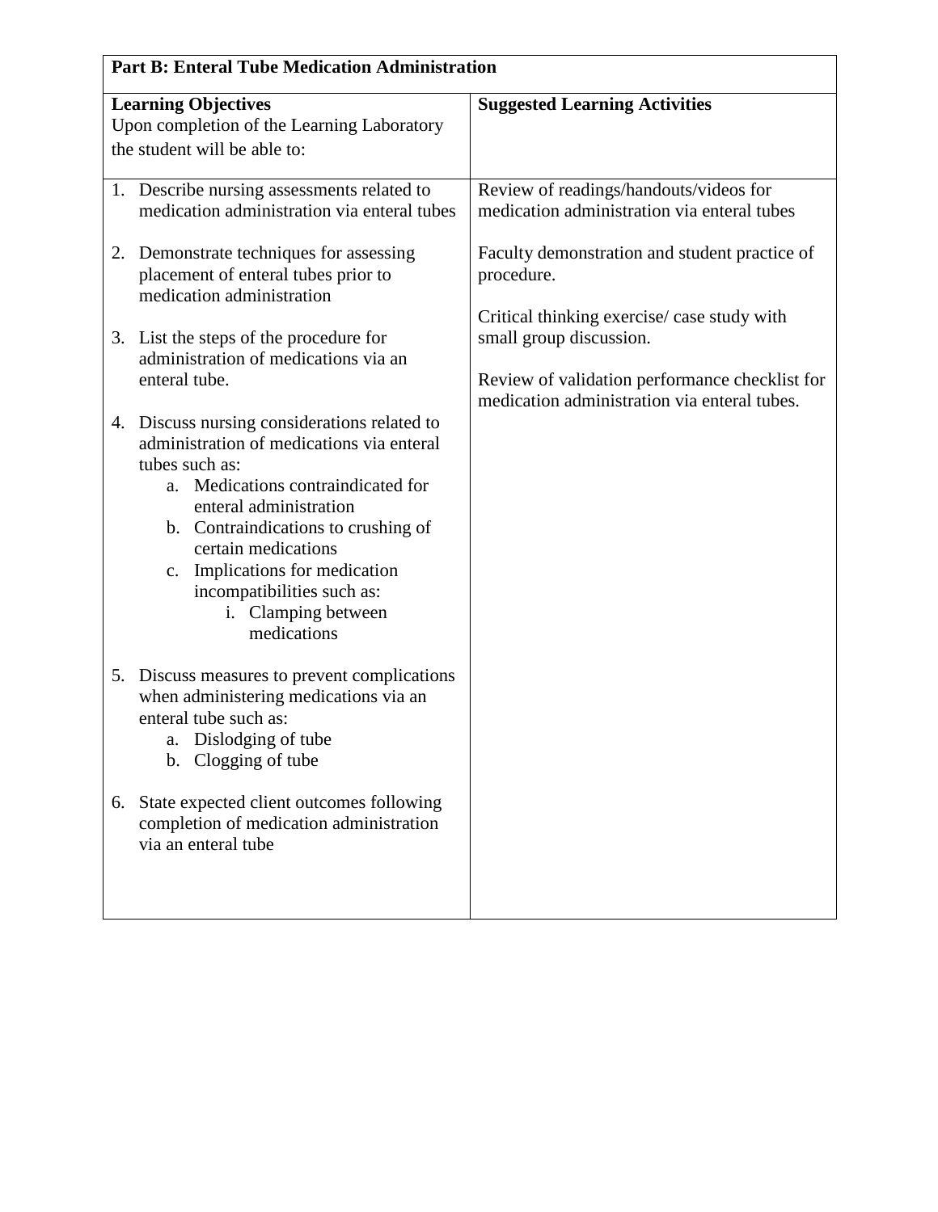| **Part B: Enteral Tube Medication Administration** | |
|---|---|
| **Learning Objectives**<br>Upon completion of the Learning Laboratory the student will be able to: | **Suggested Learning Activities** |
| 1. Describe nursing assessments related to medication administration via enteral tubes<br><br>2. Demonstrate techniques for assessing placement of enteral tubes prior to medication administration<br><br>3. List the steps of the procedure for administration of medications via an enteral tube.<br><br>4. Discuss nursing considerations related to administration of medications via enteral tubes such as:<br>a. Medications contraindicated for enteral administration<br>b. Contraindications to crushing of certain medications<br>c. Implications for medication incompatibilities such as:<br>i. Clamping between medications<br><br>5. Discuss measures to prevent complications when administering medications via an enteral tube such as:<br>a. Dislodging of tube<br>b. Clogging of tube<br><br>6. State expected client outcomes following completion of medication administration via an enteral tube | Review of readings/handouts/videos for medication administration via enteral tubes<br><br>Faculty demonstration and student practice of procedure.<br><br>Critical thinking exercise/ case study with small group discussion.<br><br>Review of validation performance checklist for medication administration via enteral tubes. |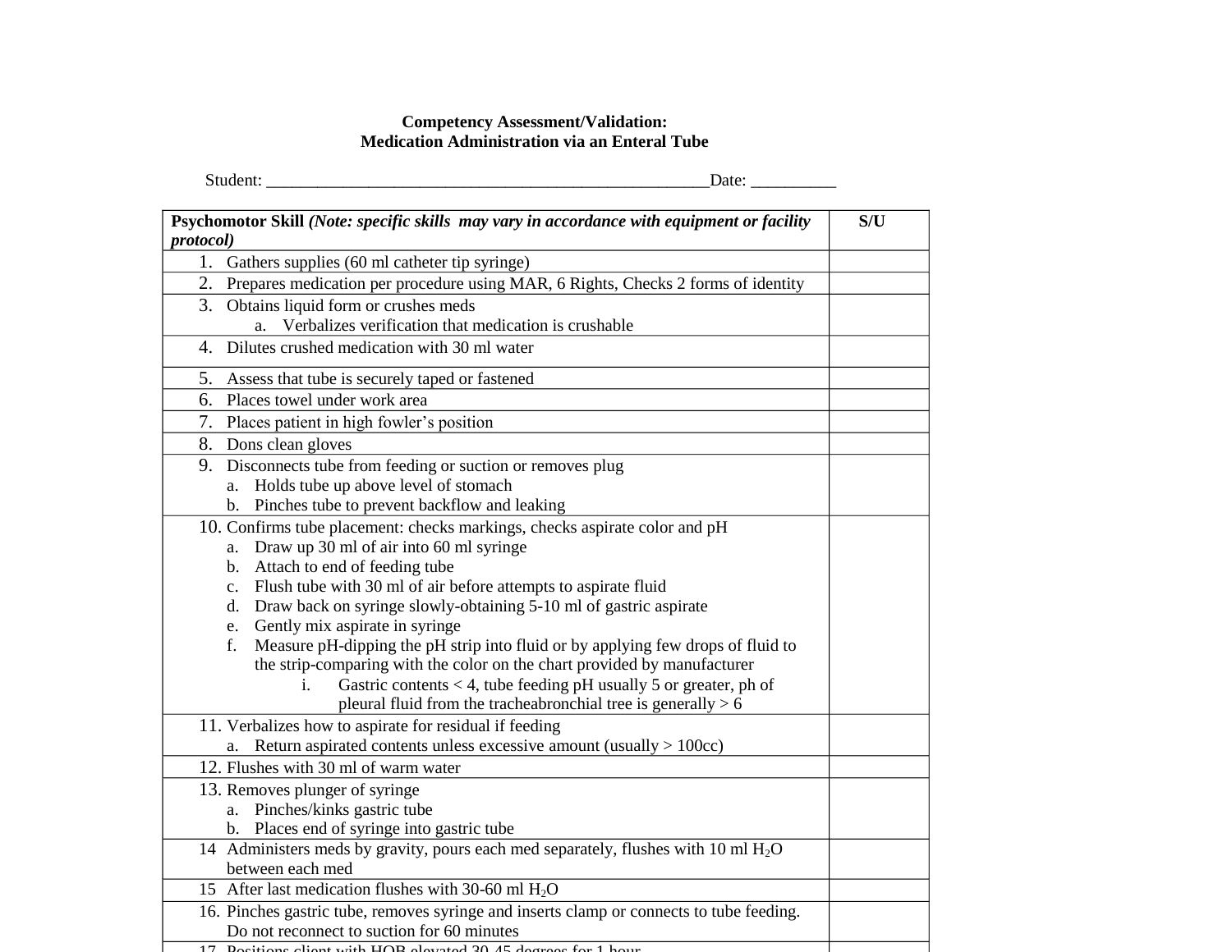**Competency Assessment/Validation:**
**Medication Administration via an Enteral Tube**

Student: ____________________________________________________Date: __________

| **Psychomotor Skill** ***(Note: specific skills may vary in accordance with equipment or facility protocol)*** | **S/U** |
|---|---|
| 1. Gathers supplies (60 ml catheter tip syringe) | |
| 2. Prepares medication per procedure using MAR, 6 Rights, Checks 2 forms of identity | |
| 3. Obtains liquid form or crushes meds<br>a. Verbalizes verification that medication is crushable | |
| 4. Dilutes crushed medication with 30 ml water | |
| 5. Assess that tube is securely taped or fastened | |
| 6. Places towel under work area | |
| 7. Places patient in high fowler's position | |
| 8. Dons clean gloves | |
| 9. Disconnects tube from feeding or suction or removes plug<br>a. Holds tube up above level of stomach<br>b. Pinches tube to prevent backflow and leaking | |
| 10. Confirms tube placement: checks markings, checks aspirate color and pH<br>a. Draw up 30 ml of air into 60 ml syringe<br>b. Attach to end of feeding tube<br>c. Flush tube with 30 ml of air before attempts to aspirate fluid<br>d. Draw back on syringe slowly-obtaining 5-10 ml of gastric aspirate<br>e. Gently mix aspirate in syringe<br>f. Measure pH-dipping the pH strip into fluid or by applying few drops of fluid to the strip-comparing with the color on the chart provided by manufacturer<br>i. Gastric contents < 4, tube feeding pH usually 5 or greater, ph of pleural fluid from the tracheabronchial tree is generally > 6 | |
| 11. Verbalizes how to aspirate for residual if feeding<br>a. Return aspirated contents unless excessive amount (usually > 100cc) | |
| 12. Flushes with 30 ml of warm water | |
| 13. Removes plunger of syringe<br>a. Pinches/kinks gastric tube<br>b. Places end of syringe into gastric tube | |
| 14 Administers meds by gravity, pours each med separately, flushes with 10 ml $H_2O$ between each med | |
| 15 After last medication flushes with 30-60 ml $H_2O$ | |
| 16. Pinches gastric tube, removes syringe and inserts clamp or connects to tube feeding. Do not reconnect to suction for 60 minutes | |
| 17. Positions client with HOB elevated 30-45 degrees for 1 hour | |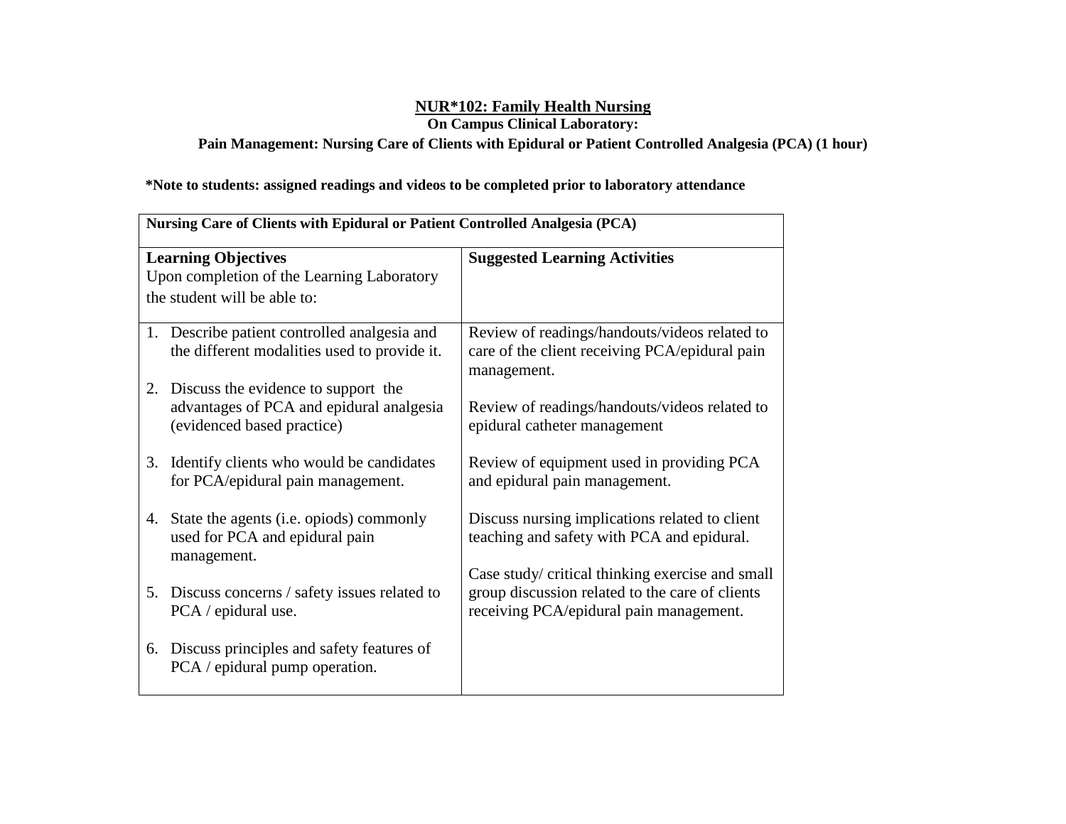# NUR*102: Family Health Nursing

**On Campus Clinical Laboratory:**

**Pain Management: Nursing Care of Clients with Epidural or Patient Controlled Analgesia (PCA) (1 hour)**

***Note to students: assigned readings and videos to be completed prior to laboratory attendance**

| **Nursing Care of Clients with Epidural or Patient Controlled Analgesia (PCA)** | |
|---|---|
| **Learning Objectives**<br>Upon completion of the Learning Laboratory the student will be able to: | **Suggested Learning Activities** |
| 1. Describe patient controlled analgesia and the different modalities used to provide it.<br><br>2. Discuss the evidence to support the advantages of PCA and epidural analgesia (evidenced based practice)<br><br>3. Identify clients who would be candidates for PCA/epidural pain management.<br><br>4. State the agents (i.e. opiods) commonly used for PCA and epidural pain management.<br><br>5. Discuss concerns / safety issues related to PCA / epidural use.<br><br>6. Discuss principles and safety features of PCA / epidural pump operation. | Review of readings/handouts/videos related to care of the client receiving PCA/epidural pain management.<br><br>Review of readings/handouts/videos related to epidural catheter management<br><br>Review of equipment used in providing PCA and epidural pain management.<br><br>Discuss nursing implications related to client teaching and safety with PCA and epidural.<br><br>Case study/ critical thinking exercise and small group discussion related to the care of clients receiving PCA/epidural pain management. |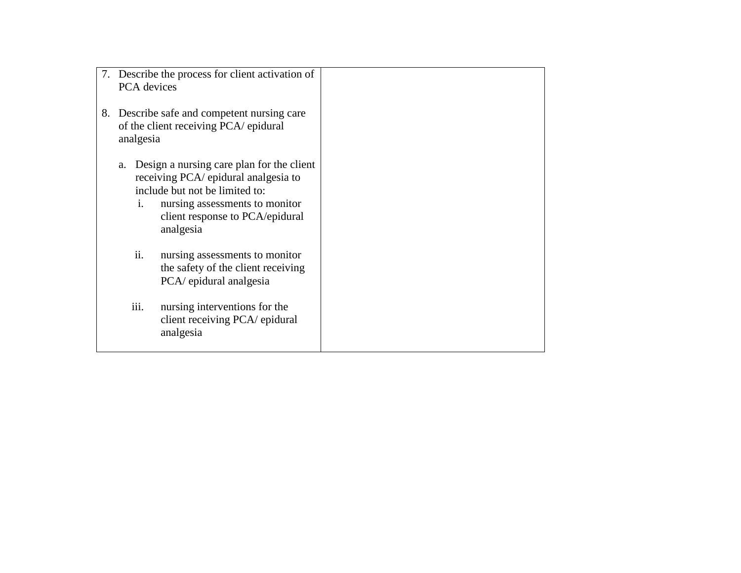| | |
|---|---|
| 7. Describe the process for client activation of PCA devices<br><br>8. Describe safe and competent nursing care of the client receiving PCA/ epidural analgesia<br><br>a. Design a nursing care plan for the client receiving PCA/ epidural analgesia to include but not be limited to:<br>i. nursing assessments to monitor client response to PCA/epidural analgesia<br><br>ii. nursing assessments to monitor the safety of the client receiving PCA/ epidural analgesia<br><br>iii. nursing interventions for the client receiving PCA/ epidural analgesia | |